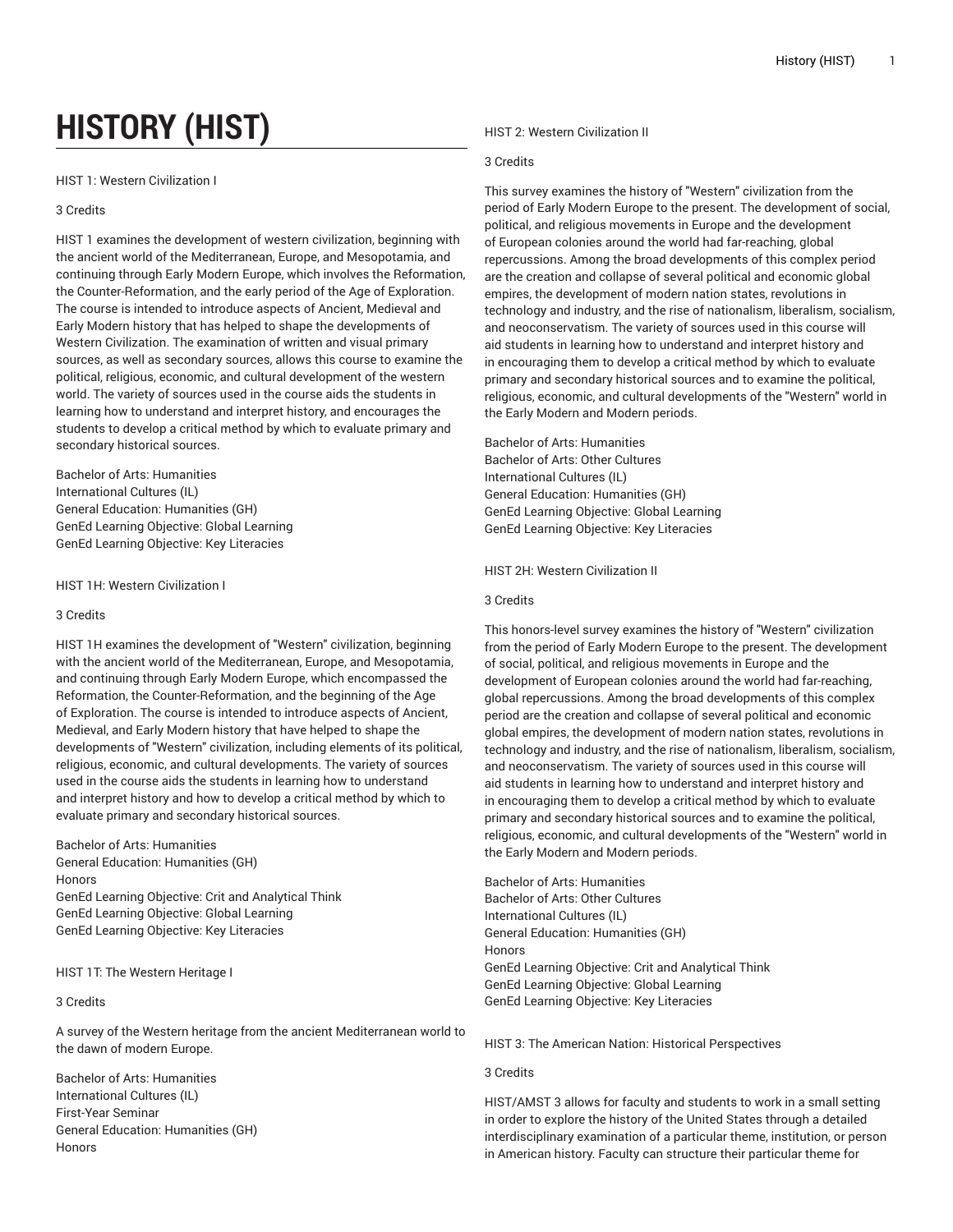# HISTORY (HIST)

HIST 1: Western Civilization I

3 Credits

HIST 1 examines the development of western civilization, beginning with the ancient world of the Mediterranean, Europe, and Mesopotamia, and continuing through Early Modern Europe, which involves the Reformation, the Counter-Reformation, and the early period of the Age of Exploration. The course is intended to introduce aspects of Ancient, Medieval and Early Modern history that has helped to shape the developments of Western Civilization. The examination of written and visual primary sources, as well as secondary sources, allows this course to examine the political, religious, economic, and cultural development of the western world. The variety of sources used in the course aids the students in learning how to understand and interpret history, and encourages the students to develop a critical method by which to evaluate primary and secondary historical sources.

Bachelor of Arts: Humanities
International Cultures (IL)
General Education: Humanities (GH)
GenEd Learning Objective: Global Learning
GenEd Learning Objective: Key Literacies

HIST 1H: Western Civilization I

3 Credits

HIST 1H examines the development of "Western" civilization, beginning with the ancient world of the Mediterranean, Europe, and Mesopotamia, and continuing through Early Modern Europe, which encompassed the Reformation, the Counter-Reformation, and the beginning of the Age of Exploration. The course is intended to introduce aspects of Ancient, Medieval, and Early Modern history that have helped to shape the developments of "Western" civilization, including elements of its political, religious, economic, and cultural developments. The variety of sources used in the course aids the students in learning how to understand and interpret history and how to develop a critical method by which to evaluate primary and secondary historical sources.

Bachelor of Arts: Humanities
General Education: Humanities (GH)
Honors
GenEd Learning Objective: Crit and Analytical Think
GenEd Learning Objective: Global Learning
GenEd Learning Objective: Key Literacies

HIST 1T: The Western Heritage I

3 Credits

A survey of the Western heritage from the ancient Mediterranean world to the dawn of modern Europe.

Bachelor of Arts: Humanities
International Cultures (IL)
First-Year Seminar
General Education: Humanities (GH)
Honors

HIST 2: Western Civilization II

3 Credits

This survey examines the history of "Western" civilization from the period of Early Modern Europe to the present. The development of social, political, and religious movements in Europe and the development of European colonies around the world had far-reaching, global repercussions. Among the broad developments of this complex period are the creation and collapse of several political and economic global empires, the development of modern nation states, revolutions in technology and industry, and the rise of nationalism, liberalism, socialism, and neoconservatism. The variety of sources used in this course will aid students in learning how to understand and interpret history and in encouraging them to develop a critical method by which to evaluate primary and secondary historical sources and to examine the political, religious, economic, and cultural developments of the "Western" world in the Early Modern and Modern periods.

Bachelor of Arts: Humanities
Bachelor of Arts: Other Cultures
International Cultures (IL)
General Education: Humanities (GH)
GenEd Learning Objective: Global Learning
GenEd Learning Objective: Key Literacies

HIST 2H: Western Civilization II

3 Credits

This honors-level survey examines the history of "Western" civilization from the period of Early Modern Europe to the present. The development of social, political, and religious movements in Europe and the development of European colonies around the world had far-reaching, global repercussions. Among the broad developments of this complex period are the creation and collapse of several political and economic global empires, the development of modern nation states, revolutions in technology and industry, and the rise of nationalism, liberalism, socialism, and neoconservatism. The variety of sources used in this course will aid students in learning how to understand and interpret history and in encouraging them to develop a critical method by which to evaluate primary and secondary historical sources and to examine the political, religious, economic, and cultural developments of the "Western" world in the Early Modern and Modern periods.

Bachelor of Arts: Humanities
Bachelor of Arts: Other Cultures
International Cultures (IL)
General Education: Humanities (GH)
Honors
GenEd Learning Objective: Crit and Analytical Think
GenEd Learning Objective: Global Learning
GenEd Learning Objective: Key Literacies

HIST 3: The American Nation: Historical Perspectives

3 Credits

HIST/AMST 3 allows for faculty and students to work in a small setting in order to explore the history of the United States through a detailed interdisciplinary examination of a particular theme, institution, or person in American history. Faculty can structure their particular theme for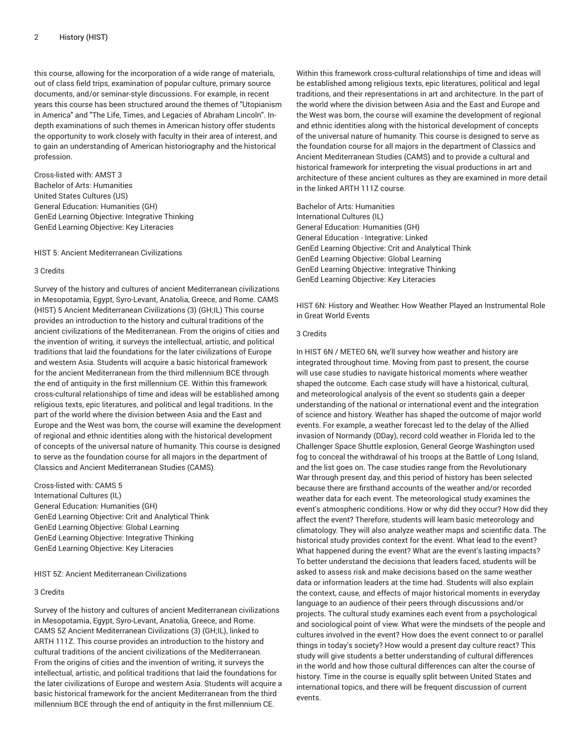this course, allowing for the incorporation of a wide range of materials, out of class field trips, examination of popular culture, primary source documents, and/or seminar-style discussions. For example, in recent years this course has been structured around the themes of "Utopianism in America" and "The Life, Times, and Legacies of Abraham Lincoln". In-depth examinations of such themes in American history offer students the opportunity to work closely with faculty in their area of interest, and to gain an understanding of American historiography and the historical profession.

Cross-listed with: AMST 3
Bachelor of Arts: Humanities
United States Cultures (US)
General Education: Humanities (GH)
GenEd Learning Objective: Integrative Thinking
GenEd Learning Objective: Key Literacies

HIST 5: Ancient Mediterranean Civilizations

3 Credits

Survey of the history and cultures of ancient Mediterranean civilizations in Mesopotamia, Egypt, Syro-Levant, Anatolia, Greece, and Rome. CAMS (HIST) 5 Ancient Mediterranean Civilizations (3) (GH;IL) This course provides an introduction to the history and cultural traditions of the ancient civilizations of the Mediterranean. From the origins of cities and the invention of writing, it surveys the intellectual, artistic, and political traditions that laid the foundations for the later civilizations of Europe and western Asia. Students will acquire a basic historical framework for the ancient Mediterranean from the third millennium BCE through the end of antiquity in the first millennium CE. Within this framework cross-cultural relationships of time and ideas will be established among religious texts, epic literatures, and political and legal traditions. In the part of the world where the division between Asia and the East and Europe and the West was born, the course will examine the development of regional and ethnic identities along with the historical development of concepts of the universal nature of humanity. This course is designed to serve as the foundation course for all majors in the department of Classics and Ancient Mediterranean Studies (CAMS).

Cross-listed with: CAMS 5
International Cultures (IL)
General Education: Humanities (GH)
GenEd Learning Objective: Crit and Analytical Think
GenEd Learning Objective: Global Learning
GenEd Learning Objective: Integrative Thinking
GenEd Learning Objective: Key Literacies

HIST 5Z: Ancient Mediterranean Civilizations

3 Credits

Survey of the history and cultures of ancient Mediterranean civilizations in Mesopotamia, Egypt, Syro-Levant, Anatolia, Greece, and Rome. CAMS 5Z Ancient Mediterranean Civilizations (3) (GH;IL), linked to ARTH 111Z. This course provides an introduction to the history and cultural traditions of the ancient civilizations of the Mediterranean. From the origins of cities and the invention of writing, it surveys the intellectual, artistic, and political traditions that laid the foundations for the later civilizations of Europe and western Asia. Students will acquire a basic historical framework for the ancient Mediterranean from the third millennium BCE through the end of antiquity in the first millennium CE. Within this framework cross-cultural relationships of time and ideas will be established among religious texts, epic literatures, political and legal traditions, and their representations in art and architecture. In the part of the world where the division between Asia and the East and Europe and the West was born, the course will examine the development of regional and ethnic identities along with the historical development of concepts of the universal nature of humanity. This course is designed to serve as the foundation course for all majors in the department of Classics and Ancient Mediterranean Studies (CAMS) and to provide a cultural and historical framework for interpreting the visual productions in art and architecture of these ancient cultures as they are examined in more detail in the linked ARTH 111Z course.

Bachelor of Arts: Humanities
International Cultures (IL)
General Education: Humanities (GH)
General Education - Integrative: Linked
GenEd Learning Objective: Crit and Analytical Think
GenEd Learning Objective: Global Learning
GenEd Learning Objective: Integrative Thinking
GenEd Learning Objective: Key Literacies

HIST 6N: History and Weather: How Weather Played an Instrumental Role in Great World Events

3 Credits

In HIST 6N / METEO 6N, we'll survey how weather and history are integrated throughout time. Moving from past to present, the course will use case studies to navigate historical moments where weather shaped the outcome. Each case study will have a historical, cultural, and meteorological analysis of the event so students gain a deeper understanding of the national or international event and the integration of science and history. Weather has shaped the outcome of major world events. For example, a weather forecast led to the delay of the Allied invasion of Normandy (DDay), record cold weather in Florida led to the Challenger Space Shuttle explosion, General George Washington used fog to conceal the withdrawal of his troops at the Battle of Long Island, and the list goes on. The case studies range from the Revolutionary War through present day, and this period of history has been selected because there are firsthand accounts of the weather and/or recorded weather data for each event. The meteorological study examines the event's atmospheric conditions. How or why did they occur? How did they affect the event? Therefore, students will learn basic meteorology and climatology. They will also analyze weather maps and scientific data. The historical study provides context for the event. What lead to the event? What happened during the event? What are the event's lasting impacts? To better understand the decisions that leaders faced, students will be asked to assess risk and make decisions based on the same weather data or information leaders at the time had. Students will also explain the context, cause, and effects of major historical moments in everyday language to an audience of their peers through discussions and/or projects. The cultural study examines each event from a psychological and sociological point of view. What were the mindsets of the people and cultures involved in the event? How does the event connect to or parallel things in today's society? How would a present day culture react? This study will give students a better understanding of cultural differences in the world and how those cultural differences can alter the course of history. Time in the course is equally split between United States and international topics, and there will be frequent discussion of current events.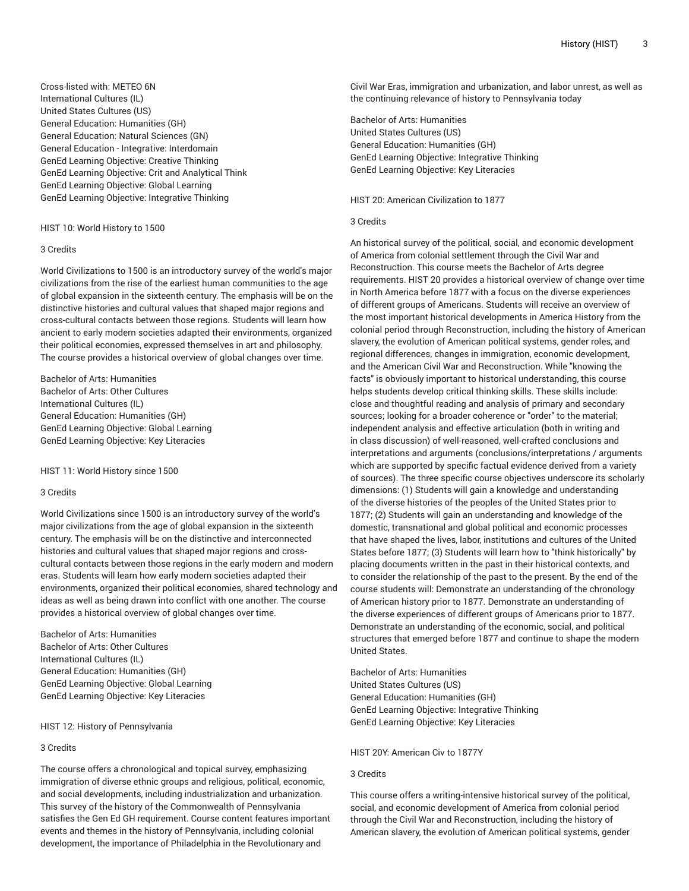Cross-listed with: METEO 6N
International Cultures (IL)
United States Cultures (US)
General Education: Humanities (GH)
General Education: Natural Sciences (GN)
General Education - Integrative: Interdomain
GenEd Learning Objective: Creative Thinking
GenEd Learning Objective: Crit and Analytical Think
GenEd Learning Objective: Global Learning
GenEd Learning Objective: Integrative Thinking

### HIST 10: World History to 1500

3 Credits

World Civilizations to 1500 is an introductory survey of the world's major civilizations from the rise of the earliest human communities to the age of global expansion in the sixteenth century. The emphasis will be on the distinctive histories and cultural values that shaped major regions and cross-cultural contacts between those regions. Students will learn how ancient to early modern societies adapted their environments, organized their political economies, expressed themselves in art and philosophy. The course provides a historical overview of global changes over time.

Bachelor of Arts: Humanities
Bachelor of Arts: Other Cultures
International Cultures (IL)
General Education: Humanities (GH)
GenEd Learning Objective: Global Learning
GenEd Learning Objective: Key Literacies

### HIST 11: World History since 1500

3 Credits

World Civilizations since 1500 is an introductory survey of the world's major civilizations from the age of global expansion in the sixteenth century. The emphasis will be on the distinctive and interconnected histories and cultural values that shaped major regions and cross-cultural contacts between those regions in the early modern and modern eras. Students will learn how early modern societies adapted their environments, organized their political economies, shared technology and ideas as well as being drawn into conflict with one another. The course provides a historical overview of global changes over time.

Bachelor of Arts: Humanities
Bachelor of Arts: Other Cultures
International Cultures (IL)
General Education: Humanities (GH)
GenEd Learning Objective: Global Learning
GenEd Learning Objective: Key Literacies

### HIST 12: History of Pennsylvania

3 Credits

The course offers a chronological and topical survey, emphasizing immigration of diverse ethnic groups and religious, political, economic, and social developments, including industrialization and urbanization. This survey of the history of the Commonwealth of Pennsylvania satisfies the Gen Ed GH requirement. Course content features important events and themes in the history of Pennsylvania, including colonial development, the importance of Philadelphia in the Revolutionary and Civil War Eras, immigration and urbanization, and labor unrest, as well as the continuing relevance of history to Pennsylvania today

Bachelor of Arts: Humanities
United States Cultures (US)
General Education: Humanities (GH)
GenEd Learning Objective: Integrative Thinking
GenEd Learning Objective: Key Literacies

### HIST 20: American Civilization to 1877

3 Credits

An historical survey of the political, social, and economic development of America from colonial settlement through the Civil War and Reconstruction. This course meets the Bachelor of Arts degree requirements. HIST 20 provides a historical overview of change over time in North America before 1877 with a focus on the diverse experiences of different groups of Americans. Students will receive an overview of the most important historical developments in America History from the colonial period through Reconstruction, including the history of American slavery, the evolution of American political systems, gender roles, and regional differences, changes in immigration, economic development, and the American Civil War and Reconstruction. While "knowing the facts" is obviously important to historical understanding, this course helps students develop critical thinking skills. These skills include: close and thoughtful reading and analysis of primary and secondary sources; looking for a broader coherence or "order" to the material; independent analysis and effective articulation (both in writing and in class discussion) of well-reasoned, well-crafted conclusions and interpretations and arguments (conclusions/interpretations / arguments which are supported by specific factual evidence derived from a variety of sources). The three specific course objectives underscore its scholarly dimensions: (1) Students will gain a knowledge and understanding of the diverse histories of the peoples of the United States prior to 1877; (2) Students will gain an understanding and knowledge of the domestic, transnational and global political and economic processes that have shaped the lives, labor, institutions and cultures of the United States before 1877; (3) Students will learn how to "think historically" by placing documents written in the past in their historical contexts, and to consider the relationship of the past to the present. By the end of the course students will: Demonstrate an understanding of the chronology of American history prior to 1877. Demonstrate an understanding of the diverse experiences of different groups of Americans prior to 1877. Demonstrate an understanding of the economic, social, and political structures that emerged before 1877 and continue to shape the modern United States.

Bachelor of Arts: Humanities
United States Cultures (US)
General Education: Humanities (GH)
GenEd Learning Objective: Integrative Thinking
GenEd Learning Objective: Key Literacies

### HIST 20Y: American Civ to 1877Y

3 Credits

This course offers a writing-intensive historical survey of the political, social, and economic development of America from colonial period through the Civil War and Reconstruction, including the history of American slavery, the evolution of American political systems, gender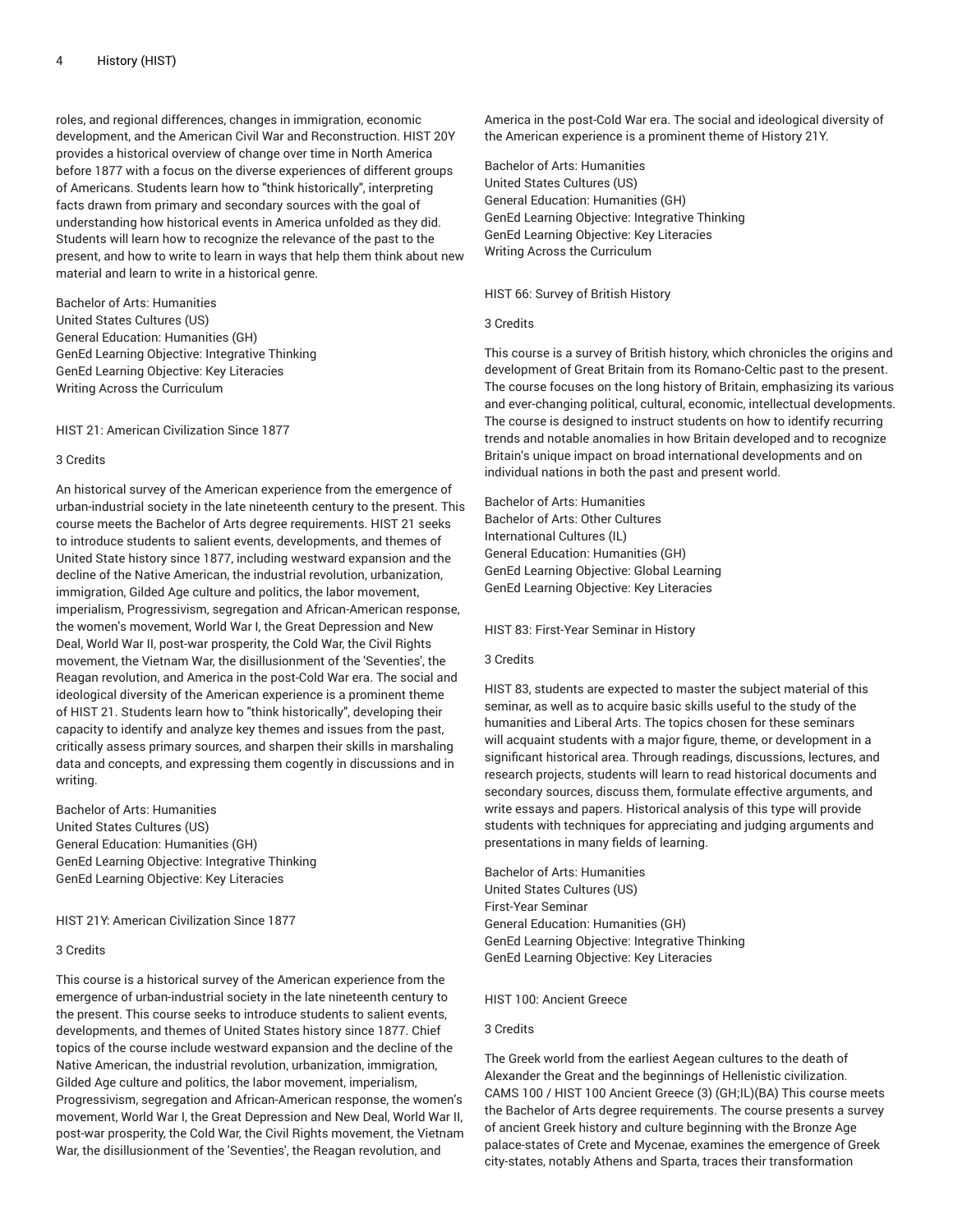roles, and regional differences, changes in immigration, economic development, and the American Civil War and Reconstruction. HIST 20Y provides a historical overview of change over time in North America before 1877 with a focus on the diverse experiences of different groups of Americans. Students learn how to "think historically", interpreting facts drawn from primary and secondary sources with the goal of understanding how historical events in America unfolded as they did. Students will learn how to recognize the relevance of the past to the present, and how to write to learn in ways that help them think about new material and learn to write in a historical genre.

Bachelor of Arts: Humanities
United States Cultures (US)
General Education: Humanities (GH)
GenEd Learning Objective: Integrative Thinking
GenEd Learning Objective: Key Literacies
Writing Across the Curriculum

HIST 21: American Civilization Since 1877

3 Credits

An historical survey of the American experience from the emergence of urban-industrial society in the late nineteenth century to the present. This course meets the Bachelor of Arts degree requirements. HIST 21 seeks to introduce students to salient events, developments, and themes of United State history since 1877, including westward expansion and the decline of the Native American, the industrial revolution, urbanization, immigration, Gilded Age culture and politics, the labor movement, imperialism, Progressivism, segregation and African-American response, the women's movement, World War I, the Great Depression and New Deal, World War II, post-war prosperity, the Cold War, the Civil Rights movement, the Vietnam War, the disillusionment of the 'Seventies', the Reagan revolution, and America in the post-Cold War era. The social and ideological diversity of the American experience is a prominent theme of HIST 21. Students learn how to "think historically", developing their capacity to identify and analyze key themes and issues from the past, critically assess primary sources, and sharpen their skills in marshaling data and concepts, and expressing them cogently in discussions and in writing.

Bachelor of Arts: Humanities
United States Cultures (US)
General Education: Humanities (GH)
GenEd Learning Objective: Integrative Thinking
GenEd Learning Objective: Key Literacies

HIST 21Y: American Civilization Since 1877

3 Credits

This course is a historical survey of the American experience from the emergence of urban-industrial society in the late nineteenth century to the present. This course seeks to introduce students to salient events, developments, and themes of United States history since 1877. Chief topics of the course include westward expansion and the decline of the Native American, the industrial revolution, urbanization, immigration, Gilded Age culture and politics, the labor movement, imperialism, Progressivism, segregation and African-American response, the women's movement, World War I, the Great Depression and New Deal, World War II, post-war prosperity, the Cold War, the Civil Rights movement, the Vietnam War, the disillusionment of the 'Seventies', the Reagan revolution, and America in the post-Cold War era. The social and ideological diversity of the American experience is a prominent theme of History 21Y.

Bachelor of Arts: Humanities
United States Cultures (US)
General Education: Humanities (GH)
GenEd Learning Objective: Integrative Thinking
GenEd Learning Objective: Key Literacies
Writing Across the Curriculum

HIST 66: Survey of British History

3 Credits

This course is a survey of British history, which chronicles the origins and development of Great Britain from its Romano-Celtic past to the present. The course focuses on the long history of Britain, emphasizing its various and ever-changing political, cultural, economic, intellectual developments. The course is designed to instruct students on how to identify recurring trends and notable anomalies in how Britain developed and to recognize Britain's unique impact on broad international developments and on individual nations in both the past and present world.

Bachelor of Arts: Humanities
Bachelor of Arts: Other Cultures
International Cultures (IL)
General Education: Humanities (GH)
GenEd Learning Objective: Global Learning
GenEd Learning Objective: Key Literacies

HIST 83: First-Year Seminar in History

3 Credits

HIST 83, students are expected to master the subject material of this seminar, as well as to acquire basic skills useful to the study of the humanities and Liberal Arts. The topics chosen for these seminars will acquaint students with a major figure, theme, or development in a significant historical area. Through readings, discussions, lectures, and research projects, students will learn to read historical documents and secondary sources, discuss them, formulate effective arguments, and write essays and papers. Historical analysis of this type will provide students with techniques for appreciating and judging arguments and presentations in many fields of learning.

Bachelor of Arts: Humanities
United States Cultures (US)
First-Year Seminar
General Education: Humanities (GH)
GenEd Learning Objective: Integrative Thinking
GenEd Learning Objective: Key Literacies

HIST 100: Ancient Greece

3 Credits

The Greek world from the earliest Aegean cultures to the death of Alexander the Great and the beginnings of Hellenistic civilization. CAMS 100 / HIST 100 Ancient Greece (3) (GH;IL)(BA) This course meets the Bachelor of Arts degree requirements. The course presents a survey of ancient Greek history and culture beginning with the Bronze Age palace-states of Crete and Mycenae, examines the emergence of Greek city-states, notably Athens and Sparta, traces their transformation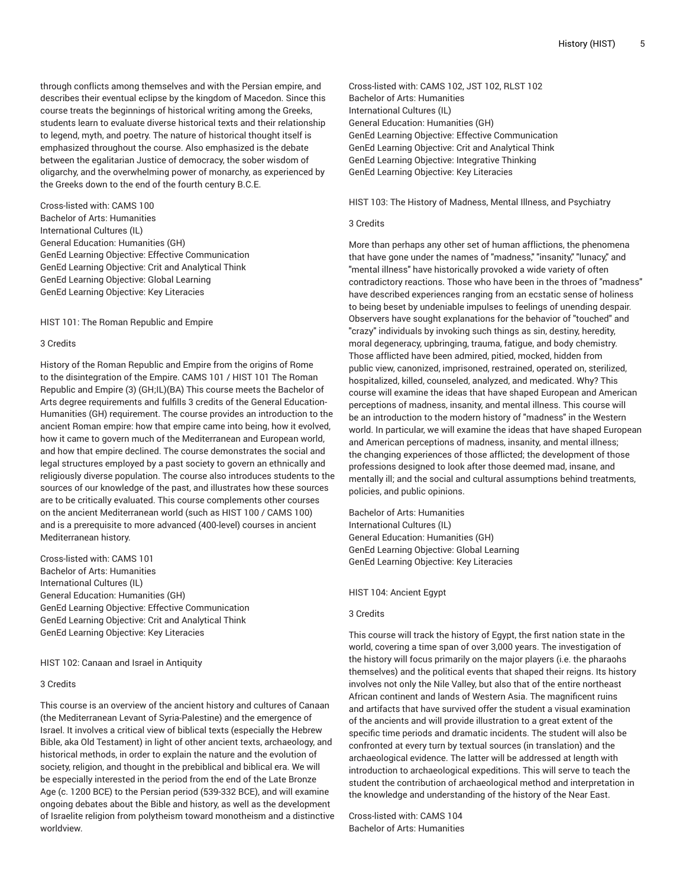through conflicts among themselves and with the Persian empire, and describes their eventual eclipse by the kingdom of Macedon. Since this course treats the beginnings of historical writing among the Greeks, students learn to evaluate diverse historical texts and their relationship to legend, myth, and poetry. The nature of historical thought itself is emphasized throughout the course. Also emphasized is the debate between the egalitarian Justice of democracy, the sober wisdom of oligarchy, and the overwhelming power of monarchy, as experienced by the Greeks down to the end of the fourth century B.C.E.

Cross-listed with: CAMS 100
Bachelor of Arts: Humanities
International Cultures (IL)
General Education: Humanities (GH)
GenEd Learning Objective: Effective Communication
GenEd Learning Objective: Crit and Analytical Think
GenEd Learning Objective: Global Learning
GenEd Learning Objective: Key Literacies

HIST 101: The Roman Republic and Empire

3 Credits

History of the Roman Republic and Empire from the origins of Rome to the disintegration of the Empire. CAMS 101 / HIST 101 The Roman Republic and Empire (3) (GH;IL)(BA) This course meets the Bachelor of Arts degree requirements and fulfills 3 credits of the General Education-Humanities (GH) requirement. The course provides an introduction to the ancient Roman empire: how that empire came into being, how it evolved, how it came to govern much of the Mediterranean and European world, and how that empire declined. The course demonstrates the social and legal structures employed by a past society to govern an ethnically and religiously diverse population. The course also introduces students to the sources of our knowledge of the past, and illustrates how these sources are to be critically evaluated. This course complements other courses on the ancient Mediterranean world (such as HIST 100 / CAMS 100) and is a prerequisite to more advanced (400-level) courses in ancient Mediterranean history.

Cross-listed with: CAMS 101
Bachelor of Arts: Humanities
International Cultures (IL)
General Education: Humanities (GH)
GenEd Learning Objective: Effective Communication
GenEd Learning Objective: Crit and Analytical Think
GenEd Learning Objective: Key Literacies

HIST 102: Canaan and Israel in Antiquity

3 Credits

This course is an overview of the ancient history and cultures of Canaan (the Mediterranean Levant of Syria-Palestine) and the emergence of Israel. It involves a critical view of biblical texts (especially the Hebrew Bible, aka Old Testament) in light of other ancient texts, archaeology, and historical methods, in order to explain the nature and the evolution of society, religion, and thought in the prebiblical and biblical era. We will be especially interested in the period from the end of the Late Bronze Age (c. 1200 BCE) to the Persian period (539-332 BCE), and will examine ongoing debates about the Bible and history, as well as the development of Israelite religion from polytheism toward monotheism and a distinctive worldview.

Cross-listed with: CAMS 102, JST 102, RLST 102
Bachelor of Arts: Humanities
International Cultures (IL)
General Education: Humanities (GH)
GenEd Learning Objective: Effective Communication
GenEd Learning Objective: Crit and Analytical Think
GenEd Learning Objective: Integrative Thinking
GenEd Learning Objective: Key Literacies

HIST 103: The History of Madness, Mental Illness, and Psychiatry

3 Credits

More than perhaps any other set of human afflictions, the phenomena that have gone under the names of "madness," "insanity," "lunacy," and "mental illness" have historically provoked a wide variety of often contradictory reactions. Those who have been in the throes of "madness" have described experiences ranging from an ecstatic sense of holiness to being beset by undeniable impulses to feelings of unending despair. Observers have sought explanations for the behavior of "touched" and "crazy" individuals by invoking such things as sin, destiny, heredity, moral degeneracy, upbringing, trauma, fatigue, and body chemistry. Those afflicted have been admired, pitied, mocked, hidden from public view, canonized, imprisoned, restrained, operated on, sterilized, hospitalized, killed, counseled, analyzed, and medicated. Why? This course will examine the ideas that have shaped European and American perceptions of madness, insanity, and mental illness. This course will be an introduction to the modern history of "madness" in the Western world. In particular, we will examine the ideas that have shaped European and American perceptions of madness, insanity, and mental illness; the changing experiences of those afflicted; the development of those professions designed to look after those deemed mad, insane, and mentally ill; and the social and cultural assumptions behind treatments, policies, and public opinions.

Bachelor of Arts: Humanities
International Cultures (IL)
General Education: Humanities (GH)
GenEd Learning Objective: Global Learning
GenEd Learning Objective: Key Literacies

HIST 104: Ancient Egypt

3 Credits

This course will track the history of Egypt, the first nation state in the world, covering a time span of over 3,000 years. The investigation of the history will focus primarily on the major players (i.e. the pharaohs themselves) and the political events that shaped their reigns. Its history involves not only the Nile Valley, but also that of the entire northeast African continent and lands of Western Asia. The magnificent ruins and artifacts that have survived offer the student a visual examination of the ancients and will provide illustration to a great extent of the specific time periods and dramatic incidents. The student will also be confronted at every turn by textual sources (in translation) and the archaeological evidence. The latter will be addressed at length with introduction to archaeological expeditions. This will serve to teach the student the contribution of archaeological method and interpretation in the knowledge and understanding of the history of the Near East.

Cross-listed with: CAMS 104
Bachelor of Arts: Humanities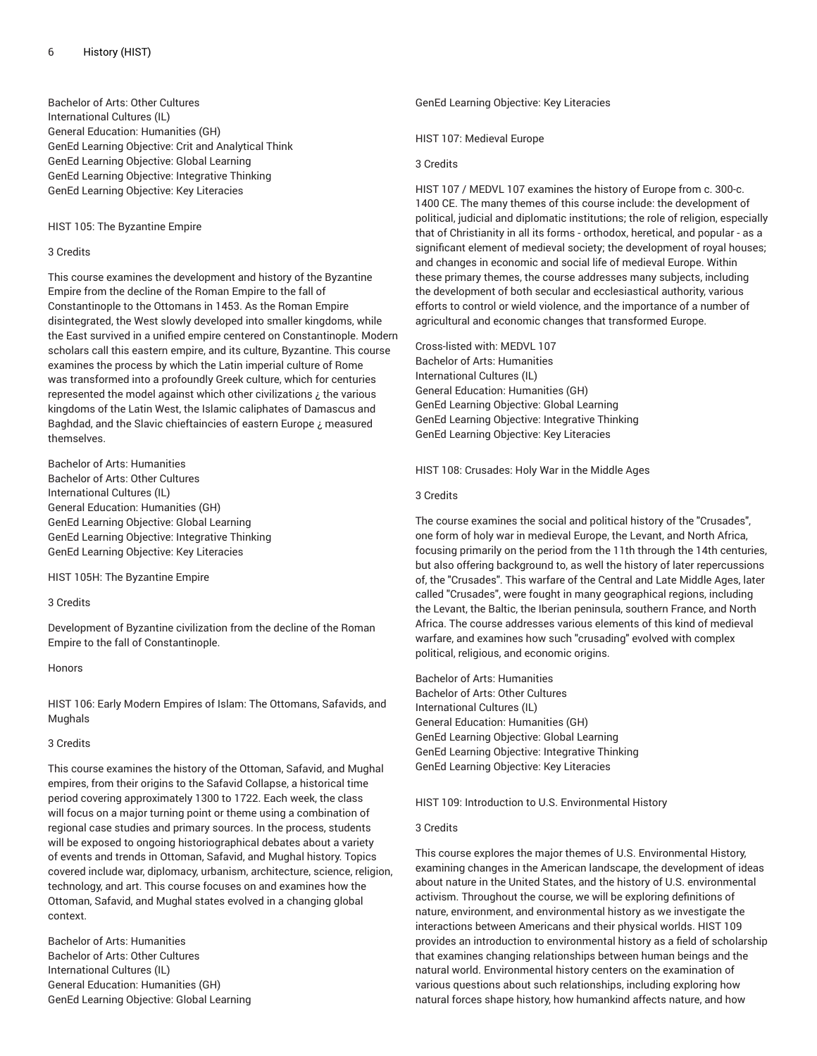Bachelor of Arts: Other Cultures
International Cultures (IL)
General Education: Humanities (GH)
GenEd Learning Objective: Crit and Analytical Think
GenEd Learning Objective: Global Learning
GenEd Learning Objective: Integrative Thinking
GenEd Learning Objective: Key Literacies

### HIST 105: The Byzantine Empire

3 Credits

This course examines the development and history of the Byzantine Empire from the decline of the Roman Empire to the fall of Constantinople to the Ottomans in 1453. As the Roman Empire disintegrated, the West slowly developed into smaller kingdoms, while the East survived in a unified empire centered on Constantinople. Modern scholars call this eastern empire, and its culture, Byzantine. This course examines the process by which the Latin imperial culture of Rome was transformed into a profoundly Greek culture, which for centuries represented the model against which other civilizations ¿ the various kingdoms of the Latin West, the Islamic caliphates of Damascus and Baghdad, and the Slavic chieftaincies of eastern Europe ¿ measured themselves.

Bachelor of Arts: Humanities
Bachelor of Arts: Other Cultures
International Cultures (IL)
General Education: Humanities (GH)
GenEd Learning Objective: Global Learning
GenEd Learning Objective: Integrative Thinking
GenEd Learning Objective: Key Literacies

### HIST 105H: The Byzantine Empire

3 Credits

Development of Byzantine civilization from the decline of the Roman Empire to the fall of Constantinople.

Honors

### HIST 106: Early Modern Empires of Islam: The Ottomans, Safavids, and Mughals

3 Credits

This course examines the history of the Ottoman, Safavid, and Mughal empires, from their origins to the Safavid Collapse, a historical time period covering approximately 1300 to 1722. Each week, the class will focus on a major turning point or theme using a combination of regional case studies and primary sources. In the process, students will be exposed to ongoing historiographical debates about a variety of events and trends in Ottoman, Safavid, and Mughal history. Topics covered include war, diplomacy, urbanism, architecture, science, religion, technology, and art. This course focuses on and examines how the Ottoman, Safavid, and Mughal states evolved in a changing global context.

Bachelor of Arts: Humanities
Bachelor of Arts: Other Cultures
International Cultures (IL)
General Education: Humanities (GH)
GenEd Learning Objective: Global Learning
GenEd Learning Objective: Key Literacies

### HIST 107: Medieval Europe

3 Credits

HIST 107 / MEDVL 107 examines the history of Europe from c. 300-c. 1400 CE. The many themes of this course include: the development of political, judicial and diplomatic institutions; the role of religion, especially that of Christianity in all its forms - orthodox, heretical, and popular - as a significant element of medieval society; the development of royal houses; and changes in economic and social life of medieval Europe. Within these primary themes, the course addresses many subjects, including the development of both secular and ecclesiastical authority, various efforts to control or wield violence, and the importance of a number of agricultural and economic changes that transformed Europe.

Cross-listed with: MEDVL 107
Bachelor of Arts: Humanities
International Cultures (IL)
General Education: Humanities (GH)
GenEd Learning Objective: Global Learning
GenEd Learning Objective: Integrative Thinking
GenEd Learning Objective: Key Literacies

### HIST 108: Crusades: Holy War in the Middle Ages

3 Credits

The course examines the social and political history of the "Crusades", one form of holy war in medieval Europe, the Levant, and North Africa, focusing primarily on the period from the 11th through the 14th centuries, but also offering background to, as well the history of later repercussions of, the "Crusades". This warfare of the Central and Late Middle Ages, later called "Crusades", were fought in many geographical regions, including the Levant, the Baltic, the Iberian peninsula, southern France, and North Africa. The course addresses various elements of this kind of medieval warfare, and examines how such "crusading" evolved with complex political, religious, and economic origins.

Bachelor of Arts: Humanities
Bachelor of Arts: Other Cultures
International Cultures (IL)
General Education: Humanities (GH)
GenEd Learning Objective: Global Learning
GenEd Learning Objective: Integrative Thinking
GenEd Learning Objective: Key Literacies

### HIST 109: Introduction to U.S. Environmental History

3 Credits

This course explores the major themes of U.S. Environmental History, examining changes in the American landscape, the development of ideas about nature in the United States, and the history of U.S. environmental activism. Throughout the course, we will be exploring definitions of nature, environment, and environmental history as we investigate the interactions between Americans and their physical worlds. HIST 109 provides an introduction to environmental history as a field of scholarship that examines changing relationships between human beings and the natural world. Environmental history centers on the examination of various questions about such relationships, including exploring how natural forces shape history, how humankind affects nature, and how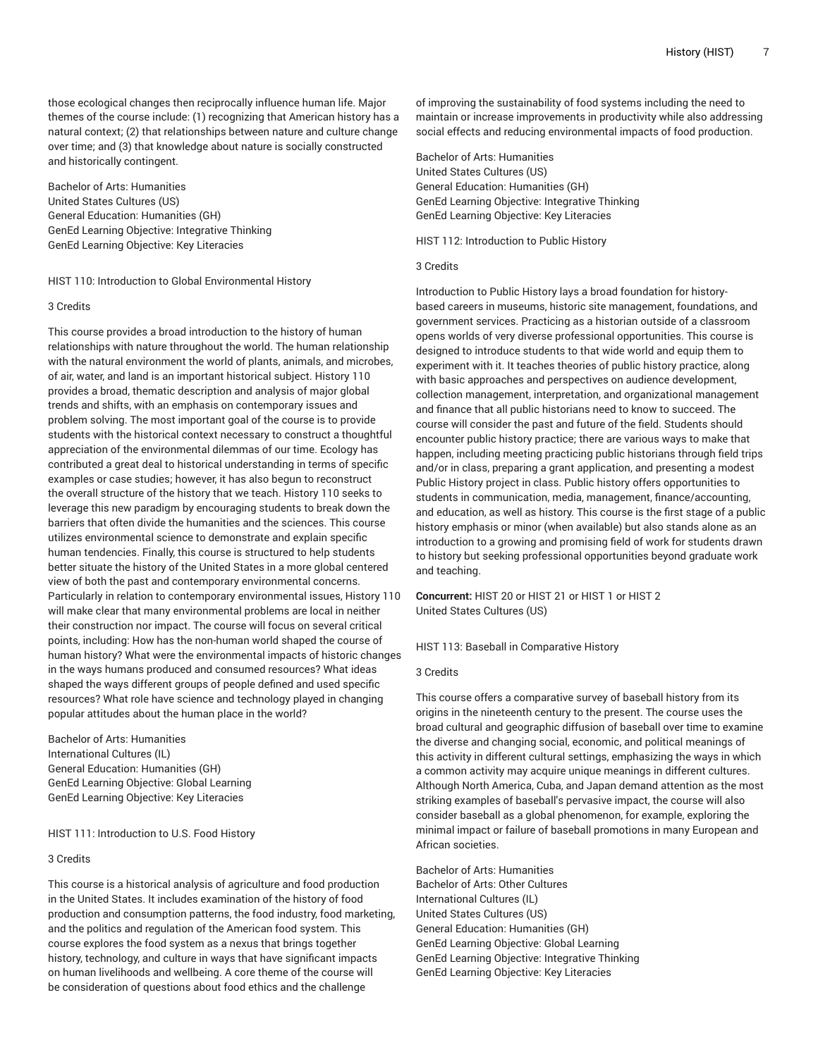those ecological changes then reciprocally influence human life. Major themes of the course include: (1) recognizing that American history has a natural context; (2) that relationships between nature and culture change over time; and (3) that knowledge about nature is socially constructed and historically contingent.

Bachelor of Arts: Humanities
United States Cultures (US)
General Education: Humanities (GH)
GenEd Learning Objective: Integrative Thinking
GenEd Learning Objective: Key Literacies

HIST 110: Introduction to Global Environmental History

3 Credits

This course provides a broad introduction to the history of human relationships with nature throughout the world. The human relationship with the natural environment the world of plants, animals, and microbes, of air, water, and land is an important historical subject. History 110 provides a broad, thematic description and analysis of major global trends and shifts, with an emphasis on contemporary issues and problem solving. The most important goal of the course is to provide students with the historical context necessary to construct a thoughtful appreciation of the environmental dilemmas of our time. Ecology has contributed a great deal to historical understanding in terms of specific examples or case studies; however, it has also begun to reconstruct the overall structure of the history that we teach. History 110 seeks to leverage this new paradigm by encouraging students to break down the barriers that often divide the humanities and the sciences. This course utilizes environmental science to demonstrate and explain specific human tendencies. Finally, this course is structured to help students better situate the history of the United States in a more global centered view of both the past and contemporary environmental concerns. Particularly in relation to contemporary environmental issues, History 110 will make clear that many environmental problems are local in neither their construction nor impact. The course will focus on several critical points, including: How has the non-human world shaped the course of human history? What were the environmental impacts of historic changes in the ways humans produced and consumed resources? What ideas shaped the ways different groups of people defined and used specific resources? What role have science and technology played in changing popular attitudes about the human place in the world?

Bachelor of Arts: Humanities
International Cultures (IL)
General Education: Humanities (GH)
GenEd Learning Objective: Global Learning
GenEd Learning Objective: Key Literacies

HIST 111: Introduction to U.S. Food History

3 Credits

This course is a historical analysis of agriculture and food production in the United States. It includes examination of the history of food production and consumption patterns, the food industry, food marketing, and the politics and regulation of the American food system. This course explores the food system as a nexus that brings together history, technology, and culture in ways that have significant impacts on human livelihoods and wellbeing. A core theme of the course will be consideration of questions about food ethics and the challenge of improving the sustainability of food systems including the need to maintain or increase improvements in productivity while also addressing social effects and reducing environmental impacts of food production.

Bachelor of Arts: Humanities
United States Cultures (US)
General Education: Humanities (GH)
GenEd Learning Objective: Integrative Thinking
GenEd Learning Objective: Key Literacies

HIST 112: Introduction to Public History

3 Credits

Introduction to Public History lays a broad foundation for history-based careers in museums, historic site management, foundations, and government services. Practicing as a historian outside of a classroom opens worlds of very diverse professional opportunities. This course is designed to introduce students to that wide world and equip them to experiment with it. It teaches theories of public history practice, along with basic approaches and perspectives on audience development, collection management, interpretation, and organizational management and finance that all public historians need to know to succeed. The course will consider the past and future of the field. Students should encounter public history practice; there are various ways to make that happen, including meeting practicing public historians through field trips and/or in class, preparing a grant application, and presenting a modest Public History project in class. Public history offers opportunities to students in communication, media, management, finance/accounting, and education, as well as history. This course is the first stage of a public history emphasis or minor (when available) but also stands alone as an introduction to a growing and promising field of work for students drawn to history but seeking professional opportunities beyond graduate work and teaching.

**Concurrent:** HIST 20 or HIST 21 or HIST 1 or HIST 2
United States Cultures (US)

HIST 113: Baseball in Comparative History

3 Credits

This course offers a comparative survey of baseball history from its origins in the nineteenth century to the present. The course uses the broad cultural and geographic diffusion of baseball over time to examine the diverse and changing social, economic, and political meanings of this activity in different cultural settings, emphasizing the ways in which a common activity may acquire unique meanings in different cultures. Although North America, Cuba, and Japan demand attention as the most striking examples of baseball's pervasive impact, the course will also consider baseball as a global phenomenon, for example, exploring the minimal impact or failure of baseball promotions in many European and African societies.

Bachelor of Arts: Humanities
Bachelor of Arts: Other Cultures
International Cultures (IL)
United States Cultures (US)
General Education: Humanities (GH)
GenEd Learning Objective: Global Learning
GenEd Learning Objective: Integrative Thinking
GenEd Learning Objective: Key Literacies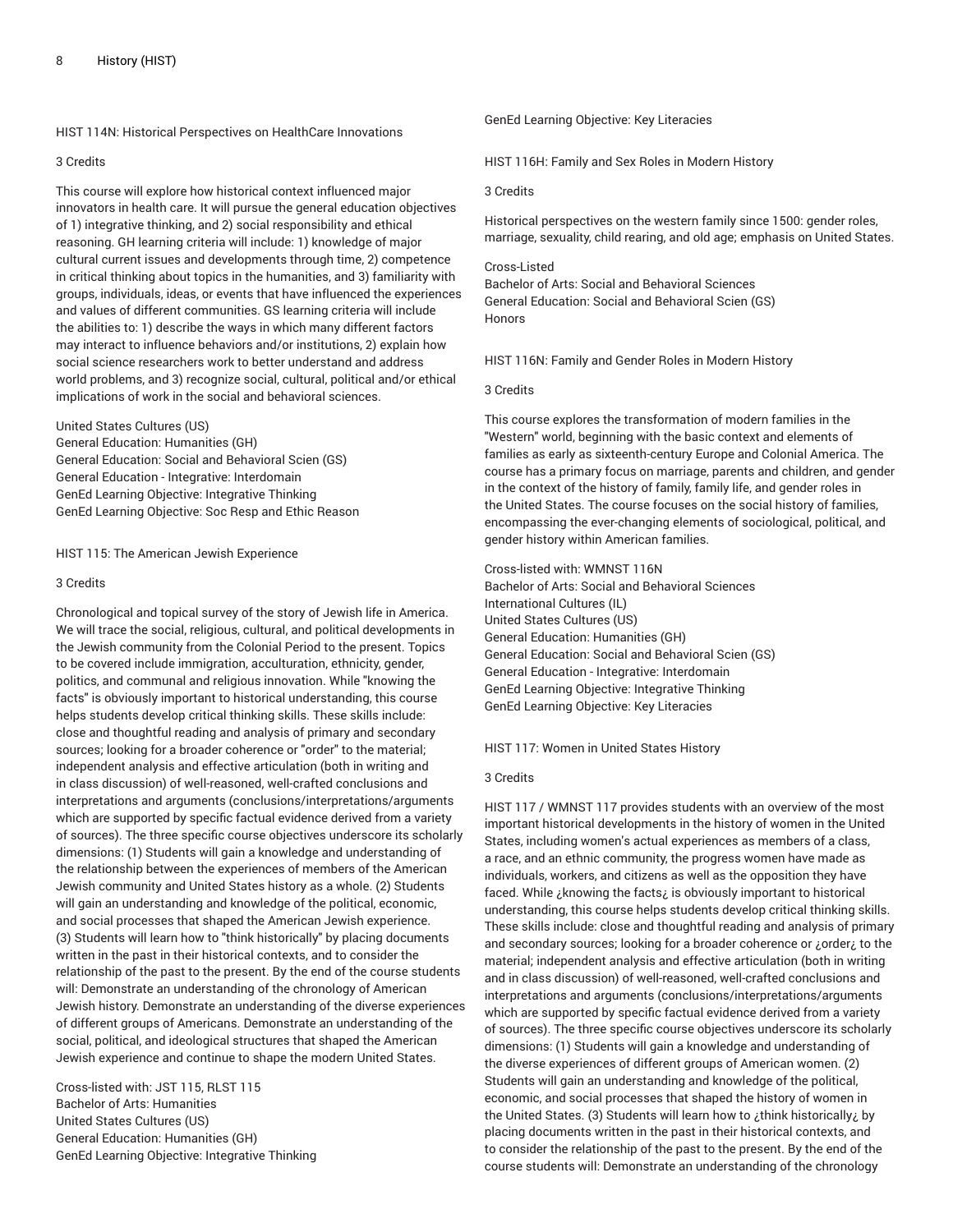### HIST 114N: Historical Perspectives on HealthCare Innovations

3 Credits

This course will explore how historical context influenced major innovators in health care. It will pursue the general education objectives of 1) integrative thinking, and 2) social responsibility and ethical reasoning. GH learning criteria will include: 1) knowledge of major cultural current issues and developments through time, 2) competence in critical thinking about topics in the humanities, and 3) familiarity with groups, individuals, ideas, or events that have influenced the experiences and values of different communities. GS learning criteria will include the abilities to: 1) describe the ways in which many different factors may interact to influence behaviors and/or institutions, 2) explain how social science researchers work to better understand and address world problems, and 3) recognize social, cultural, political and/or ethical implications of work in the social and behavioral sciences.

United States Cultures (US)
General Education: Humanities (GH)
General Education: Social and Behavioral Scien (GS)
General Education - Integrative: Interdomain
GenEd Learning Objective: Integrative Thinking
GenEd Learning Objective: Soc Resp and Ethic Reason

### HIST 115: The American Jewish Experience

3 Credits

Chronological and topical survey of the story of Jewish life in America. We will trace the social, religious, cultural, and political developments in the Jewish community from the Colonial Period to the present. Topics to be covered include immigration, acculturation, ethnicity, gender, politics, and communal and religious innovation. While "knowing the facts" is obviously important to historical understanding, this course helps students develop critical thinking skills. These skills include: close and thoughtful reading and analysis of primary and secondary sources; looking for a broader coherence or "order" to the material; independent analysis and effective articulation (both in writing and in class discussion) of well-reasoned, well-crafted conclusions and interpretations and arguments (conclusions/interpretations/arguments which are supported by specific factual evidence derived from a variety of sources). The three specific course objectives underscore its scholarly dimensions: (1) Students will gain a knowledge and understanding of the relationship between the experiences of members of the American Jewish community and United States history as a whole. (2) Students will gain an understanding and knowledge of the political, economic, and social processes that shaped the American Jewish experience. (3) Students will learn how to "think historically" by placing documents written in the past in their historical contexts, and to consider the relationship of the past to the present. By the end of the course students will: Demonstrate an understanding of the chronology of American Jewish history. Demonstrate an understanding of the diverse experiences of different groups of Americans. Demonstrate an understanding of the social, political, and ideological structures that shaped the American Jewish experience and continue to shape the modern United States.

Cross-listed with: JST 115, RLST 115
Bachelor of Arts: Humanities
United States Cultures (US)
General Education: Humanities (GH)
GenEd Learning Objective: Integrative Thinking
GenEd Learning Objective: Key Literacies

### HIST 116H: Family and Sex Roles in Modern History

3 Credits

Historical perspectives on the western family since 1500: gender roles, marriage, sexuality, child rearing, and old age; emphasis on United States.

Cross-Listed
Bachelor of Arts: Social and Behavioral Sciences
General Education: Social and Behavioral Scien (GS)
Honors

### HIST 116N: Family and Gender Roles in Modern History

3 Credits

This course explores the transformation of modern families in the "Western" world, beginning with the basic context and elements of families as early as sixteenth-century Europe and Colonial America. The course has a primary focus on marriage, parents and children, and gender in the context of the history of family, family life, and gender roles in the United States. The course focuses on the social history of families, encompassing the ever-changing elements of sociological, political, and gender history within American families.

Cross-listed with: WMNST 116N
Bachelor of Arts: Social and Behavioral Sciences
International Cultures (IL)
United States Cultures (US)
General Education: Humanities (GH)
General Education: Social and Behavioral Scien (GS)
General Education - Integrative: Interdomain
GenEd Learning Objective: Integrative Thinking
GenEd Learning Objective: Key Literacies

### HIST 117: Women in United States History

3 Credits

HIST 117 / WMNST 117 provides students with an overview of the most important historical developments in the history of women in the United States, including women's actual experiences as members of a class, a race, and an ethnic community, the progress women have made as individuals, workers, and citizens as well as the opposition they have faced. While ¿knowing the facts¿ is obviously important to historical understanding, this course helps students develop critical thinking skills. These skills include: close and thoughtful reading and analysis of primary and secondary sources; looking for a broader coherence or ¿order¿ to the material; independent analysis and effective articulation (both in writing and in class discussion) of well-reasoned, well-crafted conclusions and interpretations and arguments (conclusions/interpretations/arguments which are supported by specific factual evidence derived from a variety of sources). The three specific course objectives underscore its scholarly dimensions: (1) Students will gain a knowledge and understanding of the diverse experiences of different groups of American women. (2) Students will gain an understanding and knowledge of the political, economic, and social processes that shaped the history of women in the United States. (3) Students will learn how to ¿think historically¿ by placing documents written in the past in their historical contexts, and to consider the relationship of the past to the present. By the end of the course students will: Demonstrate an understanding of the chronology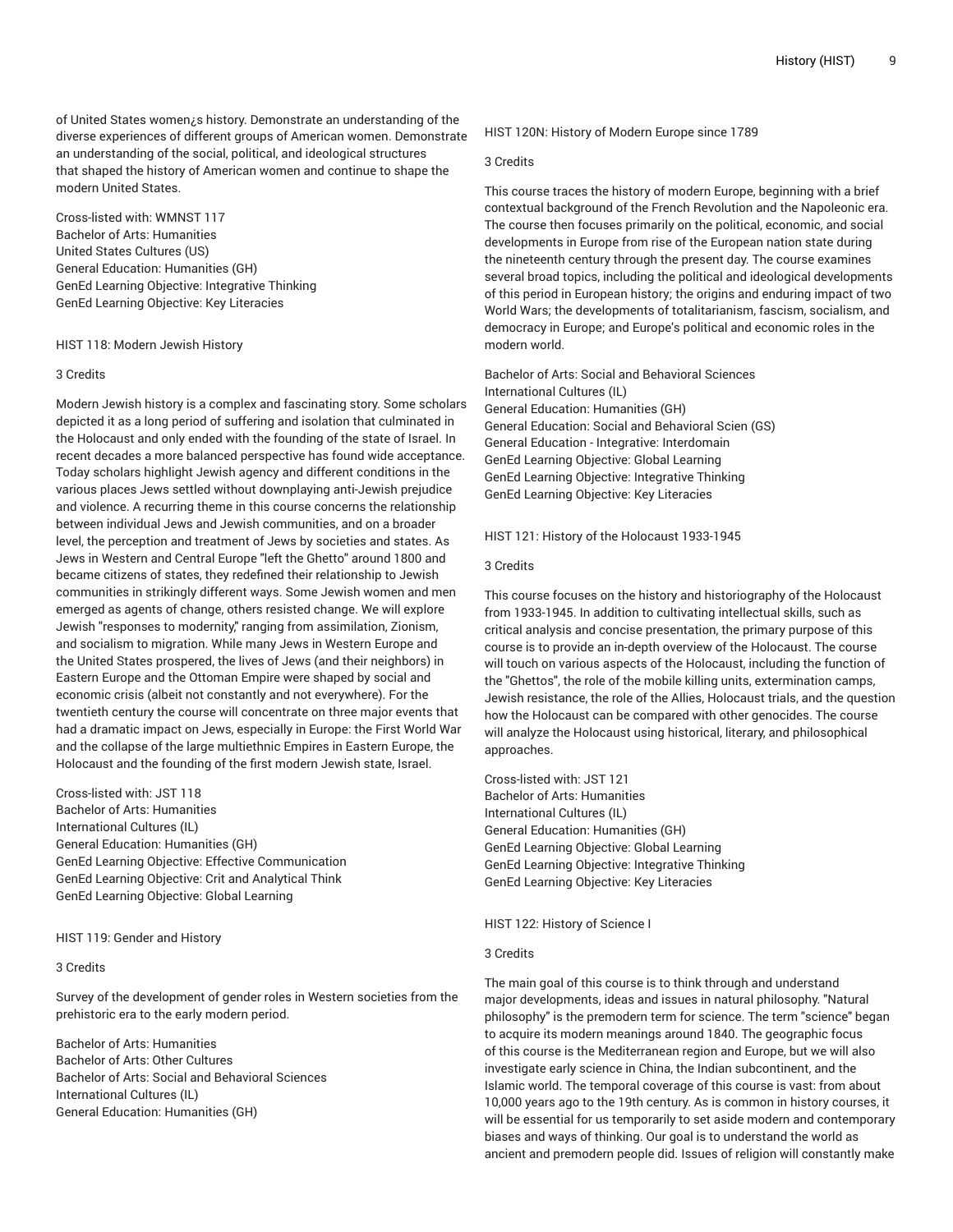of United States women¿s history. Demonstrate an understanding of the diverse experiences of different groups of American women. Demonstrate an understanding of the social, political, and ideological structures that shaped the history of American women and continue to shape the modern United States.

Cross-listed with: WMNST 117
Bachelor of Arts: Humanities
United States Cultures (US)
General Education: Humanities (GH)
GenEd Learning Objective: Integrative Thinking
GenEd Learning Objective: Key Literacies

### HIST 118: Modern Jewish History

3 Credits

Modern Jewish history is a complex and fascinating story. Some scholars depicted it as a long period of suffering and isolation that culminated in the Holocaust and only ended with the founding of the state of Israel. In recent decades a more balanced perspective has found wide acceptance. Today scholars highlight Jewish agency and different conditions in the various places Jews settled without downplaying anti-Jewish prejudice and violence. A recurring theme in this course concerns the relationship between individual Jews and Jewish communities, and on a broader level, the perception and treatment of Jews by societies and states. As Jews in Western and Central Europe "left the Ghetto" around 1800 and became citizens of states, they redefined their relationship to Jewish communities in strikingly different ways. Some Jewish women and men emerged as agents of change, others resisted change. We will explore Jewish "responses to modernity," ranging from assimilation, Zionism, and socialism to migration. While many Jews in Western Europe and the United States prospered, the lives of Jews (and their neighbors) in Eastern Europe and the Ottoman Empire were shaped by social and economic crisis (albeit not constantly and not everywhere). For the twentieth century the course will concentrate on three major events that had a dramatic impact on Jews, especially in Europe: the First World War and the collapse of the large multiethnic Empires in Eastern Europe, the Holocaust and the founding of the first modern Jewish state, Israel.

Cross-listed with: JST 118
Bachelor of Arts: Humanities
International Cultures (IL)
General Education: Humanities (GH)
GenEd Learning Objective: Effective Communication
GenEd Learning Objective: Crit and Analytical Think
GenEd Learning Objective: Global Learning

### HIST 119: Gender and History

3 Credits

Survey of the development of gender roles in Western societies from the prehistoric era to the early modern period.

Bachelor of Arts: Humanities
Bachelor of Arts: Other Cultures
Bachelor of Arts: Social and Behavioral Sciences
International Cultures (IL)
General Education: Humanities (GH)

### HIST 120N: History of Modern Europe since 1789

3 Credits

This course traces the history of modern Europe, beginning with a brief contextual background of the French Revolution and the Napoleonic era. The course then focuses primarily on the political, economic, and social developments in Europe from rise of the European nation state during the nineteenth century through the present day. The course examines several broad topics, including the political and ideological developments of this period in European history; the origins and enduring impact of two World Wars; the developments of totalitarianism, fascism, socialism, and democracy in Europe; and Europe's political and economic roles in the modern world.

Bachelor of Arts: Social and Behavioral Sciences
International Cultures (IL)
General Education: Humanities (GH)
General Education: Social and Behavioral Scien (GS)
General Education - Integrative: Interdomain
GenEd Learning Objective: Global Learning
GenEd Learning Objective: Integrative Thinking
GenEd Learning Objective: Key Literacies

### HIST 121: History of the Holocaust 1933-1945

3 Credits

This course focuses on the history and historiography of the Holocaust from 1933-1945. In addition to cultivating intellectual skills, such as critical analysis and concise presentation, the primary purpose of this course is to provide an in-depth overview of the Holocaust. The course will touch on various aspects of the Holocaust, including the function of the "Ghettos", the role of the mobile killing units, extermination camps, Jewish resistance, the role of the Allies, Holocaust trials, and the question how the Holocaust can be compared with other genocides. The course will analyze the Holocaust using historical, literary, and philosophical approaches.

Cross-listed with: JST 121
Bachelor of Arts: Humanities
International Cultures (IL)
General Education: Humanities (GH)
GenEd Learning Objective: Global Learning
GenEd Learning Objective: Integrative Thinking
GenEd Learning Objective: Key Literacies

### HIST 122: History of Science I

3 Credits

The main goal of this course is to think through and understand major developments, ideas and issues in natural philosophy. "Natural philosophy" is the premodern term for science. The term "science" began to acquire its modern meanings around 1840. The geographic focus of this course is the Mediterranean region and Europe, but we will also investigate early science in China, the Indian subcontinent, and the Islamic world. The temporal coverage of this course is vast: from about 10,000 years ago to the 19th century. As is common in history courses, it will be essential for us temporarily to set aside modern and contemporary biases and ways of thinking. Our goal is to understand the world as ancient and premodern people did. Issues of religion will constantly make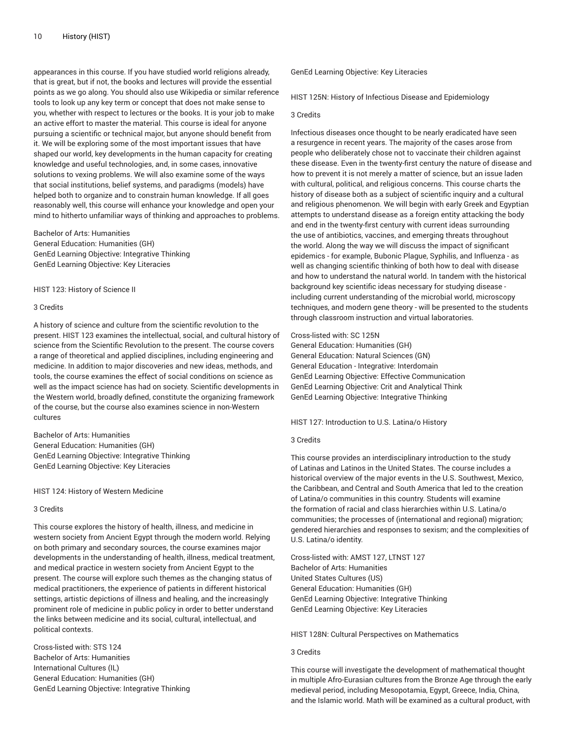appearances in this course. If you have studied world religions already, that is great, but if not, the books and lectures will provide the essential points as we go along. You should also use Wikipedia or similar reference tools to look up any key term or concept that does not make sense to you, whether with respect to lectures or the books. It is your job to make an active effort to master the material. This course is ideal for anyone pursuing a scientific or technical major, but anyone should benefit from it. We will be exploring some of the most important issues that have shaped our world, key developments in the human capacity for creating knowledge and useful technologies, and, in some cases, innovative solutions to vexing problems. We will also examine some of the ways that social institutions, belief systems, and paradigms (models) have helped both to organize and to constrain human knowledge. If all goes reasonably well, this course will enhance your knowledge and open your mind to hitherto unfamiliar ways of thinking and approaches to problems.

Bachelor of Arts: Humanities
General Education: Humanities (GH)
GenEd Learning Objective: Integrative Thinking
GenEd Learning Objective: Key Literacies

### HIST 123: History of Science II

3 Credits

A history of science and culture from the scientific revolution to the present. HIST 123 examines the intellectual, social, and cultural history of science from the Scientific Revolution to the present. The course covers a range of theoretical and applied disciplines, including engineering and medicine. In addition to major discoveries and new ideas, methods, and tools, the course examines the effect of social conditions on science as well as the impact science has had on society. Scientific developments in the Western world, broadly defined, constitute the organizing framework of the course, but the course also examines science in non-Western cultures

Bachelor of Arts: Humanities
General Education: Humanities (GH)
GenEd Learning Objective: Integrative Thinking
GenEd Learning Objective: Key Literacies

### HIST 124: History of Western Medicine

3 Credits

This course explores the history of health, illness, and medicine in western society from Ancient Egypt through the modern world. Relying on both primary and secondary sources, the course examines major developments in the understanding of health, illness, medical treatment, and medical practice in western society from Ancient Egypt to the present. The course will explore such themes as the changing status of medical practitioners, the experience of patients in different historical settings, artistic depictions of illness and healing, and the increasingly prominent role of medicine in public policy in order to better understand the links between medicine and its social, cultural, intellectual, and political contexts.

Cross-listed with: STS 124
Bachelor of Arts: Humanities
International Cultures (IL)
General Education: Humanities (GH)
GenEd Learning Objective: Integrative Thinking
GenEd Learning Objective: Key Literacies

### HIST 125N: History of Infectious Disease and Epidemiology

3 Credits

Infectious diseases once thought to be nearly eradicated have seen a resurgence in recent years. The majority of the cases arose from people who deliberately chose not to vaccinate their children against these disease. Even in the twenty-first century the nature of disease and how to prevent it is not merely a matter of science, but an issue laden with cultural, political, and religious concerns. This course charts the history of disease both as a subject of scientific inquiry and a cultural and religious phenomenon. We will begin with early Greek and Egyptian attempts to understand disease as a foreign entity attacking the body and end in the twenty-first century with current ideas surrounding the use of antibiotics, vaccines, and emerging threats throughout the world. Along the way we will discuss the impact of significant epidemics - for example, Bubonic Plague, Syphilis, and Influenza - as well as changing scientific thinking of both how to deal with disease and how to understand the natural world. In tandem with the historical background key scientific ideas necessary for studying disease - including current understanding of the microbial world, microscopy techniques, and modern gene theory - will be presented to the students through classroom instruction and virtual laboratories.

Cross-listed with: SC 125N
General Education: Humanities (GH)
General Education: Natural Sciences (GN)
General Education - Integrative: Interdomain
GenEd Learning Objective: Effective Communication
GenEd Learning Objective: Crit and Analytical Think
GenEd Learning Objective: Integrative Thinking

### HIST 127: Introduction to U.S. Latina/o History

3 Credits

This course provides an interdisciplinary introduction to the study of Latinas and Latinos in the United States. The course includes a historical overview of the major events in the U.S. Southwest, Mexico, the Caribbean, and Central and South America that led to the creation of Latina/o communities in this country. Students will examine the formation of racial and class hierarchies within U.S. Latina/o communities; the processes of (international and regional) migration; gendered hierarchies and responses to sexism; and the complexities of U.S. Latina/o identity.

Cross-listed with: AMST 127, LTNST 127
Bachelor of Arts: Humanities
United States Cultures (US)
General Education: Humanities (GH)
GenEd Learning Objective: Integrative Thinking
GenEd Learning Objective: Key Literacies

### HIST 128N: Cultural Perspectives on Mathematics

3 Credits

This course will investigate the development of mathematical thought in multiple Afro-Eurasian cultures from the Bronze Age through the early medieval period, including Mesopotamia, Egypt, Greece, India, China, and the Islamic world. Math will be examined as a cultural product, with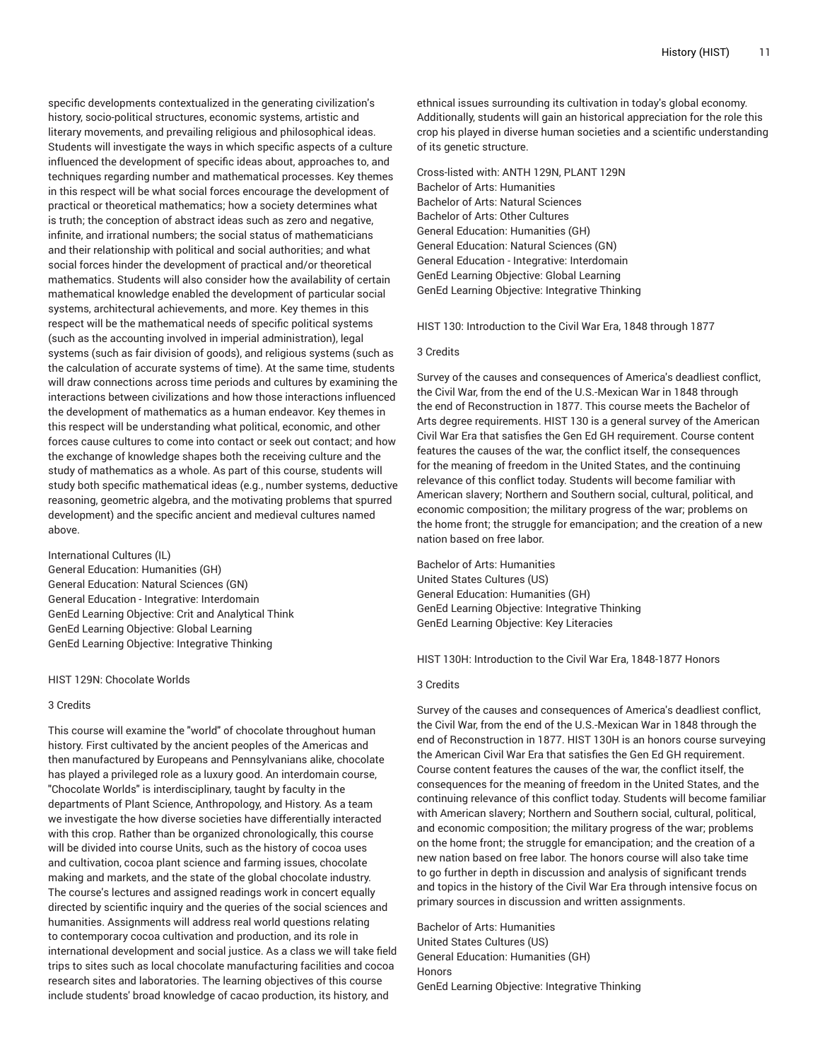specific developments contextualized in the generating civilization's history, socio-political structures, economic systems, artistic and literary movements, and prevailing religious and philosophical ideas. Students will investigate the ways in which specific aspects of a culture influenced the development of specific ideas about, approaches to, and techniques regarding number and mathematical processes. Key themes in this respect will be what social forces encourage the development of practical or theoretical mathematics; how a society determines what is truth; the conception of abstract ideas such as zero and negative, infinite, and irrational numbers; the social status of mathematicians and their relationship with political and social authorities; and what social forces hinder the development of practical and/or theoretical mathematics. Students will also consider how the availability of certain mathematical knowledge enabled the development of particular social systems, architectural achievements, and more. Key themes in this respect will be the mathematical needs of specific political systems (such as the accounting involved in imperial administration), legal systems (such as fair division of goods), and religious systems (such as the calculation of accurate systems of time). At the same time, students will draw connections across time periods and cultures by examining the interactions between civilizations and how those interactions influenced the development of mathematics as a human endeavor. Key themes in this respect will be understanding what political, economic, and other forces cause cultures to come into contact or seek out contact; and how the exchange of knowledge shapes both the receiving culture and the study of mathematics as a whole. As part of this course, students will study both specific mathematical ideas (e.g., number systems, deductive reasoning, geometric algebra, and the motivating problems that spurred development) and the specific ancient and medieval cultures named above.

International Cultures (IL)
General Education: Humanities (GH)
General Education: Natural Sciences (GN)
General Education - Integrative: Interdomain
GenEd Learning Objective: Crit and Analytical Think
GenEd Learning Objective: Global Learning
GenEd Learning Objective: Integrative Thinking

### HIST 129N: Chocolate Worlds

3 Credits

This course will examine the "world" of chocolate throughout human history. First cultivated by the ancient peoples of the Americas and then manufactured by Europeans and Pennsylvanians alike, chocolate has played a privileged role as a luxury good. An interdomain course, "Chocolate Worlds" is interdisciplinary, taught by faculty in the departments of Plant Science, Anthropology, and History. As a team we investigate the how diverse societies have differentially interacted with this crop. Rather than be organized chronologically, this course will be divided into course Units, such as the history of cocoa uses and cultivation, cocoa plant science and farming issues, chocolate making and markets, and the state of the global chocolate industry. The course's lectures and assigned readings work in concert equally directed by scientific inquiry and the queries of the social sciences and humanities. Assignments will address real world questions relating to contemporary cocoa cultivation and production, and its role in international development and social justice. As a class we will take field trips to sites such as local chocolate manufacturing facilities and cocoa research sites and laboratories. The learning objectives of this course include students' broad knowledge of cacao production, its history, and ethnical issues surrounding its cultivation in today's global economy. Additionally, students will gain an historical appreciation for the role this crop his played in diverse human societies and a scientific understanding of its genetic structure.

Cross-listed with: ANTH 129N, PLANT 129N
Bachelor of Arts: Humanities
Bachelor of Arts: Natural Sciences
Bachelor of Arts: Other Cultures
General Education: Humanities (GH)
General Education: Natural Sciences (GN)
General Education - Integrative: Interdomain
GenEd Learning Objective: Global Learning
GenEd Learning Objective: Integrative Thinking

### HIST 130: Introduction to the Civil War Era, 1848 through 1877

3 Credits

Survey of the causes and consequences of America's deadliest conflict, the Civil War, from the end of the U.S.-Mexican War in 1848 through the end of Reconstruction in 1877. This course meets the Bachelor of Arts degree requirements. HIST 130 is a general survey of the American Civil War Era that satisfies the Gen Ed GH requirement. Course content features the causes of the war, the conflict itself, the consequences for the meaning of freedom in the United States, and the continuing relevance of this conflict today. Students will become familiar with American slavery; Northern and Southern social, cultural, political, and economic composition; the military progress of the war; problems on the home front; the struggle for emancipation; and the creation of a new nation based on free labor.

Bachelor of Arts: Humanities
United States Cultures (US)
General Education: Humanities (GH)
GenEd Learning Objective: Integrative Thinking
GenEd Learning Objective: Key Literacies

### HIST 130H: Introduction to the Civil War Era, 1848-1877 Honors

3 Credits

Survey of the causes and consequences of America's deadliest conflict, the Civil War, from the end of the U.S.-Mexican War in 1848 through the end of Reconstruction in 1877. HIST 130H is an honors course surveying the American Civil War Era that satisfies the Gen Ed GH requirement. Course content features the causes of the war, the conflict itself, the consequences for the meaning of freedom in the United States, and the continuing relevance of this conflict today. Students will become familiar with American slavery; Northern and Southern social, cultural, political, and economic composition; the military progress of the war; problems on the home front; the struggle for emancipation; and the creation of a new nation based on free labor. The honors course will also take time to go further in depth in discussion and analysis of significant trends and topics in the history of the Civil War Era through intensive focus on primary sources in discussion and written assignments.

Bachelor of Arts: Humanities
United States Cultures (US)
General Education: Humanities (GH)
Honors
GenEd Learning Objective: Integrative Thinking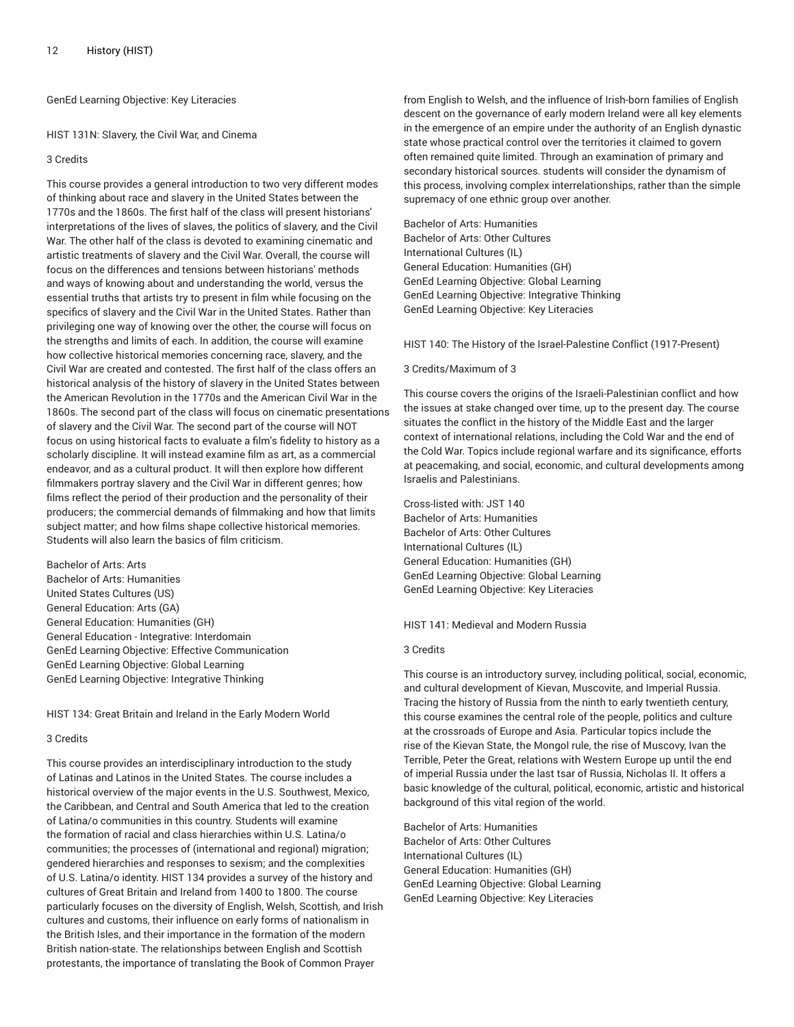GenEd Learning Objective: Key Literacies

## HIST 131N: Slavery, the Civil War, and Cinema

3 Credits

This course provides a general introduction to two very different modes of thinking about race and slavery in the United States between the 1770s and the 1860s. The first half of the class will present historians' interpretations of the lives of slaves, the politics of slavery, and the Civil War. The other half of the class is devoted to examining cinematic and artistic treatments of slavery and the Civil War. Overall, the course will focus on the differences and tensions between historians' methods and ways of knowing about and understanding the world, versus the essential truths that artists try to present in film while focusing on the specifics of slavery and the Civil War in the United States. Rather than privileging one way of knowing over the other, the course will focus on the strengths and limits of each. In addition, the course will examine how collective historical memories concerning race, slavery, and the Civil War are created and contested. The first half of the class offers an historical analysis of the history of slavery in the United States between the American Revolution in the 1770s and the American Civil War in the 1860s. The second part of the class will focus on cinematic presentations of slavery and the Civil War. The second part of the course will NOT focus on using historical facts to evaluate a film's fidelity to history as a scholarly discipline. It will instead examine film as art, as a commercial endeavor, and as a cultural product. It will then explore how different filmmakers portray slavery and the Civil War in different genres; how films reflect the period of their production and the personality of their producers; the commercial demands of filmmaking and how that limits subject matter; and how films shape collective historical memories. Students will also learn the basics of film criticism.

Bachelor of Arts: Arts
Bachelor of Arts: Humanities
United States Cultures (US)
General Education: Arts (GA)
General Education: Humanities (GH)
General Education - Integrative: Interdomain
GenEd Learning Objective: Effective Communication
GenEd Learning Objective: Global Learning
GenEd Learning Objective: Integrative Thinking

## HIST 134: Great Britain and Ireland in the Early Modern World

3 Credits

This course provides an interdisciplinary introduction to the study of Latinas and Latinos in the United States. The course includes a historical overview of the major events in the U.S. Southwest, Mexico, the Caribbean, and Central and South America that led to the creation of Latina/o communities in this country. Students will examine the formation of racial and class hierarchies within U.S. Latina/o communities; the processes of (international and regional) migration; gendered hierarchies and responses to sexism; and the complexities of U.S. Latina/o identity. HIST 134 provides a survey of the history and cultures of Great Britain and Ireland from 1400 to 1800. The course particularly focuses on the diversity of English, Welsh, Scottish, and Irish cultures and customs, their influence on early forms of nationalism in the British Isles, and their importance in the formation of the modern British nation-state. The relationships between English and Scottish protestants, the importance of translating the Book of Common Prayer from English to Welsh, and the influence of Irish-born families of English descent on the governance of early modern Ireland were all key elements in the emergence of an empire under the authority of an English dynastic state whose practical control over the territories it claimed to govern often remained quite limited. Through an examination of primary and secondary historical sources. students will consider the dynamism of this process, involving complex interrelationships, rather than the simple supremacy of one ethnic group over another.

Bachelor of Arts: Humanities
Bachelor of Arts: Other Cultures
International Cultures (IL)
General Education: Humanities (GH)
GenEd Learning Objective: Global Learning
GenEd Learning Objective: Integrative Thinking
GenEd Learning Objective: Key Literacies

## HIST 140: The History of the Israel-Palestine Conflict (1917-Present)

3 Credits/Maximum of 3

This course covers the origins of the Israeli-Palestinian conflict and how the issues at stake changed over time, up to the present day. The course situates the conflict in the history of the Middle East and the larger context of international relations, including the Cold War and the end of the Cold War. Topics include regional warfare and its significance, efforts at peacemaking, and social, economic, and cultural developments among Israelis and Palestinians.

Cross-listed with: JST 140
Bachelor of Arts: Humanities
Bachelor of Arts: Other Cultures
International Cultures (IL)
General Education: Humanities (GH)
GenEd Learning Objective: Global Learning
GenEd Learning Objective: Key Literacies

## HIST 141: Medieval and Modern Russia

3 Credits

This course is an introductory survey, including political, social, economic, and cultural development of Kievan, Muscovite, and Imperial Russia. Tracing the history of Russia from the ninth to early twentieth century, this course examines the central role of the people, politics and culture at the crossroads of Europe and Asia. Particular topics include the rise of the Kievan State, the Mongol rule, the rise of Muscovy, Ivan the Terrible, Peter the Great, relations with Western Europe up until the end of imperial Russia under the last tsar of Russia, Nicholas II. It offers a basic knowledge of the cultural, political, economic, artistic and historical background of this vital region of the world.

Bachelor of Arts: Humanities
Bachelor of Arts: Other Cultures
International Cultures (IL)
General Education: Humanities (GH)
GenEd Learning Objective: Global Learning
GenEd Learning Objective: Key Literacies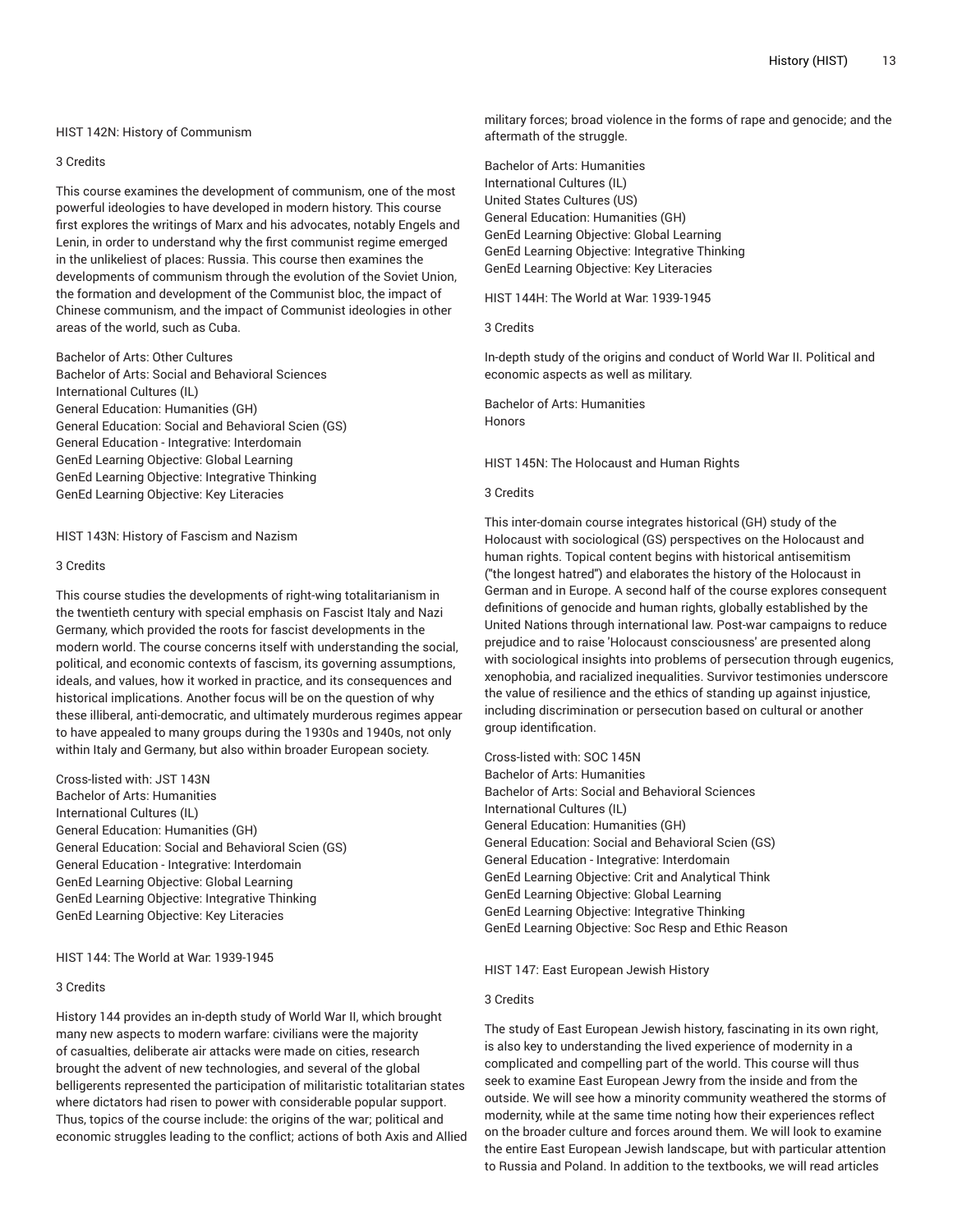## HIST 142N: History of Communism

3 Credits

This course examines the development of communism, one of the most powerful ideologies to have developed in modern history. This course first explores the writings of Marx and his advocates, notably Engels and Lenin, in order to understand why the first communist regime emerged in the unlikeliest of places: Russia. This course then examines the developments of communism through the evolution of the Soviet Union, the formation and development of the Communist bloc, the impact of Chinese communism, and the impact of Communist ideologies in other areas of the world, such as Cuba.

Bachelor of Arts: Other Cultures
Bachelor of Arts: Social and Behavioral Sciences
International Cultures (IL)
General Education: Humanities (GH)
General Education: Social and Behavioral Scien (GS)
General Education - Integrative: Interdomain
GenEd Learning Objective: Global Learning
GenEd Learning Objective: Integrative Thinking
GenEd Learning Objective: Key Literacies

## HIST 143N: History of Fascism and Nazism

3 Credits

This course studies the developments of right-wing totalitarianism in the twentieth century with special emphasis on Fascist Italy and Nazi Germany, which provided the roots for fascist developments in the modern world. The course concerns itself with understanding the social, political, and economic contexts of fascism, its governing assumptions, ideals, and values, how it worked in practice, and its consequences and historical implications. Another focus will be on the question of why these illiberal, anti-democratic, and ultimately murderous regimes appear to have appealed to many groups during the 1930s and 1940s, not only within Italy and Germany, but also within broader European society.

Cross-listed with: JST 143N
Bachelor of Arts: Humanities
International Cultures (IL)
General Education: Humanities (GH)
General Education: Social and Behavioral Scien (GS)
General Education - Integrative: Interdomain
GenEd Learning Objective: Global Learning
GenEd Learning Objective: Integrative Thinking
GenEd Learning Objective: Key Literacies

## HIST 144: The World at War: 1939-1945

3 Credits

History 144 provides an in-depth study of World War II, which brought many new aspects to modern warfare: civilians were the majority of casualties, deliberate air attacks were made on cities, research brought the advent of new technologies, and several of the global belligerents represented the participation of militaristic totalitarian states where dictators had risen to power with considerable popular support. Thus, topics of the course include: the origins of the war; political and economic struggles leading to the conflict; actions of both Axis and Allied military forces; broad violence in the forms of rape and genocide; and the aftermath of the struggle.

Bachelor of Arts: Humanities
International Cultures (IL)
United States Cultures (US)
General Education: Humanities (GH)
GenEd Learning Objective: Global Learning
GenEd Learning Objective: Integrative Thinking
GenEd Learning Objective: Key Literacies

## HIST 144H: The World at War: 1939-1945

3 Credits

In-depth study of the origins and conduct of World War II. Political and economic aspects as well as military.

Bachelor of Arts: Humanities
Honors

## HIST 145N: The Holocaust and Human Rights

3 Credits

This inter-domain course integrates historical (GH) study of the Holocaust with sociological (GS) perspectives on the Holocaust and human rights. Topical content begins with historical antisemitism ("the longest hatred") and elaborates the history of the Holocaust in German and in Europe. A second half of the course explores consequent definitions of genocide and human rights, globally established by the United Nations through international law. Post-war campaigns to reduce prejudice and to raise 'Holocaust consciousness' are presented along with sociological insights into problems of persecution through eugenics, xenophobia, and racialized inequalities. Survivor testimonies underscore the value of resilience and the ethics of standing up against injustice, including discrimination or persecution based on cultural or another group identification.

Cross-listed with: SOC 145N
Bachelor of Arts: Humanities
Bachelor of Arts: Social and Behavioral Sciences
International Cultures (IL)
General Education: Humanities (GH)
General Education: Social and Behavioral Scien (GS)
General Education - Integrative: Interdomain
GenEd Learning Objective: Crit and Analytical Think
GenEd Learning Objective: Global Learning
GenEd Learning Objective: Integrative Thinking
GenEd Learning Objective: Soc Resp and Ethic Reason

## HIST 147: East European Jewish History

3 Credits

The study of East European Jewish history, fascinating in its own right, is also key to understanding the lived experience of modernity in a complicated and compelling part of the world. This course will thus seek to examine East European Jewry from the inside and from the outside. We will see how a minority community weathered the storms of modernity, while at the same time noting how their experiences reflect on the broader culture and forces around them. We will look to examine the entire East European Jewish landscape, but with particular attention to Russia and Poland. In addition to the textbooks, we will read articles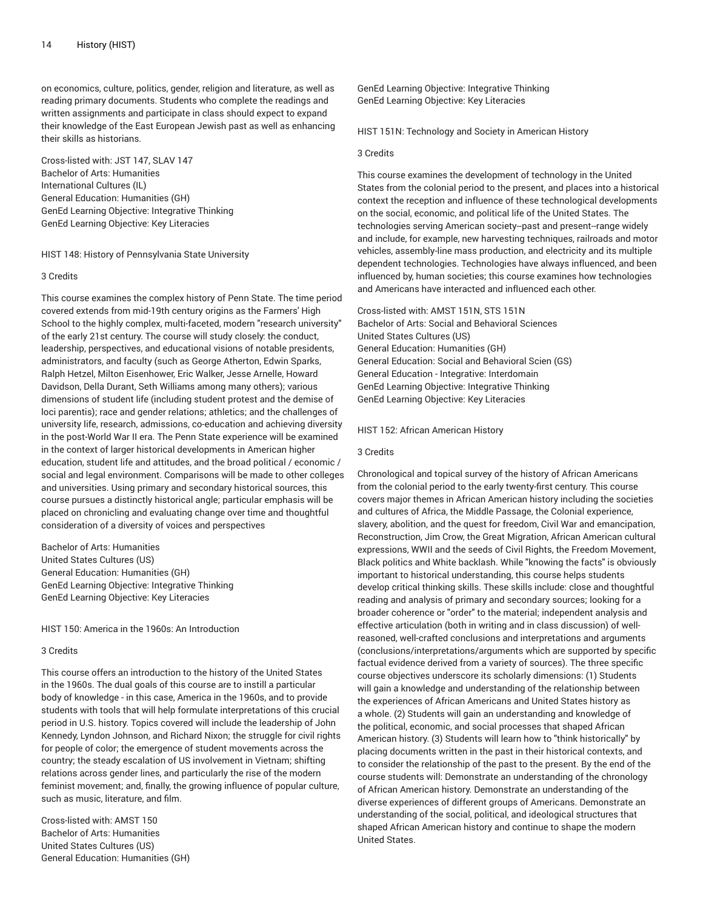on economics, culture, politics, gender, religion and literature, as well as reading primary documents. Students who complete the readings and written assignments and participate in class should expect to expand their knowledge of the East European Jewish past as well as enhancing their skills as historians.

Cross-listed with: JST 147, SLAV 147
Bachelor of Arts: Humanities
International Cultures (IL)
General Education: Humanities (GH)
GenEd Learning Objective: Integrative Thinking
GenEd Learning Objective: Key Literacies

### HIST 148: History of Pennsylvania State University

3 Credits

This course examines the complex history of Penn State. The time period covered extends from mid-19th century origins as the Farmers' High School to the highly complex, multi-faceted, modern "research university" of the early 21st century. The course will study closely: the conduct, leadership, perspectives, and educational visions of notable presidents, administrators, and faculty (such as George Atherton, Edwin Sparks, Ralph Hetzel, Milton Eisenhower, Eric Walker, Jesse Arnelle, Howard Davidson, Della Durant, Seth Williams among many others); various dimensions of student life (including student protest and the demise of loci parentis); race and gender relations; athletics; and the challenges of university life, research, admissions, co-education and achieving diversity in the post-World War II era. The Penn State experience will be examined in the context of larger historical developments in American higher education, student life and attitudes, and the broad political / economic / social and legal environment. Comparisons will be made to other colleges and universities. Using primary and secondary historical sources, this course pursues a distinctly historical angle; particular emphasis will be placed on chronicling and evaluating change over time and thoughtful consideration of a diversity of voices and perspectives

Bachelor of Arts: Humanities
United States Cultures (US)
General Education: Humanities (GH)
GenEd Learning Objective: Integrative Thinking
GenEd Learning Objective: Key Literacies

### HIST 150: America in the 1960s: An Introduction

3 Credits

This course offers an introduction to the history of the United States in the 1960s. The dual goals of this course are to instill a particular body of knowledge - in this case, America in the 1960s, and to provide students with tools that will help formulate interpretations of this crucial period in U.S. history. Topics covered will include the leadership of John Kennedy, Lyndon Johnson, and Richard Nixon; the struggle for civil rights for people of color; the emergence of student movements across the country; the steady escalation of US involvement in Vietnam; shifting relations across gender lines, and particularly the rise of the modern feminist movement; and, finally, the growing influence of popular culture, such as music, literature, and film.

Cross-listed with: AMST 150
Bachelor of Arts: Humanities
United States Cultures (US)
General Education: Humanities (GH)
GenEd Learning Objective: Integrative Thinking
GenEd Learning Objective: Key Literacies

### HIST 151N: Technology and Society in American History

3 Credits

This course examines the development of technology in the United States from the colonial period to the present, and places into a historical context the reception and influence of these technological developments on the social, economic, and political life of the United States. The technologies serving American society--past and present--range widely and include, for example, new harvesting techniques, railroads and motor vehicles, assembly-line mass production, and electricity and its multiple dependent technologies. Technologies have always influenced, and been influenced by, human societies; this course examines how technologies and Americans have interacted and influenced each other.

Cross-listed with: AMST 151N, STS 151N
Bachelor of Arts: Social and Behavioral Sciences
United States Cultures (US)
General Education: Humanities (GH)
General Education: Social and Behavioral Scien (GS)
General Education - Integrative: Interdomain
GenEd Learning Objective: Integrative Thinking
GenEd Learning Objective: Key Literacies

### HIST 152: African American History

3 Credits

Chronological and topical survey of the history of African Americans from the colonial period to the early twenty-first century. This course covers major themes in African American history including the societies and cultures of Africa, the Middle Passage, the Colonial experience, slavery, abolition, and the quest for freedom, Civil War and emancipation, Reconstruction, Jim Crow, the Great Migration, African American cultural expressions, WWII and the seeds of Civil Rights, the Freedom Movement, Black politics and White backlash. While "knowing the facts" is obviously important to historical understanding, this course helps students develop critical thinking skills. These skills include: close and thoughtful reading and analysis of primary and secondary sources; looking for a broader coherence or "order" to the material; independent analysis and effective articulation (both in writing and in class discussion) of well-reasoned, well-crafted conclusions and interpretations and arguments (conclusions/interpretations/arguments which are supported by specific factual evidence derived from a variety of sources). The three specific course objectives underscore its scholarly dimensions: (1) Students will gain a knowledge and understanding of the relationship between the experiences of African Americans and United States history as a whole. (2) Students will gain an understanding and knowledge of the political, economic, and social processes that shaped African American history. (3) Students will learn how to "think historically" by placing documents written in the past in their historical contexts, and to consider the relationship of the past to the present. By the end of the course students will: Demonstrate an understanding of the chronology of African American history. Demonstrate an understanding of the diverse experiences of different groups of Americans. Demonstrate an understanding of the social, political, and ideological structures that shaped African American history and continue to shape the modern United States.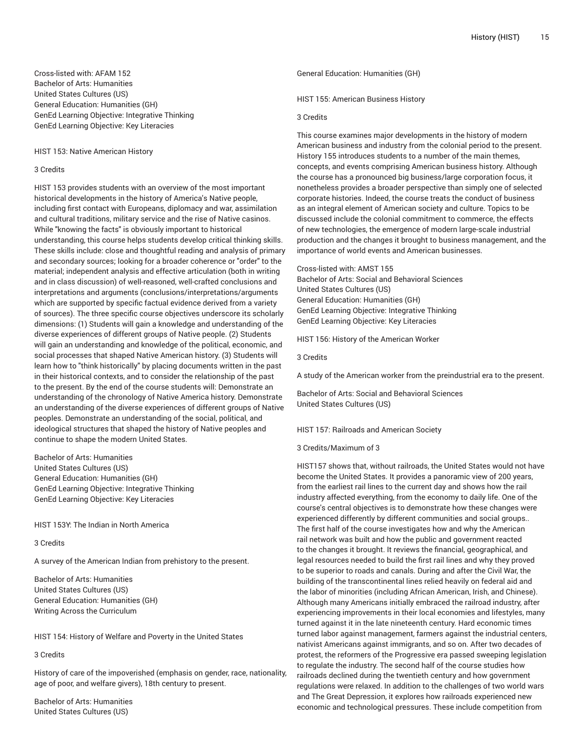Cross-listed with: AFAM 152
Bachelor of Arts: Humanities
United States Cultures (US)
General Education: Humanities (GH)
GenEd Learning Objective: Integrative Thinking
GenEd Learning Objective: Key Literacies

### HIST 153: Native American History

3 Credits

HIST 153 provides students with an overview of the most important historical developments in the history of America's Native people, including first contact with Europeans, diplomacy and war, assimilation and cultural traditions, military service and the rise of Native casinos. While "knowing the facts" is obviously important to historical understanding, this course helps students develop critical thinking skills. These skills include: close and thoughtful reading and analysis of primary and secondary sources; looking for a broader coherence or "order" to the material; independent analysis and effective articulation (both in writing and in class discussion) of well-reasoned, well-crafted conclusions and interpretations and arguments (conclusions/interpretations/arguments which are supported by specific factual evidence derived from a variety of sources). The three specific course objectives underscore its scholarly dimensions: (1) Students will gain a knowledge and understanding of the diverse experiences of different groups of Native people. (2) Students will gain an understanding and knowledge of the political, economic, and social processes that shaped Native American history. (3) Students will learn how to "think historically" by placing documents written in the past in their historical contexts, and to consider the relationship of the past to the present. By the end of the course students will: Demonstrate an understanding of the chronology of Native America history. Demonstrate an understanding of the diverse experiences of different groups of Native peoples. Demonstrate an understanding of the social, political, and ideological structures that shaped the history of Native peoples and continue to shape the modern United States.

Bachelor of Arts: Humanities
United States Cultures (US)
General Education: Humanities (GH)
GenEd Learning Objective: Integrative Thinking
GenEd Learning Objective: Key Literacies

### HIST 153Y: The Indian in North America

3 Credits

A survey of the American Indian from prehistory to the present.

Bachelor of Arts: Humanities
United States Cultures (US)
General Education: Humanities (GH)
Writing Across the Curriculum

### HIST 154: History of Welfare and Poverty in the United States

3 Credits

History of care of the impoverished (emphasis on gender, race, nationality, age of poor, and welfare givers), 18th century to present.

Bachelor of Arts: Humanities
United States Cultures (US)
General Education: Humanities (GH)

### HIST 155: American Business History

3 Credits

This course examines major developments in the history of modern American business and industry from the colonial period to the present. History 155 introduces students to a number of the main themes, concepts, and events comprising American business history. Although the course has a pronounced big business/large corporation focus, it nonetheless provides a broader perspective than simply one of selected corporate histories. Indeed, the course treats the conduct of business as an integral element of American society and culture. Topics to be discussed include the colonial commitment to commerce, the effects of new technologies, the emergence of modern large-scale industrial production and the changes it brought to business management, and the importance of world events and American businesses.

Cross-listed with: AMST 155
Bachelor of Arts: Social and Behavioral Sciences
United States Cultures (US)
General Education: Humanities (GH)
GenEd Learning Objective: Integrative Thinking
GenEd Learning Objective: Key Literacies

### HIST 156: History of the American Worker

3 Credits

A study of the American worker from the preindustrial era to the present.

Bachelor of Arts: Social and Behavioral Sciences
United States Cultures (US)

### HIST 157: Railroads and American Society

3 Credits/Maximum of 3

HIST157 shows that, without railroads, the United States would not have become the United States. It provides a panoramic view of 200 years, from the earliest rail lines to the current day and shows how the rail industry affected everything, from the economy to daily life. One of the course's central objectives is to demonstrate how these changes were experienced differently by different communities and social groups.. The first half of the course investigates how and why the American rail network was built and how the public and government reacted to the changes it brought. It reviews the financial, geographical, and legal resources needed to build the first rail lines and why they proved to be superior to roads and canals. During and after the Civil War, the building of the transcontinental lines relied heavily on federal aid and the labor of minorities (including African American, Irish, and Chinese). Although many Americans initially embraced the railroad industry, after experiencing improvements in their local economies and lifestyles, many turned against it in the late nineteenth century. Hard economic times turned labor against management, farmers against the industrial centers, nativist Americans against immigrants, and so on. After two decades of protest, the reformers of the Progressive era passed sweeping legislation to regulate the industry. The second half of the course studies how railroads declined during the twentieth century and how government regulations were relaxed. In addition to the challenges of two world wars and The Great Depression, it explores how railroads experienced new economic and technological pressures. These include competition from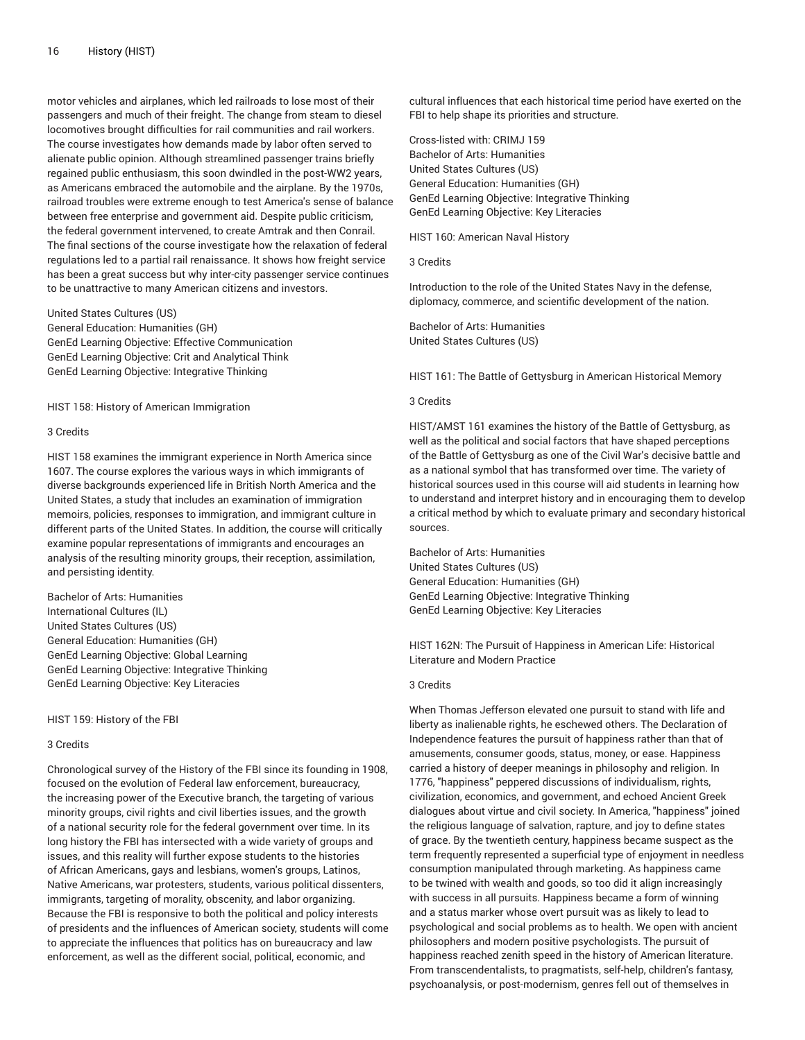motor vehicles and airplanes, which led railroads to lose most of their passengers and much of their freight. The change from steam to diesel locomotives brought difficulties for rail communities and rail workers. The course investigates how demands made by labor often served to alienate public opinion. Although streamlined passenger trains briefly regained public enthusiasm, this soon dwindled in the post-WW2 years, as Americans embraced the automobile and the airplane. By the 1970s, railroad troubles were extreme enough to test America's sense of balance between free enterprise and government aid. Despite public criticism, the federal government intervened, to create Amtrak and then Conrail. The final sections of the course investigate how the relaxation of federal regulations led to a partial rail renaissance. It shows how freight service has been a great success but why inter-city passenger service continues to be unattractive to many American citizens and investors.

United States Cultures (US)
General Education: Humanities (GH)
GenEd Learning Objective: Effective Communication
GenEd Learning Objective: Crit and Analytical Think
GenEd Learning Objective: Integrative Thinking

## HIST 158: History of American Immigration

3 Credits

HIST 158 examines the immigrant experience in North America since 1607. The course explores the various ways in which immigrants of diverse backgrounds experienced life in British North America and the United States, a study that includes an examination of immigration memoirs, policies, responses to immigration, and immigrant culture in different parts of the United States. In addition, the course will critically examine popular representations of immigrants and encourages an analysis of the resulting minority groups, their reception, assimilation, and persisting identity.

Bachelor of Arts: Humanities
International Cultures (IL)
United States Cultures (US)
General Education: Humanities (GH)
GenEd Learning Objective: Global Learning
GenEd Learning Objective: Integrative Thinking
GenEd Learning Objective: Key Literacies

## HIST 159: History of the FBI

3 Credits

Chronological survey of the History of the FBI since its founding in 1908, focused on the evolution of Federal law enforcement, bureaucracy, the increasing power of the Executive branch, the targeting of various minority groups, civil rights and civil liberties issues, and the growth of a national security role for the federal government over time. In its long history the FBI has intersected with a wide variety of groups and issues, and this reality will further expose students to the histories of African Americans, gays and lesbians, women's groups, Latinos, Native Americans, war protesters, students, various political dissenters, immigrants, targeting of morality, obscenity, and labor organizing. Because the FBI is responsive to both the political and policy interests of presidents and the influences of American society, students will come to appreciate the influences that politics has on bureaucracy and law enforcement, as well as the different social, political, economic, and cultural influences that each historical time period have exerted on the FBI to help shape its priorities and structure.

Cross-listed with: CRIMJ 159
Bachelor of Arts: Humanities
United States Cultures (US)
General Education: Humanities (GH)
GenEd Learning Objective: Integrative Thinking
GenEd Learning Objective: Key Literacies

## HIST 160: American Naval History

3 Credits

Introduction to the role of the United States Navy in the defense, diplomacy, commerce, and scientific development of the nation.

Bachelor of Arts: Humanities
United States Cultures (US)

## HIST 161: The Battle of Gettysburg in American Historical Memory

3 Credits

HIST/AMST 161 examines the history of the Battle of Gettysburg, as well as the political and social factors that have shaped perceptions of the Battle of Gettysburg as one of the Civil War's decisive battle and as a national symbol that has transformed over time. The variety of historical sources used in this course will aid students in learning how to understand and interpret history and in encouraging them to develop a critical method by which to evaluate primary and secondary historical sources.

Bachelor of Arts: Humanities
United States Cultures (US)
General Education: Humanities (GH)
GenEd Learning Objective: Integrative Thinking
GenEd Learning Objective: Key Literacies

## HIST 162N: The Pursuit of Happiness in American Life: Historical Literature and Modern Practice

3 Credits

When Thomas Jefferson elevated one pursuit to stand with life and liberty as inalienable rights, he eschewed others. The Declaration of Independence features the pursuit of happiness rather than that of amusements, consumer goods, status, money, or ease. Happiness carried a history of deeper meanings in philosophy and religion. In 1776, "happiness" peppered discussions of individualism, rights, civilization, economics, and government, and echoed Ancient Greek dialogues about virtue and civil society. In America, "happiness" joined the religious language of salvation, rapture, and joy to define states of grace. By the twentieth century, happiness became suspect as the term frequently represented a superficial type of enjoyment in needless consumption manipulated through marketing. As happiness came to be twined with wealth and goods, so too did it align increasingly with success in all pursuits. Happiness became a form of winning and a status marker whose overt pursuit was as likely to lead to psychological and social problems as to health. We open with ancient philosophers and modern positive psychologists. The pursuit of happiness reached zenith speed in the history of American literature. From transcendentalists, to pragmatists, self-help, children's fantasy, psychoanalysis, or post-modernism, genres fell out of themselves in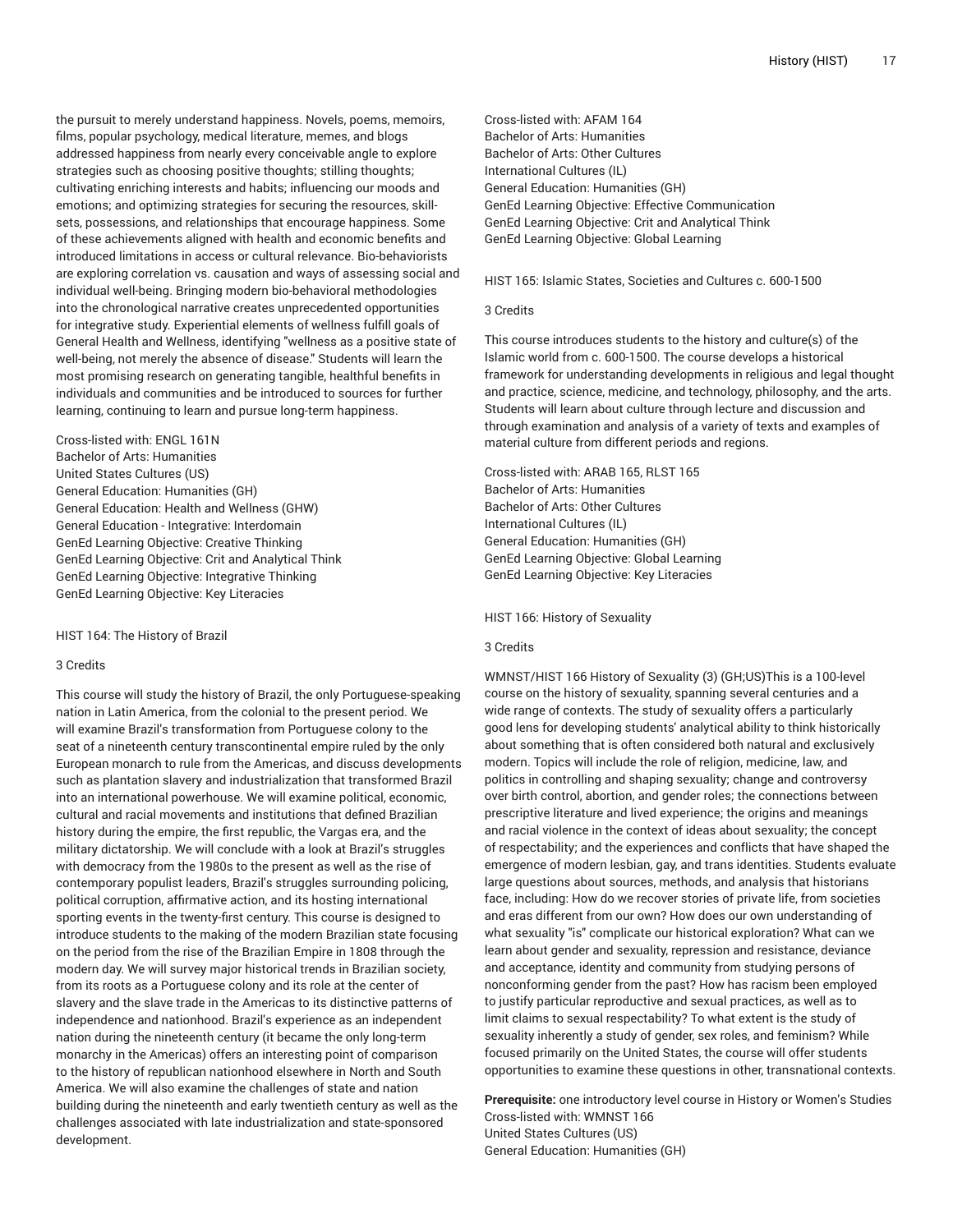the pursuit to merely understand happiness. Novels, poems, memoirs, films, popular psychology, medical literature, memes, and blogs addressed happiness from nearly every conceivable angle to explore strategies such as choosing positive thoughts; stilling thoughts; cultivating enriching interests and habits; influencing our moods and emotions; and optimizing strategies for securing the resources, skill-sets, possessions, and relationships that encourage happiness. Some of these achievements aligned with health and economic benefits and introduced limitations in access or cultural relevance. Bio-behaviorists are exploring correlation vs. causation and ways of assessing social and individual well-being. Bringing modern bio-behavioral methodologies into the chronological narrative creates unprecedented opportunities for integrative study. Experiential elements of wellness fulfill goals of General Health and Wellness, identifying "wellness as a positive state of well-being, not merely the absence of disease." Students will learn the most promising research on generating tangible, healthful benefits in individuals and communities and be introduced to sources for further learning, continuing to learn and pursue long-term happiness.

Cross-listed with: ENGL 161N
Bachelor of Arts: Humanities
United States Cultures (US)
General Education: Humanities (GH)
General Education: Health and Wellness (GHW)
General Education - Integrative: Interdomain
GenEd Learning Objective: Creative Thinking
GenEd Learning Objective: Crit and Analytical Think
GenEd Learning Objective: Integrative Thinking
GenEd Learning Objective: Key Literacies

HIST 164: The History of Brazil

3 Credits

This course will study the history of Brazil, the only Portuguese-speaking nation in Latin America, from the colonial to the present period. We will examine Brazil's transformation from Portuguese colony to the seat of a nineteenth century transcontinental empire ruled by the only European monarch to rule from the Americas, and discuss developments such as plantation slavery and industrialization that transformed Brazil into an international powerhouse. We will examine political, economic, cultural and racial movements and institutions that defined Brazilian history during the empire, the first republic, the Vargas era, and the military dictatorship. We will conclude with a look at Brazil's struggles with democracy from the 1980s to the present as well as the rise of contemporary populist leaders, Brazil's struggles surrounding policing, political corruption, affirmative action, and its hosting international sporting events in the twenty-first century. This course is designed to introduce students to the making of the modern Brazilian state focusing on the period from the rise of the Brazilian Empire in 1808 through the modern day. We will survey major historical trends in Brazilian society, from its roots as a Portuguese colony and its role at the center of slavery and the slave trade in the Americas to its distinctive patterns of independence and nationhood. Brazil's experience as an independent nation during the nineteenth century (it became the only long-term monarchy in the Americas) offers an interesting point of comparison to the history of republican nationhood elsewhere in North and South America. We will also examine the challenges of state and nation building during the nineteenth and early twentieth century as well as the challenges associated with late industrialization and state-sponsored development.

Cross-listed with: AFAM 164
Bachelor of Arts: Humanities
Bachelor of Arts: Other Cultures
International Cultures (IL)
General Education: Humanities (GH)
GenEd Learning Objective: Effective Communication
GenEd Learning Objective: Crit and Analytical Think
GenEd Learning Objective: Global Learning

HIST 165: Islamic States, Societies and Cultures c. 600-1500

3 Credits

This course introduces students to the history and culture(s) of the Islamic world from c. 600-1500. The course develops a historical framework for understanding developments in religious and legal thought and practice, science, medicine, and technology, philosophy, and the arts. Students will learn about culture through lecture and discussion and through examination and analysis of a variety of texts and examples of material culture from different periods and regions.

Cross-listed with: ARAB 165, RLST 165
Bachelor of Arts: Humanities
Bachelor of Arts: Other Cultures
International Cultures (IL)
General Education: Humanities (GH)
GenEd Learning Objective: Global Learning
GenEd Learning Objective: Key Literacies

HIST 166: History of Sexuality

3 Credits

WMNST/HIST 166 History of Sexuality (3) (GH;US)This is a 100-level course on the history of sexuality, spanning several centuries and a wide range of contexts. The study of sexuality offers a particularly good lens for developing students' analytical ability to think historically about something that is often considered both natural and exclusively modern. Topics will include the role of religion, medicine, law, and politics in controlling and shaping sexuality; change and controversy over birth control, abortion, and gender roles; the connections between prescriptive literature and lived experience; the origins and meanings and racial violence in the context of ideas about sexuality; the concept of respectability; and the experiences and conflicts that have shaped the emergence of modern lesbian, gay, and trans identities. Students evaluate large questions about sources, methods, and analysis that historians face, including: How do we recover stories of private life, from societies and eras different from our own? How does our own understanding of what sexuality "is" complicate our historical exploration? What can we learn about gender and sexuality, repression and resistance, deviance and acceptance, identity and community from studying persons of nonconforming gender from the past? How has racism been employed to justify particular reproductive and sexual practices, as well as to limit claims to sexual respectability? To what extent is the study of sexuality inherently a study of gender, sex roles, and feminism? While focused primarily on the United States, the course will offer students opportunities to examine these questions in other, transnational contexts.

**Prerequisite:** one introductory level course in History or Women's Studies
Cross-listed with: WMNST 166
United States Cultures (US)
General Education: Humanities (GH)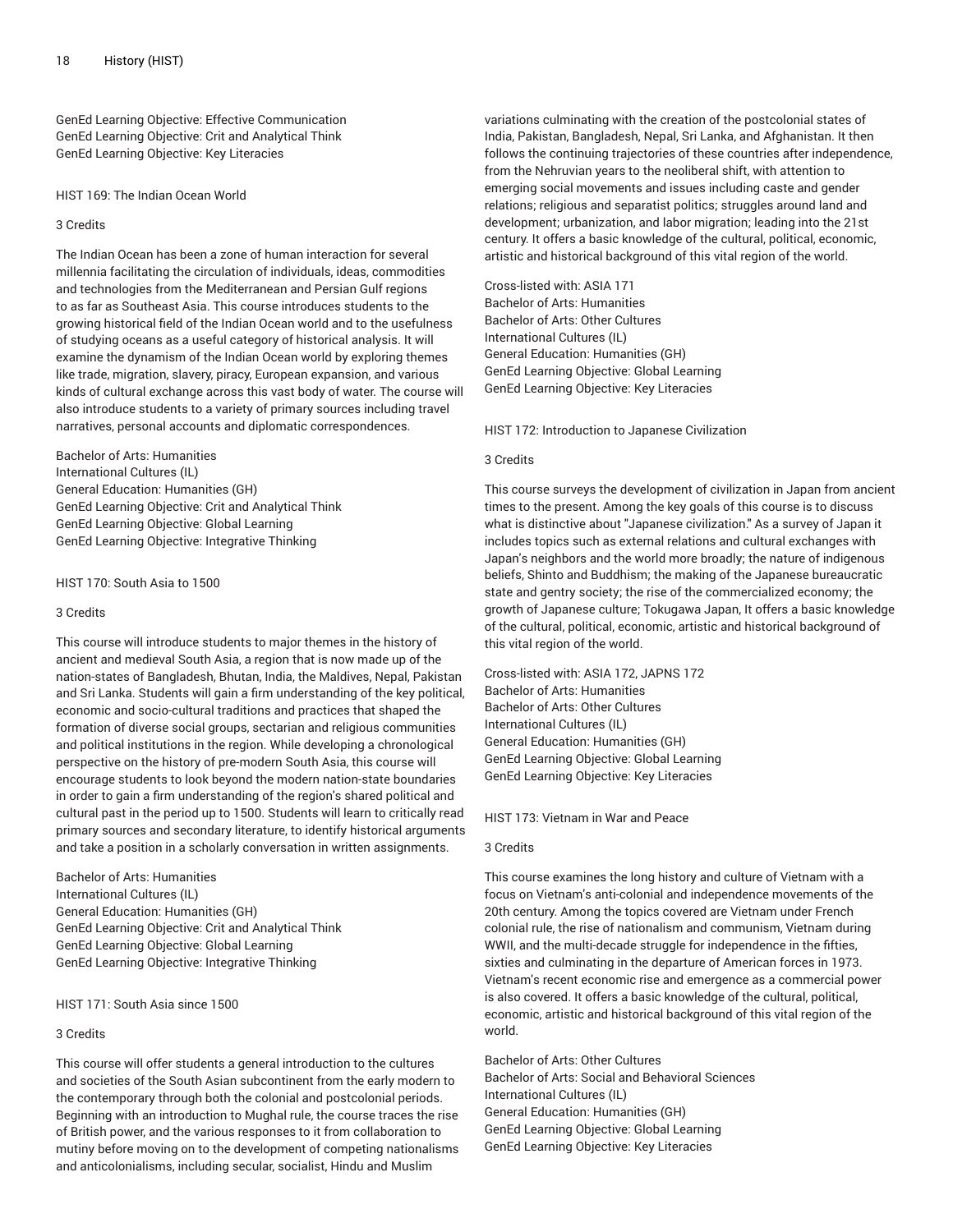GenEd Learning Objective: Effective Communication
GenEd Learning Objective: Crit and Analytical Think
GenEd Learning Objective: Key Literacies

### HIST 169: The Indian Ocean World

3 Credits

The Indian Ocean has been a zone of human interaction for several millennia facilitating the circulation of individuals, ideas, commodities and technologies from the Mediterranean and Persian Gulf regions to as far as Southeast Asia. This course introduces students to the growing historical field of the Indian Ocean world and to the usefulness of studying oceans as a useful category of historical analysis. It will examine the dynamism of the Indian Ocean world by exploring themes like trade, migration, slavery, piracy, European expansion, and various kinds of cultural exchange across this vast body of water. The course will also introduce students to a variety of primary sources including travel narratives, personal accounts and diplomatic correspondences.

Bachelor of Arts: Humanities
International Cultures (IL)
General Education: Humanities (GH)
GenEd Learning Objective: Crit and Analytical Think
GenEd Learning Objective: Global Learning
GenEd Learning Objective: Integrative Thinking

### HIST 170: South Asia to 1500

3 Credits

This course will introduce students to major themes in the history of ancient and medieval South Asia, a region that is now made up of the nation-states of Bangladesh, Bhutan, India, the Maldives, Nepal, Pakistan and Sri Lanka. Students will gain a firm understanding of the key political, economic and socio-cultural traditions and practices that shaped the formation of diverse social groups, sectarian and religious communities and political institutions in the region. While developing a chronological perspective on the history of pre-modern South Asia, this course will encourage students to look beyond the modern nation-state boundaries in order to gain a firm understanding of the region's shared political and cultural past in the period up to 1500. Students will learn to critically read primary sources and secondary literature, to identify historical arguments and take a position in a scholarly conversation in written assignments.

Bachelor of Arts: Humanities
International Cultures (IL)
General Education: Humanities (GH)
GenEd Learning Objective: Crit and Analytical Think
GenEd Learning Objective: Global Learning
GenEd Learning Objective: Integrative Thinking

### HIST 171: South Asia since 1500

3 Credits

This course will offer students a general introduction to the cultures and societies of the South Asian subcontinent from the early modern to the contemporary through both the colonial and postcolonial periods. Beginning with an introduction to Mughal rule, the course traces the rise of British power, and the various responses to it from collaboration to mutiny before moving on to the development of competing nationalisms and anticolonialisms, including secular, socialist, Hindu and Muslim variations culminating with the creation of the postcolonial states of India, Pakistan, Bangladesh, Nepal, Sri Lanka, and Afghanistan. It then follows the continuing trajectories of these countries after independence, from the Nehruvian years to the neoliberal shift, with attention to emerging social movements and issues including caste and gender relations; religious and separatist politics; struggles around land and development; urbanization, and labor migration; leading into the 21st century. It offers a basic knowledge of the cultural, political, economic, artistic and historical background of this vital region of the world.

Cross-listed with: ASIA 171
Bachelor of Arts: Humanities
Bachelor of Arts: Other Cultures
International Cultures (IL)
General Education: Humanities (GH)
GenEd Learning Objective: Global Learning
GenEd Learning Objective: Key Literacies

### HIST 172: Introduction to Japanese Civilization

3 Credits

This course surveys the development of civilization in Japan from ancient times to the present. Among the key goals of this course is to discuss what is distinctive about "Japanese civilization." As a survey of Japan it includes topics such as external relations and cultural exchanges with Japan's neighbors and the world more broadly; the nature of indigenous beliefs, Shinto and Buddhism; the making of the Japanese bureaucratic state and gentry society; the rise of the commercialized economy; the growth of Japanese culture; Tokugawa Japan, It offers a basic knowledge of the cultural, political, economic, artistic and historical background of this vital region of the world.

Cross-listed with: ASIA 172, JAPNS 172
Bachelor of Arts: Humanities
Bachelor of Arts: Other Cultures
International Cultures (IL)
General Education: Humanities (GH)
GenEd Learning Objective: Global Learning
GenEd Learning Objective: Key Literacies

### HIST 173: Vietnam in War and Peace

3 Credits

This course examines the long history and culture of Vietnam with a focus on Vietnam's anti-colonial and independence movements of the 20th century. Among the topics covered are Vietnam under French colonial rule, the rise of nationalism and communism, Vietnam during WWII, and the multi-decade struggle for independence in the fifties, sixties and culminating in the departure of American forces in 1973. Vietnam's recent economic rise and emergence as a commercial power is also covered. It offers a basic knowledge of the cultural, political, economic, artistic and historical background of this vital region of the world.

Bachelor of Arts: Other Cultures
Bachelor of Arts: Social and Behavioral Sciences
International Cultures (IL)
General Education: Humanities (GH)
GenEd Learning Objective: Global Learning
GenEd Learning Objective: Key Literacies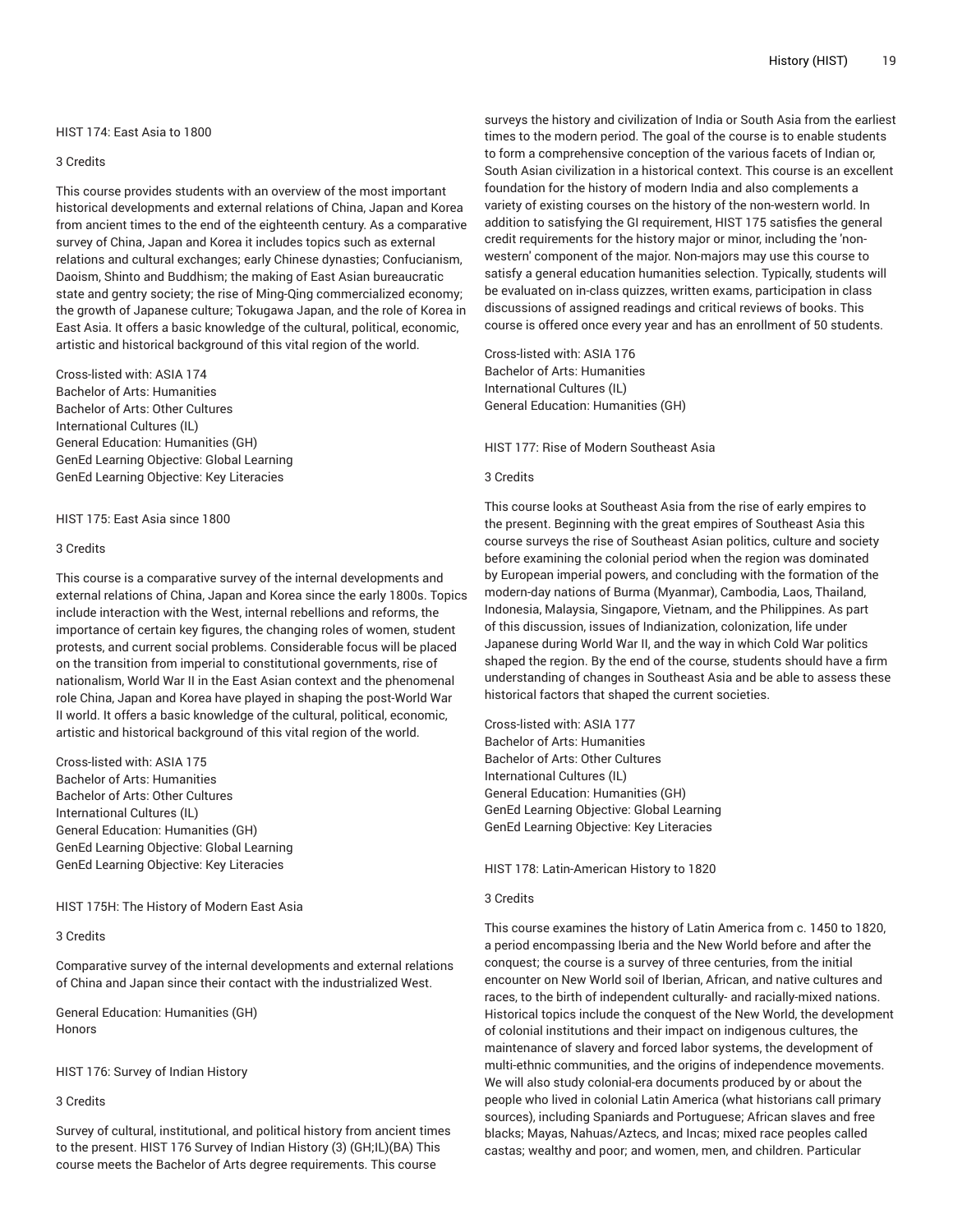### HIST 174: East Asia to 1800

3 Credits

This course provides students with an overview of the most important historical developments and external relations of China, Japan and Korea from ancient times to the end of the eighteenth century. As a comparative survey of China, Japan and Korea it includes topics such as external relations and cultural exchanges; early Chinese dynasties; Confucianism, Daoism, Shinto and Buddhism; the making of East Asian bureaucratic state and gentry society; the rise of Ming-Qing commercialized economy; the growth of Japanese culture; Tokugawa Japan, and the role of Korea in East Asia. It offers a basic knowledge of the cultural, political, economic, artistic and historical background of this vital region of the world.

Cross-listed with: ASIA 174
Bachelor of Arts: Humanities
Bachelor of Arts: Other Cultures
International Cultures (IL)
General Education: Humanities (GH)
GenEd Learning Objective: Global Learning
GenEd Learning Objective: Key Literacies

### HIST 175: East Asia since 1800

3 Credits

This course is a comparative survey of the internal developments and external relations of China, Japan and Korea since the early 1800s. Topics include interaction with the West, internal rebellions and reforms, the importance of certain key figures, the changing roles of women, student protests, and current social problems. Considerable focus will be placed on the transition from imperial to constitutional governments, rise of nationalism, World War II in the East Asian context and the phenomenal role China, Japan and Korea have played in shaping the post-World War II world. It offers a basic knowledge of the cultural, political, economic, artistic and historical background of this vital region of the world.

Cross-listed with: ASIA 175
Bachelor of Arts: Humanities
Bachelor of Arts: Other Cultures
International Cultures (IL)
General Education: Humanities (GH)
GenEd Learning Objective: Global Learning
GenEd Learning Objective: Key Literacies

### HIST 175H: The History of Modern East Asia

3 Credits

Comparative survey of the internal developments and external relations of China and Japan since their contact with the industrialized West.

General Education: Humanities (GH)
Honors

### HIST 176: Survey of Indian History

3 Credits

Survey of cultural, institutional, and political history from ancient times to the present. HIST 176 Survey of Indian History (3) (GH;IL)(BA) This course meets the Bachelor of Arts degree requirements. This course surveys the history and civilization of India or South Asia from the earliest times to the modern period. The goal of the course is to enable students to form a comprehensive conception of the various facets of Indian or, South Asian civilization in a historical context. This course is an excellent foundation for the history of modern India and also complements a variety of existing courses on the history of the non-western world. In addition to satisfying the GI requirement, HIST 175 satisfies the general credit requirements for the history major or minor, including the 'non-western' component of the major. Non-majors may use this course to satisfy a general education humanities selection. Typically, students will be evaluated on in-class quizzes, written exams, participation in class discussions of assigned readings and critical reviews of books. This course is offered once every year and has an enrollment of 50 students.

Cross-listed with: ASIA 176
Bachelor of Arts: Humanities
International Cultures (IL)
General Education: Humanities (GH)

### HIST 177: Rise of Modern Southeast Asia

3 Credits

This course looks at Southeast Asia from the rise of early empires to the present. Beginning with the great empires of Southeast Asia this course surveys the rise of Southeast Asian politics, culture and society before examining the colonial period when the region was dominated by European imperial powers, and concluding with the formation of the modern-day nations of Burma (Myanmar), Cambodia, Laos, Thailand, Indonesia, Malaysia, Singapore, Vietnam, and the Philippines. As part of this discussion, issues of Indianization, colonization, life under Japanese during World War II, and the way in which Cold War politics shaped the region. By the end of the course, students should have a firm understanding of changes in Southeast Asia and be able to assess these historical factors that shaped the current societies.

Cross-listed with: ASIA 177
Bachelor of Arts: Humanities
Bachelor of Arts: Other Cultures
International Cultures (IL)
General Education: Humanities (GH)
GenEd Learning Objective: Global Learning
GenEd Learning Objective: Key Literacies

### HIST 178: Latin-American History to 1820

3 Credits

This course examines the history of Latin America from c. 1450 to 1820, a period encompassing Iberia and the New World before and after the conquest; the course is a survey of three centuries, from the initial encounter on New World soil of Iberian, African, and native cultures and races, to the birth of independent culturally- and racially-mixed nations. Historical topics include the conquest of the New World, the development of colonial institutions and their impact on indigenous cultures, the maintenance of slavery and forced labor systems, the development of multi-ethnic communities, and the origins of independence movements. We will also study colonial-era documents produced by or about the people who lived in colonial Latin America (what historians call primary sources), including Spaniards and Portuguese; African slaves and free blacks; Mayas, Nahuas/Aztecs, and Incas; mixed race peoples called castas; wealthy and poor; and women, men, and children. Particular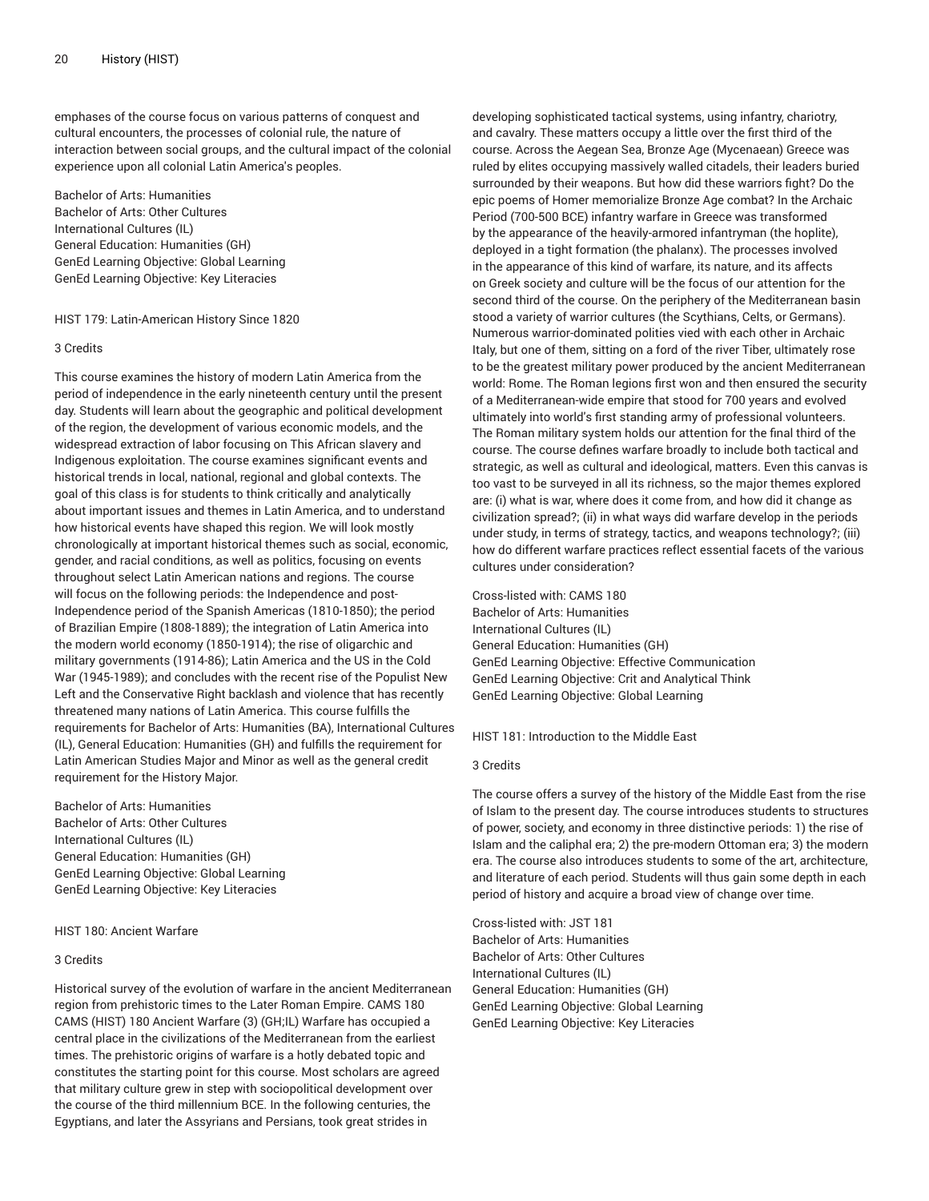emphases of the course focus on various patterns of conquest and cultural encounters, the processes of colonial rule, the nature of interaction between social groups, and the cultural impact of the colonial experience upon all colonial Latin America's peoples.

Bachelor of Arts: Humanities
Bachelor of Arts: Other Cultures
International Cultures (IL)
General Education: Humanities (GH)
GenEd Learning Objective: Global Learning
GenEd Learning Objective: Key Literacies

### HIST 179: Latin-American History Since 1820

3 Credits

This course examines the history of modern Latin America from the period of independence in the early nineteenth century until the present day. Students will learn about the geographic and political development of the region, the development of various economic models, and the widespread extraction of labor focusing on This African slavery and Indigenous exploitation. The course examines significant events and historical trends in local, national, regional and global contexts. The goal of this class is for students to think critically and analytically about important issues and themes in Latin America, and to understand how historical events have shaped this region. We will look mostly chronologically at important historical themes such as social, economic, gender, and racial conditions, as well as politics, focusing on events throughout select Latin American nations and regions. The course will focus on the following periods: the Independence and post-Independence period of the Spanish Americas (1810-1850); the period of Brazilian Empire (1808-1889); the integration of Latin America into the modern world economy (1850-1914); the rise of oligarchic and military governments (1914-86); Latin America and the US in the Cold War (1945-1989); and concludes with the recent rise of the Populist New Left and the Conservative Right backlash and violence that has recently threatened many nations of Latin America. This course fulfills the requirements for Bachelor of Arts: Humanities (BA), International Cultures (IL), General Education: Humanities (GH) and fulfills the requirement for Latin American Studies Major and Minor as well as the general credit requirement for the History Major.

Bachelor of Arts: Humanities
Bachelor of Arts: Other Cultures
International Cultures (IL)
General Education: Humanities (GH)
GenEd Learning Objective: Global Learning
GenEd Learning Objective: Key Literacies

### HIST 180: Ancient Warfare

3 Credits

Historical survey of the evolution of warfare in the ancient Mediterranean region from prehistoric times to the Later Roman Empire. CAMS 180 CAMS (HIST) 180 Ancient Warfare (3) (GH;IL) Warfare has occupied a central place in the civilizations of the Mediterranean from the earliest times. The prehistoric origins of warfare is a hotly debated topic and constitutes the starting point for this course. Most scholars are agreed that military culture grew in step with sociopolitical development over the course of the third millennium BCE. In the following centuries, the Egyptians, and later the Assyrians and Persians, took great strides in developing sophisticated tactical systems, using infantry, chariotry, and cavalry. These matters occupy a little over the first third of the course. Across the Aegean Sea, Bronze Age (Mycenaean) Greece was ruled by elites occupying massively walled citadels, their leaders buried surrounded by their weapons. But how did these warriors fight? Do the epic poems of Homer memorialize Bronze Age combat? In the Archaic Period (700-500 BCE) infantry warfare in Greece was transformed by the appearance of the heavily-armored infantryman (the hoplite), deployed in a tight formation (the phalanx). The processes involved in the appearance of this kind of warfare, its nature, and its affects on Greek society and culture will be the focus of our attention for the second third of the course. On the periphery of the Mediterranean basin stood a variety of warrior cultures (the Scythians, Celts, or Germans). Numerous warrior-dominated polities vied with each other in Archaic Italy, but one of them, sitting on a ford of the river Tiber, ultimately rose to be the greatest military power produced by the ancient Mediterranean world: Rome. The Roman legions first won and then ensured the security of a Mediterranean-wide empire that stood for 700 years and evolved ultimately into world's first standing army of professional volunteers. The Roman military system holds our attention for the final third of the course. The course defines warfare broadly to include both tactical and strategic, as well as cultural and ideological, matters. Even this canvas is too vast to be surveyed in all its richness, so the major themes explored are: (i) what is war, where does it come from, and how did it change as civilization spread?; (ii) in what ways did warfare develop in the periods under study, in terms of strategy, tactics, and weapons technology?; (iii) how do different warfare practices reflect essential facets of the various cultures under consideration?

Cross-listed with: CAMS 180
Bachelor of Arts: Humanities
International Cultures (IL)
General Education: Humanities (GH)
GenEd Learning Objective: Effective Communication
GenEd Learning Objective: Crit and Analytical Think
GenEd Learning Objective: Global Learning

### HIST 181: Introduction to the Middle East

3 Credits

The course offers a survey of the history of the Middle East from the rise of Islam to the present day. The course introduces students to structures of power, society, and economy in three distinctive periods: 1) the rise of Islam and the caliphal era; 2) the pre-modern Ottoman era; 3) the modern era. The course also introduces students to some of the art, architecture, and literature of each period. Students will thus gain some depth in each period of history and acquire a broad view of change over time.

Cross-listed with: JST 181
Bachelor of Arts: Humanities
Bachelor of Arts: Other Cultures
International Cultures (IL)
General Education: Humanities (GH)
GenEd Learning Objective: Global Learning
GenEd Learning Objective: Key Literacies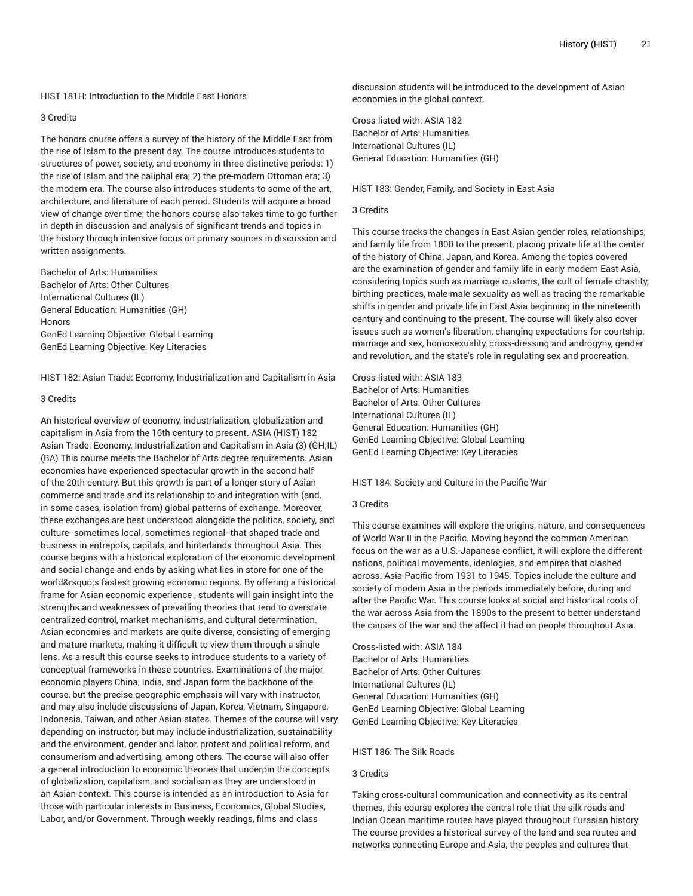HIST 181H: Introduction to the Middle East Honors

3 Credits

The honors course offers a survey of the history of the Middle East from the rise of Islam to the present day. The course introduces students to structures of power, society, and economy in three distinctive periods: 1) the rise of Islam and the caliphal era; 2) the pre-modern Ottoman era; 3) the modern era. The course also introduces students to some of the art, architecture, and literature of each period. Students will acquire a broad view of change over time; the honors course also takes time to go further in depth in discussion and analysis of significant trends and topics in the history through intensive focus on primary sources in discussion and written assignments.

Bachelor of Arts: Humanities
Bachelor of Arts: Other Cultures
International Cultures (IL)
General Education: Humanities (GH)
Honors
GenEd Learning Objective: Global Learning
GenEd Learning Objective: Key Literacies

HIST 182: Asian Trade: Economy, Industrialization and Capitalism in Asia

3 Credits

An historical overview of economy, industrialization, globalization and capitalism in Asia from the 16th century to present. ASIA (HIST) 182 Asian Trade: Economy, Industrialization and Capitalism in Asia (3) (GH;IL) (BA) This course meets the Bachelor of Arts degree requirements. Asian economies have experienced spectacular growth in the second half of the 20th century. But this growth is part of a longer story of Asian commerce and trade and its relationship to and integration with (and, in some cases, isolation from) global patterns of exchange. Moreover, these exchanges are best understood alongside the politics, society, and culture--sometimes local, sometimes regional--that shaped trade and business in entrepots, capitals, and hinterlands throughout Asia. This course begins with a historical exploration of the economic development and social change and ends by asking what lies in store for one of the world&rsquo;s fastest growing economic regions. By offering a historical frame for Asian economic experience , students will gain insight into the strengths and weaknesses of prevailing theories that tend to overstate centralized control, market mechanisms, and cultural determination. Asian economies and markets are quite diverse, consisting of emerging and mature markets, making it difficult to view them through a single lens. As a result this course seeks to introduce students to a variety of conceptual frameworks in these countries. Examinations of the major economic players China, India, and Japan form the backbone of the course, but the precise geographic emphasis will vary with instructor, and may also include discussions of Japan, Korea, Vietnam, Singapore, Indonesia, Taiwan, and other Asian states. Themes of the course will vary depending on instructor, but may include industrialization, sustainability and the environment, gender and labor, protest and political reform, and consumerism and advertising, among others. The course will also offer a general introduction to economic theories that underpin the concepts of globalization, capitalism, and socialism as they are understood in an Asian context. This course is intended as an introduction to Asia for those with particular interests in Business, Economics, Global Studies, Labor, and/or Government. Through weekly readings, films and class discussion students will be introduced to the development of Asian economies in the global context.

Cross-listed with: ASIA 182
Bachelor of Arts: Humanities
International Cultures (IL)
General Education: Humanities (GH)

HIST 183: Gender, Family, and Society in East Asia

3 Credits

This course tracks the changes in East Asian gender roles, relationships, and family life from 1800 to the present, placing private life at the center of the history of China, Japan, and Korea. Among the topics covered are the examination of gender and family life in early modern East Asia, considering topics such as marriage customs, the cult of female chastity, birthing practices, male-male sexuality as well as tracing the remarkable shifts in gender and private life in East Asia beginning in the nineteenth century and continuing to the present. The course will likely also cover issues such as women's liberation, changing expectations for courtship, marriage and sex, homosexuality, cross-dressing and androgyny, gender and revolution, and the state's role in regulating sex and procreation.

Cross-listed with: ASIA 183
Bachelor of Arts: Humanities
Bachelor of Arts: Other Cultures
International Cultures (IL)
General Education: Humanities (GH)
GenEd Learning Objective: Global Learning
GenEd Learning Objective: Key Literacies

HIST 184: Society and Culture in the Pacific War

3 Credits

This course examines will explore the origins, nature, and consequences of World War II in the Pacific. Moving beyond the common American focus on the war as a U.S.-Japanese conflict, it will explore the different nations, political movements, ideologies, and empires that clashed across. Asia-Pacific from 1931 to 1945. Topics include the culture and society of modern Asia in the periods immediately before, during and after the Pacific War. This course looks at social and historical roots of the war across Asia from the 1890s to the present to better understand the causes of the war and the affect it had on people throughout Asia.

Cross-listed with: ASIA 184
Bachelor of Arts: Humanities
Bachelor of Arts: Other Cultures
International Cultures (IL)
General Education: Humanities (GH)
GenEd Learning Objective: Global Learning
GenEd Learning Objective: Key Literacies

HIST 186: The Silk Roads

3 Credits

Taking cross-cultural communication and connectivity as its central themes, this course explores the central role that the silk roads and Indian Ocean maritime routes have played throughout Eurasian history. The course provides a historical survey of the land and sea routes and networks connecting Europe and Asia, the peoples and cultures that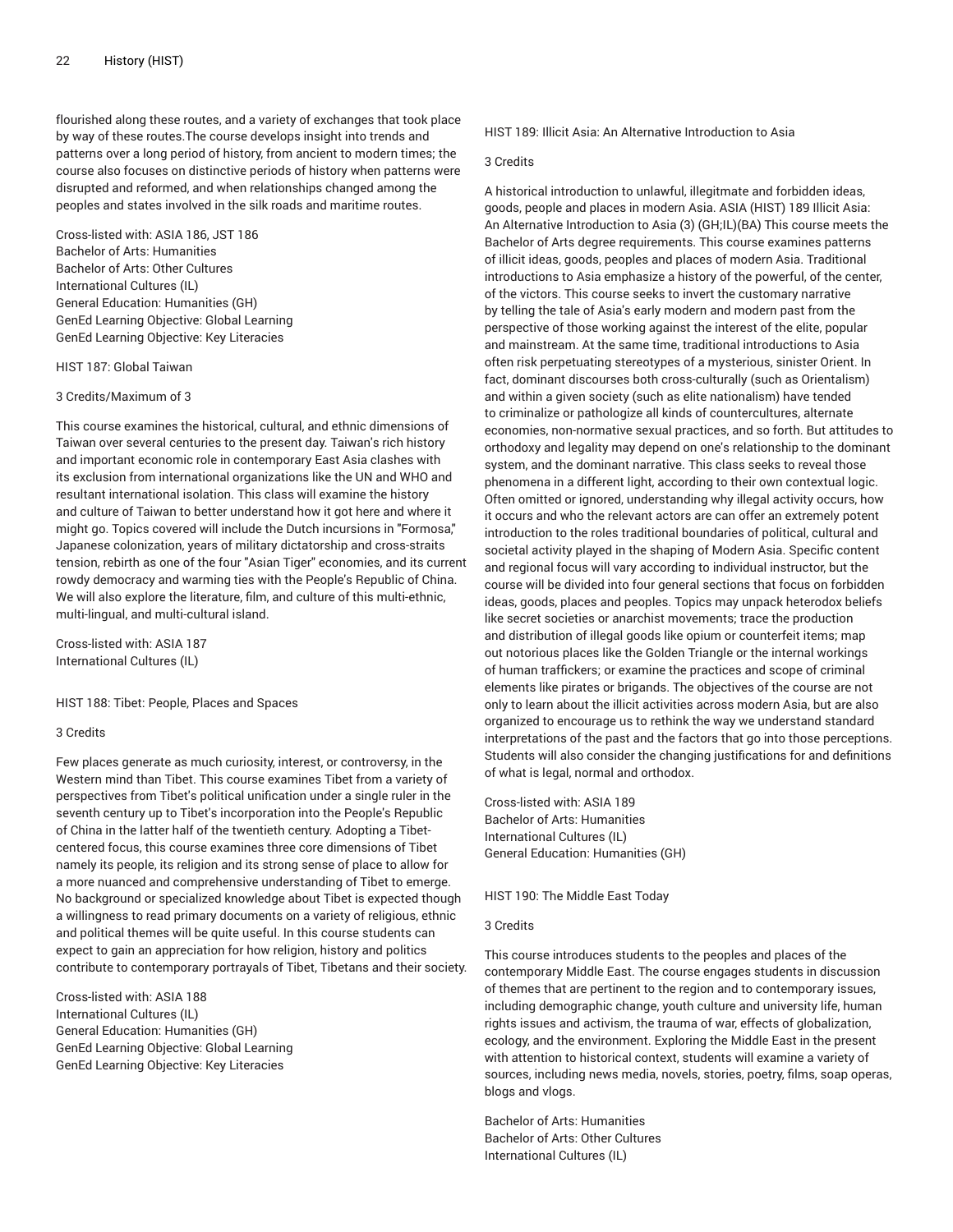flourished along these routes, and a variety of exchanges that took place by way of these routes.The course develops insight into trends and patterns over a long period of history, from ancient to modern times; the course also focuses on distinctive periods of history when patterns were disrupted and reformed, and when relationships changed among the peoples and states involved in the silk roads and maritime routes.

Cross-listed with: ASIA 186, JST 186
Bachelor of Arts: Humanities
Bachelor of Arts: Other Cultures
International Cultures (IL)
General Education: Humanities (GH)
GenEd Learning Objective: Global Learning
GenEd Learning Objective: Key Literacies

### HIST 187: Global Taiwan

3 Credits/Maximum of 3

This course examines the historical, cultural, and ethnic dimensions of Taiwan over several centuries to the present day. Taiwan's rich history and important economic role in contemporary East Asia clashes with its exclusion from international organizations like the UN and WHO and resultant international isolation. This class will examine the history and culture of Taiwan to better understand how it got here and where it might go. Topics covered will include the Dutch incursions in "Formosa," Japanese colonization, years of military dictatorship and cross-straits tension, rebirth as one of the four "Asian Tiger" economies, and its current rowdy democracy and warming ties with the People's Republic of China. We will also explore the literature, film, and culture of this multi-ethnic, multi-lingual, and multi-cultural island.

Cross-listed with: ASIA 187
International Cultures (IL)

### HIST 188: Tibet: People, Places and Spaces

3 Credits

Few places generate as much curiosity, interest, or controversy, in the Western mind than Tibet. This course examines Tibet from a variety of perspectives from Tibet's political unification under a single ruler in the seventh century up to Tibet's incorporation into the People's Republic of China in the latter half of the twentieth century. Adopting a Tibet-centered focus, this course examines three core dimensions of Tibet namely its people, its religion and its strong sense of place to allow for a more nuanced and comprehensive understanding of Tibet to emerge. No background or specialized knowledge about Tibet is expected though a willingness to read primary documents on a variety of religious, ethnic and political themes will be quite useful. In this course students can expect to gain an appreciation for how religion, history and politics contribute to contemporary portrayals of Tibet, Tibetans and their society.

Cross-listed with: ASIA 188
International Cultures (IL)
General Education: Humanities (GH)
GenEd Learning Objective: Global Learning
GenEd Learning Objective: Key Literacies

### HIST 189: Illicit Asia: An Alternative Introduction to Asia

3 Credits

A historical introduction to unlawful, illegitmate and forbidden ideas, goods, people and places in modern Asia. ASIA (HIST) 189 Illicit Asia: An Alternative Introduction to Asia (3) (GH;IL)(BA) This course meets the Bachelor of Arts degree requirements. This course examines patterns of illicit ideas, goods, peoples and places of modern Asia. Traditional introductions to Asia emphasize a history of the powerful, of the center, of the victors. This course seeks to invert the customary narrative by telling the tale of Asia's early modern and modern past from the perspective of those working against the interest of the elite, popular and mainstream. At the same time, traditional introductions to Asia often risk perpetuating stereotypes of a mysterious, sinister Orient. In fact, dominant discourses both cross-culturally (such as Orientalism) and within a given society (such as elite nationalism) have tended to criminalize or pathologize all kinds of countercultures, alternate economies, non-normative sexual practices, and so forth. But attitudes to orthodoxy and legality may depend on one's relationship to the dominant system, and the dominant narrative. This class seeks to reveal those phenomena in a different light, according to their own contextual logic. Often omitted or ignored, understanding why illegal activity occurs, how it occurs and who the relevant actors are can offer an extremely potent introduction to the roles traditional boundaries of political, cultural and societal activity played in the shaping of Modern Asia. Specific content and regional focus will vary according to individual instructor, but the course will be divided into four general sections that focus on forbidden ideas, goods, places and peoples. Topics may unpack heterodox beliefs like secret societies or anarchist movements; trace the production and distribution of illegal goods like opium or counterfeit items; map out notorious places like the Golden Triangle or the internal workings of human traffickers; or examine the practices and scope of criminal elements like pirates or brigands. The objectives of the course are not only to learn about the illicit activities across modern Asia, but are also organized to encourage us to rethink the way we understand standard interpretations of the past and the factors that go into those perceptions. Students will also consider the changing justifications for and definitions of what is legal, normal and orthodox.

Cross-listed with: ASIA 189
Bachelor of Arts: Humanities
International Cultures (IL)
General Education: Humanities (GH)

### HIST 190: The Middle East Today

3 Credits

This course introduces students to the peoples and places of the contemporary Middle East. The course engages students in discussion of themes that are pertinent to the region and to contemporary issues, including demographic change, youth culture and university life, human rights issues and activism, the trauma of war, effects of globalization, ecology, and the environment. Exploring the Middle East in the present with attention to historical context, students will examine a variety of sources, including news media, novels, stories, poetry, films, soap operas, blogs and vlogs.

Bachelor of Arts: Humanities
Bachelor of Arts: Other Cultures
International Cultures (IL)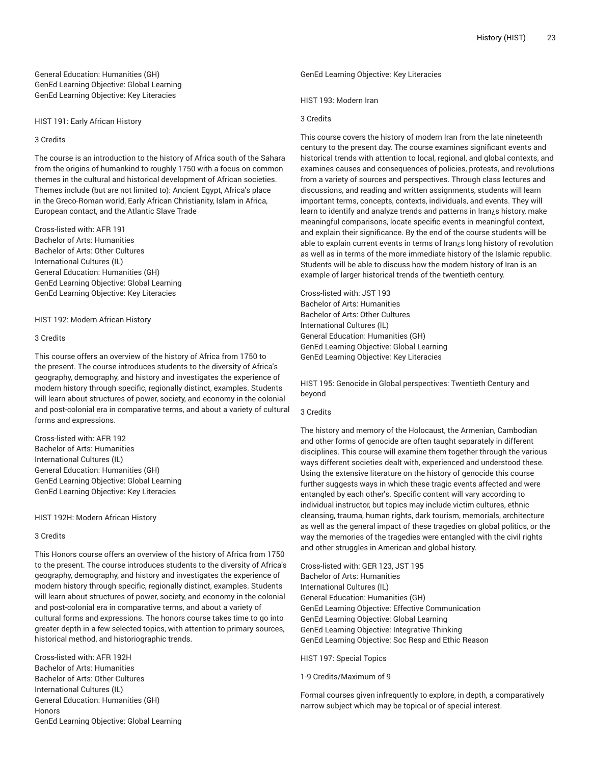General Education: Humanities (GH)
GenEd Learning Objective: Global Learning
GenEd Learning Objective: Key Literacies

### HIST 191: Early African History

3 Credits

The course is an introduction to the history of Africa south of the Sahara from the origins of humankind to roughly 1750 with a focus on common themes in the cultural and historical development of African societies. Themes include (but are not limited to): Ancient Egypt, Africa's place in the Greco-Roman world, Early African Christianity, Islam in Africa, European contact, and the Atlantic Slave Trade

Cross-listed with: AFR 191
Bachelor of Arts: Humanities
Bachelor of Arts: Other Cultures
International Cultures (IL)
General Education: Humanities (GH)
GenEd Learning Objective: Global Learning
GenEd Learning Objective: Key Literacies

### HIST 192: Modern African History

3 Credits

This course offers an overview of the history of Africa from 1750 to the present. The course introduces students to the diversity of Africa's geography, demography, and history and investigates the experience of modern history through specific, regionally distinct, examples. Students will learn about structures of power, society, and economy in the colonial and post-colonial era in comparative terms, and about a variety of cultural forms and expressions.

Cross-listed with: AFR 192
Bachelor of Arts: Humanities
International Cultures (IL)
General Education: Humanities (GH)
GenEd Learning Objective: Global Learning
GenEd Learning Objective: Key Literacies

### HIST 192H: Modern African History

3 Credits

This Honors course offers an overview of the history of Africa from 1750 to the present. The course introduces students to the diversity of Africa's geography, demography, and history and investigates the experience of modern history through specific, regionally distinct, examples. Students will learn about structures of power, society, and economy in the colonial and post-colonial era in comparative terms, and about a variety of cultural forms and expressions. The honors course takes time to go into greater depth in a few selected topics, with attention to primary sources, historical method, and historiographic trends.

Cross-listed with: AFR 192H
Bachelor of Arts: Humanities
Bachelor of Arts: Other Cultures
International Cultures (IL)
General Education: Humanities (GH)
Honors
GenEd Learning Objective: Global Learning
GenEd Learning Objective: Key Literacies

### HIST 193: Modern Iran

3 Credits

This course covers the history of modern Iran from the late nineteenth century to the present day. The course examines significant events and historical trends with attention to local, regional, and global contexts, and examines causes and consequences of policies, protests, and revolutions from a variety of sources and perspectives. Through class lectures and discussions, and reading and written assignments, students will learn important terms, concepts, contexts, individuals, and events. They will learn to identify and analyze trends and patterns in Iran¿s history, make meaningful comparisons, locate specific events in meaningful context, and explain their significance. By the end of the course students will be able to explain current events in terms of Iran¿s long history of revolution as well as in terms of the more immediate history of the Islamic republic. Students will be able to discuss how the modern history of Iran is an example of larger historical trends of the twentieth century.

Cross-listed with: JST 193
Bachelor of Arts: Humanities
Bachelor of Arts: Other Cultures
International Cultures (IL)
General Education: Humanities (GH)
GenEd Learning Objective: Global Learning
GenEd Learning Objective: Key Literacies

### HIST 195: Genocide in Global perspectives: Twentieth Century and beyond

3 Credits

The history and memory of the Holocaust, the Armenian, Cambodian and other forms of genocide are often taught separately in different disciplines. This course will examine them together through the various ways different societies dealt with, experienced and understood these. Using the extensive literature on the history of genocide this course further suggests ways in which these tragic events affected and were entangled by each other's. Specific content will vary according to individual instructor, but topics may include victim cultures, ethnic cleansing, trauma, human rights, dark tourism, memorials, architecture as well as the general impact of these tragedies on global politics, or the way the memories of the tragedies were entangled with the civil rights and other struggles in American and global history.

Cross-listed with: GER 123, JST 195
Bachelor of Arts: Humanities
International Cultures (IL)
General Education: Humanities (GH)
GenEd Learning Objective: Effective Communication
GenEd Learning Objective: Global Learning
GenEd Learning Objective: Integrative Thinking
GenEd Learning Objective: Soc Resp and Ethic Reason

### HIST 197: Special Topics

1-9 Credits/Maximum of 9

Formal courses given infrequently to explore, in depth, a comparatively narrow subject which may be topical or of special interest.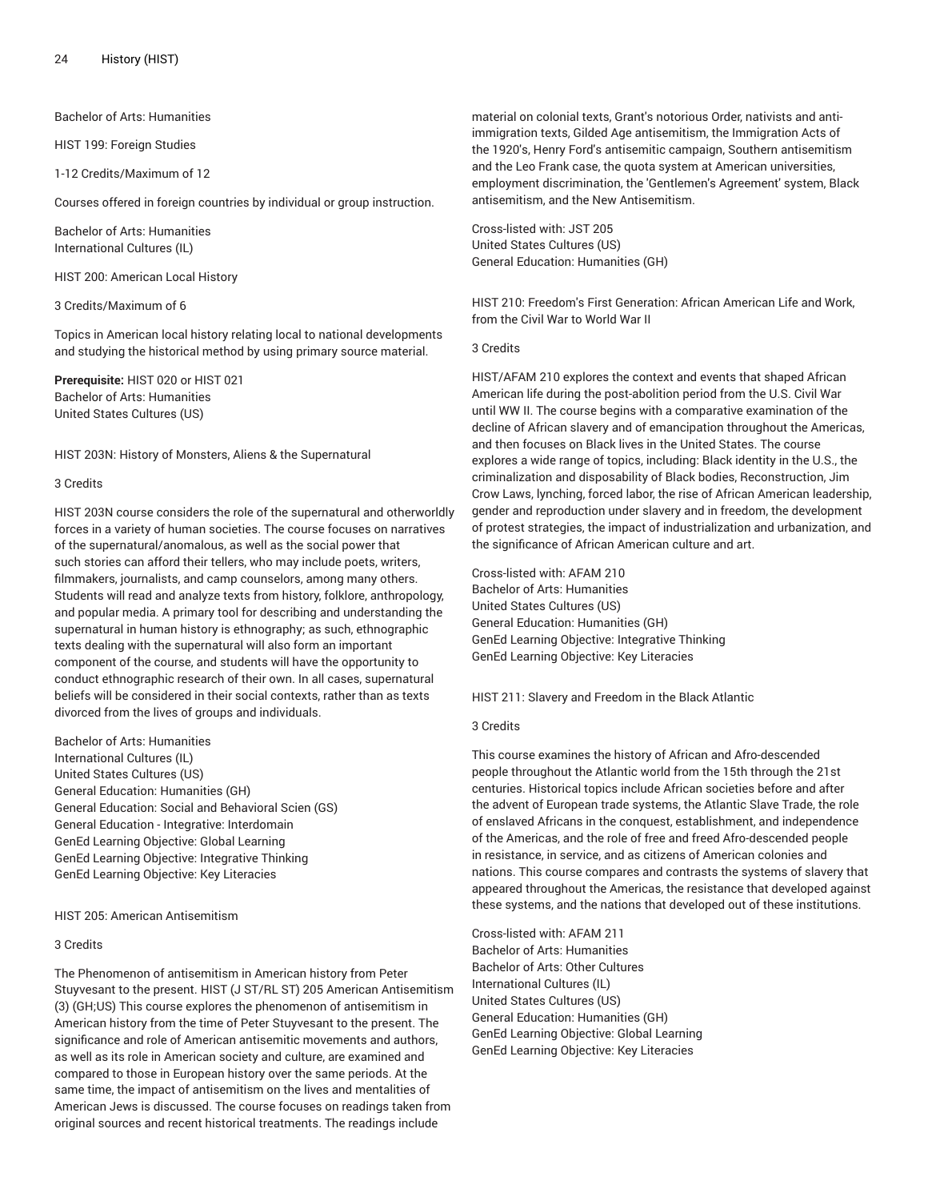Bachelor of Arts: Humanities

HIST 199: Foreign Studies

1-12 Credits/Maximum of 12

Courses offered in foreign countries by individual or group instruction.

Bachelor of Arts: Humanities
International Cultures (IL)

HIST 200: American Local History

3 Credits/Maximum of 6

Topics in American local history relating local to national developments and studying the historical method by using primary source material.

**Prerequisite:** HIST 020 or HIST 021
Bachelor of Arts: Humanities
United States Cultures (US)

HIST 203N: History of Monsters, Aliens & the Supernatural

3 Credits

HIST 203N course considers the role of the supernatural and otherworldly forces in a variety of human societies. The course focuses on narratives of the supernatural/anomalous, as well as the social power that such stories can afford their tellers, who may include poets, writers, filmmakers, journalists, and camp counselors, among many others. Students will read and analyze texts from history, folklore, anthropology, and popular media. A primary tool for describing and understanding the supernatural in human history is ethnography; as such, ethnographic texts dealing with the supernatural will also form an important component of the course, and students will have the opportunity to conduct ethnographic research of their own. In all cases, supernatural beliefs will be considered in their social contexts, rather than as texts divorced from the lives of groups and individuals.

Bachelor of Arts: Humanities
International Cultures (IL)
United States Cultures (US)
General Education: Humanities (GH)
General Education: Social and Behavioral Scien (GS)
General Education - Integrative: Interdomain
GenEd Learning Objective: Global Learning
GenEd Learning Objective: Integrative Thinking
GenEd Learning Objective: Key Literacies

HIST 205: American Antisemitism

3 Credits

The Phenomenon of antisemitism in American history from Peter Stuyvesant to the present. HIST (J ST/RL ST) 205 American Antisemitism (3) (GH;US) This course explores the phenomenon of antisemitism in American history from the time of Peter Stuyvesant to the present. The significance and role of American antisemitic movements and authors, as well as its role in American society and culture, are examined and compared to those in European history over the same periods. At the same time, the impact of antisemitism on the lives and mentalities of American Jews is discussed. The course focuses on readings taken from original sources and recent historical treatments. The readings include material on colonial texts, Grant's notorious Order, nativists and anti-immigration texts, Gilded Age antisemitism, the Immigration Acts of the 1920's, Henry Ford's antisemitic campaign, Southern antisemitism and the Leo Frank case, the quota system at American universities, employment discrimination, the 'Gentlemen's Agreement' system, Black antisemitism, and the New Antisemitism.

Cross-listed with: JST 205
United States Cultures (US)
General Education: Humanities (GH)

HIST 210: Freedom's First Generation: African American Life and Work, from the Civil War to World War II

3 Credits

HIST/AFAM 210 explores the context and events that shaped African American life during the post-abolition period from the U.S. Civil War until WW II. The course begins with a comparative examination of the decline of African slavery and of emancipation throughout the Americas, and then focuses on Black lives in the United States. The course explores a wide range of topics, including: Black identity in the U.S., the criminalization and disposability of Black bodies, Reconstruction, Jim Crow Laws, lynching, forced labor, the rise of African American leadership, gender and reproduction under slavery and in freedom, the development of protest strategies, the impact of industrialization and urbanization, and the significance of African American culture and art.

Cross-listed with: AFAM 210
Bachelor of Arts: Humanities
United States Cultures (US)
General Education: Humanities (GH)
GenEd Learning Objective: Integrative Thinking
GenEd Learning Objective: Key Literacies

HIST 211: Slavery and Freedom in the Black Atlantic

3 Credits

This course examines the history of African and Afro-descended people throughout the Atlantic world from the 15th through the 21st centuries. Historical topics include African societies before and after the advent of European trade systems, the Atlantic Slave Trade, the role of enslaved Africans in the conquest, establishment, and independence of the Americas, and the role of free and freed Afro-descended people in resistance, in service, and as citizens of American colonies and nations. This course compares and contrasts the systems of slavery that appeared throughout the Americas, the resistance that developed against these systems, and the nations that developed out of these institutions.

Cross-listed with: AFAM 211
Bachelor of Arts: Humanities
Bachelor of Arts: Other Cultures
International Cultures (IL)
United States Cultures (US)
General Education: Humanities (GH)
GenEd Learning Objective: Global Learning
GenEd Learning Objective: Key Literacies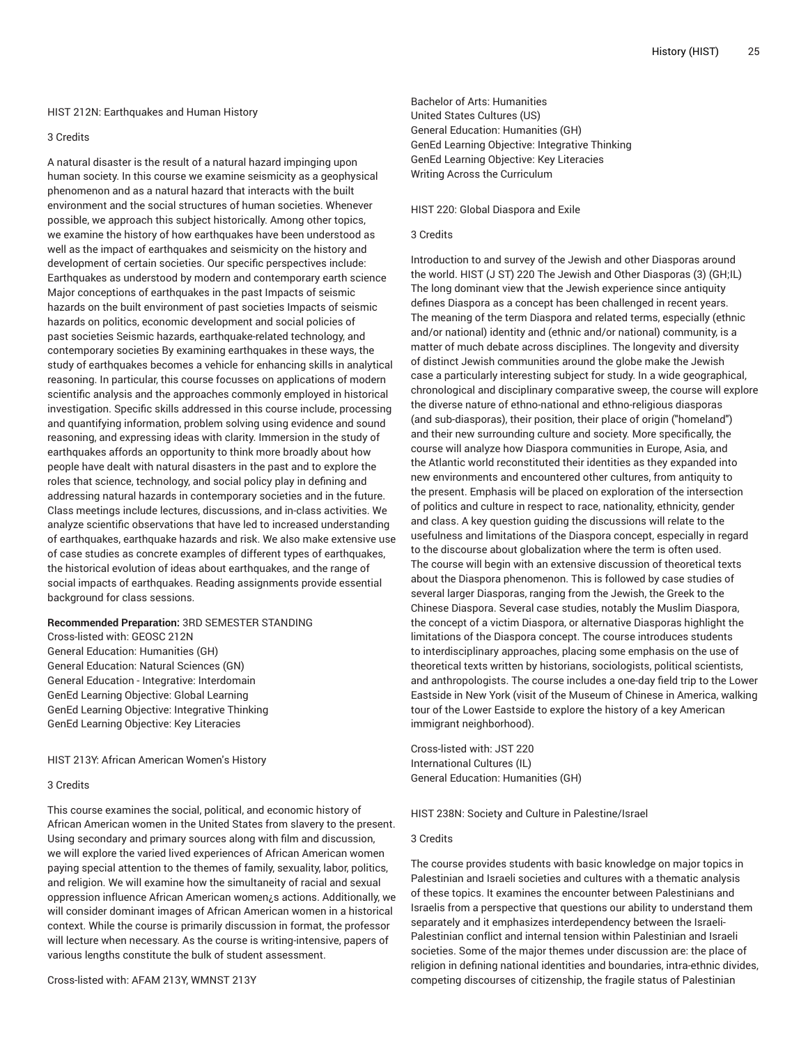### HIST 212N: Earthquakes and Human History

3 Credits

A natural disaster is the result of a natural hazard impinging upon human society. In this course we examine seismicity as a geophysical phenomenon and as a natural hazard that interacts with the built environment and the social structures of human societies. Whenever possible, we approach this subject historically. Among other topics, we examine the history of how earthquakes have been understood as well as the impact of earthquakes and seismicity on the history and development of certain societies. Our specific perspectives include: Earthquakes as understood by modern and contemporary earth science Major conceptions of earthquakes in the past Impacts of seismic hazards on the built environment of past societies Impacts of seismic hazards on politics, economic development and social policies of past societies Seismic hazards, earthquake-related technology, and contemporary societies By examining earthquakes in these ways, the study of earthquakes becomes a vehicle for enhancing skills in analytical reasoning. In particular, this course focusses on applications of modern scientific analysis and the approaches commonly employed in historical investigation. Specific skills addressed in this course include, processing and quantifying information, problem solving using evidence and sound reasoning, and expressing ideas with clarity. Immersion in the study of earthquakes affords an opportunity to think more broadly about how people have dealt with natural disasters in the past and to explore the roles that science, technology, and social policy play in defining and addressing natural hazards in contemporary societies and in the future. Class meetings include lectures, discussions, and in-class activities. We analyze scientific observations that have led to increased understanding of earthquakes, earthquake hazards and risk. We also make extensive use of case studies as concrete examples of different types of earthquakes, the historical evolution of ideas about earthquakes, and the range of social impacts of earthquakes. Reading assignments provide essential background for class sessions.

**Recommended Preparation:** 3RD SEMESTER STANDING
Cross-listed with: GEOSC 212N
General Education: Humanities (GH)
General Education: Natural Sciences (GN)
General Education - Integrative: Interdomain
GenEd Learning Objective: Global Learning
GenEd Learning Objective: Integrative Thinking
GenEd Learning Objective: Key Literacies

### HIST 213Y: African American Women's History

3 Credits

This course examines the social, political, and economic history of African American women in the United States from slavery to the present. Using secondary and primary sources along with film and discussion, we will explore the varied lived experiences of African American women paying special attention to the themes of family, sexuality, labor, politics, and religion. We will examine how the simultaneity of racial and sexual oppression influence African American women¿s actions. Additionally, we will consider dominant images of African American women in a historical context. While the course is primarily discussion in format, the professor will lecture when necessary. As the course is writing-intensive, papers of various lengths constitute the bulk of student assessment.

Cross-listed with: AFAM 213Y, WMNST 213Y
Bachelor of Arts: Humanities
United States Cultures (US)
General Education: Humanities (GH)
GenEd Learning Objective: Integrative Thinking
GenEd Learning Objective: Key Literacies
Writing Across the Curriculum

### HIST 220: Global Diaspora and Exile

3 Credits

Introduction to and survey of the Jewish and other Diasporas around the world. HIST (J ST) 220 The Jewish and Other Diasporas (3) (GH;IL) The long dominant view that the Jewish experience since antiquity defines Diaspora as a concept has been challenged in recent years. The meaning of the term Diaspora and related terms, especially (ethnic and/or national) identity and (ethnic and/or national) community, is a matter of much debate across disciplines. The longevity and diversity of distinct Jewish communities around the globe make the Jewish case a particularly interesting subject for study. In a wide geographical, chronological and disciplinary comparative sweep, the course will explore the diverse nature of ethno-national and ethno-religious diasporas (and sub-diasporas), their position, their place of origin ("homeland") and their new surrounding culture and society. More specifically, the course will analyze how Diaspora communities in Europe, Asia, and the Atlantic world reconstituted their identities as they expanded into new environments and encountered other cultures, from antiquity to the present. Emphasis will be placed on exploration of the intersection of politics and culture in respect to race, nationality, ethnicity, gender and class. A key question guiding the discussions will relate to the usefulness and limitations of the Diaspora concept, especially in regard to the discourse about globalization where the term is often used. The course will begin with an extensive discussion of theoretical texts about the Diaspora phenomenon. This is followed by case studies of several larger Diasporas, ranging from the Jewish, the Greek to the Chinese Diaspora. Several case studies, notably the Muslim Diaspora, the concept of a victim Diaspora, or alternative Diasporas highlight the limitations of the Diaspora concept. The course introduces students to interdisciplinary approaches, placing some emphasis on the use of theoretical texts written by historians, sociologists, political scientists, and anthropologists. The course includes a one-day field trip to the Lower Eastside in New York (visit of the Museum of Chinese in America, walking tour of the Lower Eastside to explore the history of a key American immigrant neighborhood).

Cross-listed with: JST 220
International Cultures (IL)
General Education: Humanities (GH)

### HIST 238N: Society and Culture in Palestine/Israel

3 Credits

The course provides students with basic knowledge on major topics in Palestinian and Israeli societies and cultures with a thematic analysis of these topics. It examines the encounter between Palestinians and Israelis from a perspective that questions our ability to understand them separately and it emphasizes interdependency between the Israeli-Palestinian conflict and internal tension within Palestinian and Israeli societies. Some of the major themes under discussion are: the place of religion in defining national identities and boundaries, intra-ethnic divides, competing discourses of citizenship, the fragile status of Palestinian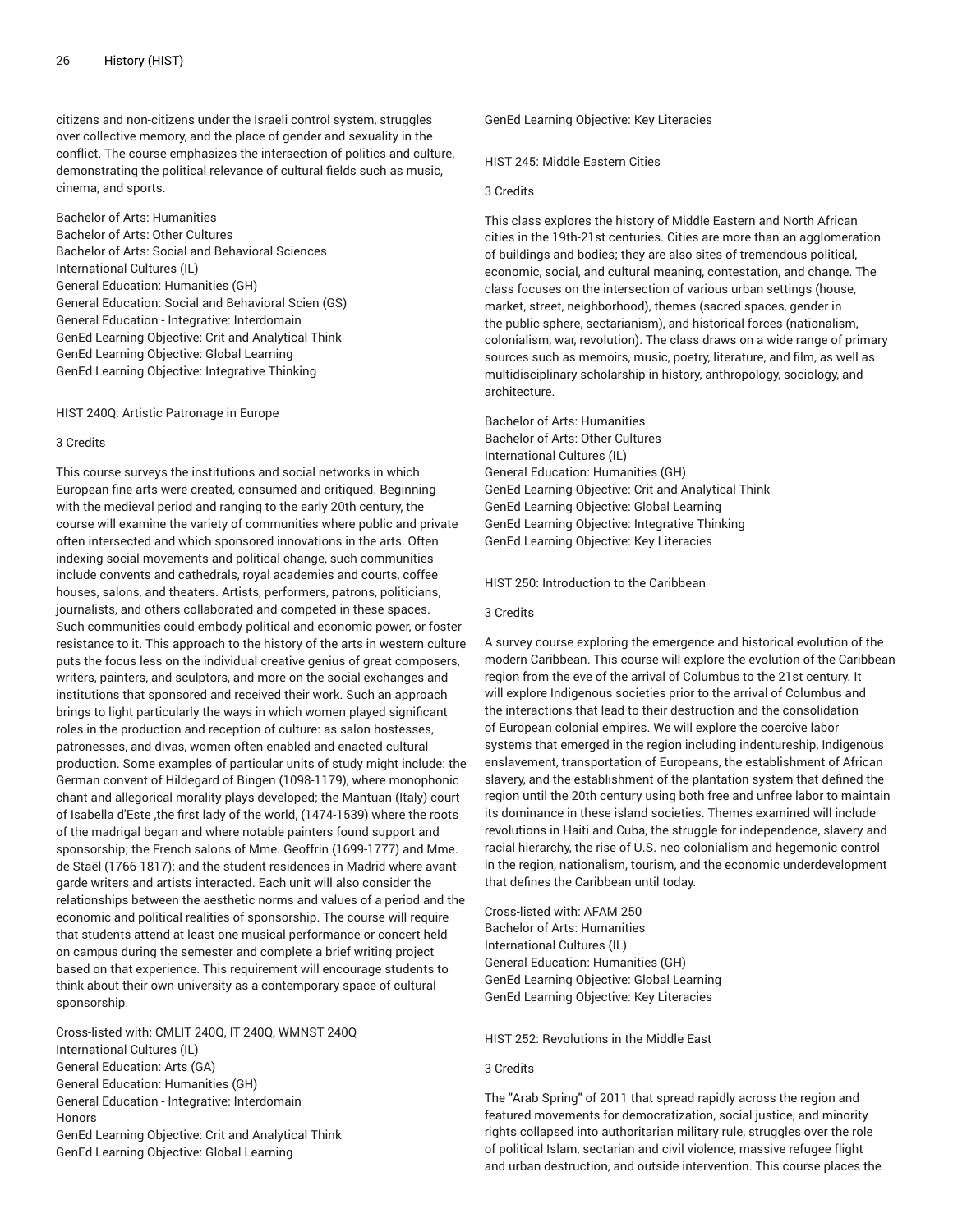citizens and non-citizens under the Israeli control system, struggles over collective memory, and the place of gender and sexuality in the conflict. The course emphasizes the intersection of politics and culture, demonstrating the political relevance of cultural fields such as music, cinema, and sports.

Bachelor of Arts: Humanities
Bachelor of Arts: Other Cultures
Bachelor of Arts: Social and Behavioral Sciences
International Cultures (IL)
General Education: Humanities (GH)
General Education: Social and Behavioral Scien (GS)
General Education - Integrative: Interdomain
GenEd Learning Objective: Crit and Analytical Think
GenEd Learning Objective: Global Learning
GenEd Learning Objective: Integrative Thinking

### HIST 240Q: Artistic Patronage in Europe

3 Credits

This course surveys the institutions and social networks in which European fine arts were created, consumed and critiqued. Beginning with the medieval period and ranging to the early 20th century, the course will examine the variety of communities where public and private often intersected and which sponsored innovations in the arts. Often indexing social movements and political change, such communities include convents and cathedrals, royal academies and courts, coffee houses, salons, and theaters. Artists, performers, patrons, politicians, journalists, and others collaborated and competed in these spaces. Such communities could embody political and economic power, or foster resistance to it. This approach to the history of the arts in western culture puts the focus less on the individual creative genius of great composers, writers, painters, and sculptors, and more on the social exchanges and institutions that sponsored and received their work. Such an approach brings to light particularly the ways in which women played significant roles in the production and reception of culture: as salon hostesses, patronesses, and divas, women often enabled and enacted cultural production. Some examples of particular units of study might include: the German convent of Hildegard of Bingen (1098-1179), where monophonic chant and allegorical morality plays developed; the Mantuan (Italy) court of Isabella d'Este ,the first lady of the world, (1474-1539) where the roots of the madrigal began and where notable painters found support and sponsorship; the French salons of Mme. Geoffrin (1699-1777) and Mme. de Staël (1766-1817); and the student residences in Madrid where avant-garde writers and artists interacted. Each unit will also consider the relationships between the aesthetic norms and values of a period and the economic and political realities of sponsorship. The course will require that students attend at least one musical performance or concert held on campus during the semester and complete a brief writing project based on that experience. This requirement will encourage students to think about their own university as a contemporary space of cultural sponsorship.

Cross-listed with: CMLIT 240Q, IT 240Q, WMNST 240Q
International Cultures (IL)
General Education: Arts (GA)
General Education: Humanities (GH)
General Education - Integrative: Interdomain
Honors
GenEd Learning Objective: Crit and Analytical Think
GenEd Learning Objective: Global Learning
GenEd Learning Objective: Key Literacies

### HIST 245: Middle Eastern Cities

3 Credits

This class explores the history of Middle Eastern and North African cities in the 19th-21st centuries. Cities are more than an agglomeration of buildings and bodies; they are also sites of tremendous political, economic, social, and cultural meaning, contestation, and change. The class focuses on the intersection of various urban settings (house, market, street, neighborhood), themes (sacred spaces, gender in the public sphere, sectarianism), and historical forces (nationalism, colonialism, war, revolution). The class draws on a wide range of primary sources such as memoirs, music, poetry, literature, and film, as well as multidisciplinary scholarship in history, anthropology, sociology, and architecture.

Bachelor of Arts: Humanities
Bachelor of Arts: Other Cultures
International Cultures (IL)
General Education: Humanities (GH)
GenEd Learning Objective: Crit and Analytical Think
GenEd Learning Objective: Global Learning
GenEd Learning Objective: Integrative Thinking
GenEd Learning Objective: Key Literacies

### HIST 250: Introduction to the Caribbean

3 Credits

A survey course exploring the emergence and historical evolution of the modern Caribbean. This course will explore the evolution of the Caribbean region from the eve of the arrival of Columbus to the 21st century. It will explore Indigenous societies prior to the arrival of Columbus and the interactions that lead to their destruction and the consolidation of European colonial empires. We will explore the coercive labor systems that emerged in the region including indentureship, Indigenous enslavement, transportation of Europeans, the establishment of African slavery, and the establishment of the plantation system that defined the region until the 20th century using both free and unfree labor to maintain its dominance in these island societies. Themes examined will include revolutions in Haiti and Cuba, the struggle for independence, slavery and racial hierarchy, the rise of U.S. neo-colonialism and hegemonic control in the region, nationalism, tourism, and the economic underdevelopment that defines the Caribbean until today.

Cross-listed with: AFAM 250
Bachelor of Arts: Humanities
International Cultures (IL)
General Education: Humanities (GH)
GenEd Learning Objective: Global Learning
GenEd Learning Objective: Key Literacies

### HIST 252: Revolutions in the Middle East

3 Credits

The "Arab Spring" of 2011 that spread rapidly across the region and featured movements for democratization, social justice, and minority rights collapsed into authoritarian military rule, struggles over the role of political Islam, sectarian and civil violence, massive refugee flight and urban destruction, and outside intervention. This course places the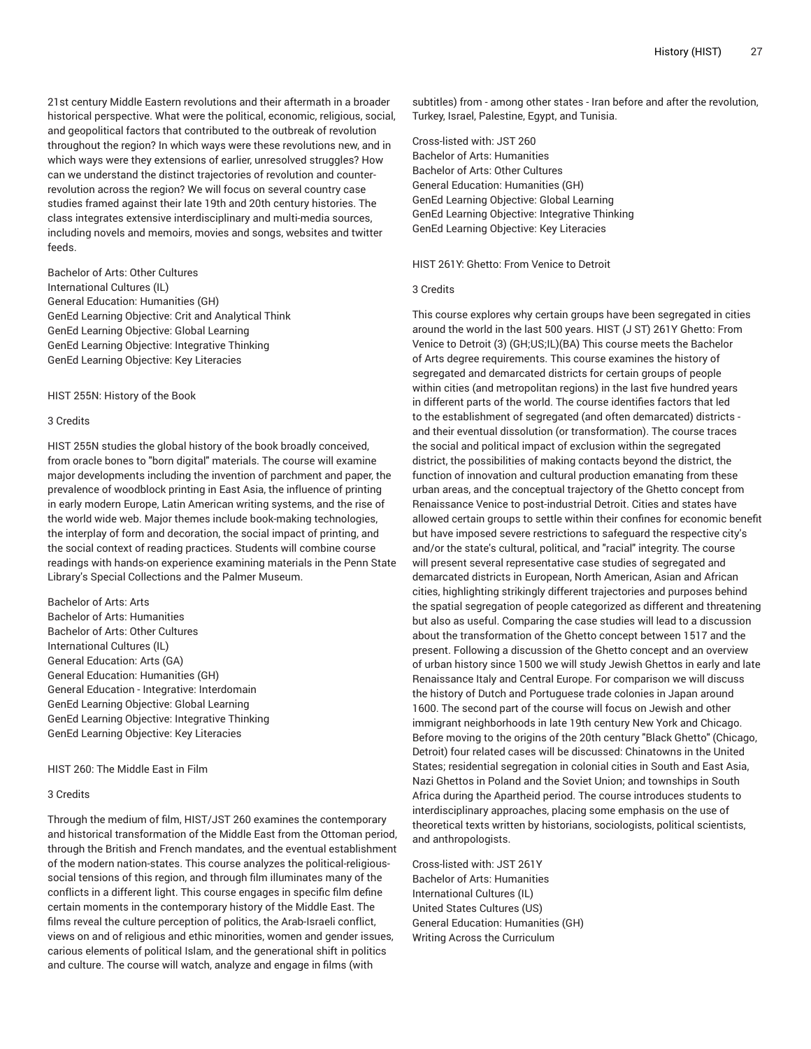21st century Middle Eastern revolutions and their aftermath in a broader historical perspective. What were the political, economic, religious, social, and geopolitical factors that contributed to the outbreak of revolution throughout the region? In which ways were these revolutions new, and in which ways were they extensions of earlier, unresolved struggles? How can we understand the distinct trajectories of revolution and counter-revolution across the region? We will focus on several country case studies framed against their late 19th and 20th century histories. The class integrates extensive interdisciplinary and multi-media sources, including novels and memoirs, movies and songs, websites and twitter feeds.

Bachelor of Arts: Other Cultures
International Cultures (IL)
General Education: Humanities (GH)
GenEd Learning Objective: Crit and Analytical Think
GenEd Learning Objective: Global Learning
GenEd Learning Objective: Integrative Thinking
GenEd Learning Objective: Key Literacies

### HIST 255N: History of the Book

3 Credits

HIST 255N studies the global history of the book broadly conceived, from oracle bones to "born digital" materials. The course will examine major developments including the invention of parchment and paper, the prevalence of woodblock printing in East Asia, the influence of printing in early modern Europe, Latin American writing systems, and the rise of the world wide web. Major themes include book-making technologies, the interplay of form and decoration, the social impact of printing, and the social context of reading practices. Students will combine course readings with hands-on experience examining materials in the Penn State Library's Special Collections and the Palmer Museum.

Bachelor of Arts: Arts
Bachelor of Arts: Humanities
Bachelor of Arts: Other Cultures
International Cultures (IL)
General Education: Arts (GA)
General Education: Humanities (GH)
General Education - Integrative: Interdomain
GenEd Learning Objective: Global Learning
GenEd Learning Objective: Integrative Thinking
GenEd Learning Objective: Key Literacies

### HIST 260: The Middle East in Film

3 Credits

Through the medium of film, HIST/JST 260 examines the contemporary and historical transformation of the Middle East from the Ottoman period, through the British and French mandates, and the eventual establishment of the modern nation-states. This course analyzes the political-religious-social tensions of this region, and through film illuminates many of the conflicts in a different light. This course engages in specific film define certain moments in the contemporary history of the Middle East. The films reveal the culture perception of politics, the Arab-Israeli conflict, views on and of religious and ethic minorities, women and gender issues, carious elements of political Islam, and the generational shift in politics and culture. The course will watch, analyze and engage in films (with subtitles) from - among other states - Iran before and after the revolution, Turkey, Israel, Palestine, Egypt, and Tunisia.

Cross-listed with: JST 260
Bachelor of Arts: Humanities
Bachelor of Arts: Other Cultures
General Education: Humanities (GH)
GenEd Learning Objective: Global Learning
GenEd Learning Objective: Integrative Thinking
GenEd Learning Objective: Key Literacies

### HIST 261Y: Ghetto: From Venice to Detroit

3 Credits

This course explores why certain groups have been segregated in cities around the world in the last 500 years. HIST (J ST) 261Y Ghetto: From Venice to Detroit (3) (GH;US;IL)(BA) This course meets the Bachelor of Arts degree requirements. This course examines the history of segregated and demarcated districts for certain groups of people within cities (and metropolitan regions) in the last five hundred years in different parts of the world. The course identifies factors that led to the establishment of segregated (and often demarcated) districts - and their eventual dissolution (or transformation). The course traces the social and political impact of exclusion within the segregated district, the possibilities of making contacts beyond the district, the function of innovation and cultural production emanating from these urban areas, and the conceptual trajectory of the Ghetto concept from Renaissance Venice to post-industrial Detroit. Cities and states have allowed certain groups to settle within their confines for economic benefit but have imposed severe restrictions to safeguard the respective city's and/or the state's cultural, political, and "racial" integrity. The course will present several representative case studies of segregated and demarcated districts in European, North American, Asian and African cities, highlighting strikingly different trajectories and purposes behind the spatial segregation of people categorized as different and threatening but also as useful. Comparing the case studies will lead to a discussion about the transformation of the Ghetto concept between 1517 and the present. Following a discussion of the Ghetto concept and an overview of urban history since 1500 we will study Jewish Ghettos in early and late Renaissance Italy and Central Europe. For comparison we will discuss the history of Dutch and Portuguese trade colonies in Japan around 1600. The second part of the course will focus on Jewish and other immigrant neighborhoods in late 19th century New York and Chicago. Before moving to the origins of the 20th century "Black Ghetto" (Chicago, Detroit) four related cases will be discussed: Chinatowns in the United States; residential segregation in colonial cities in South and East Asia, Nazi Ghettos in Poland and the Soviet Union; and townships in South Africa during the Apartheid period. The course introduces students to interdisciplinary approaches, placing some emphasis on the use of theoretical texts written by historians, sociologists, political scientists, and anthropologists.

Cross-listed with: JST 261Y
Bachelor of Arts: Humanities
International Cultures (IL)
United States Cultures (US)
General Education: Humanities (GH)
Writing Across the Curriculum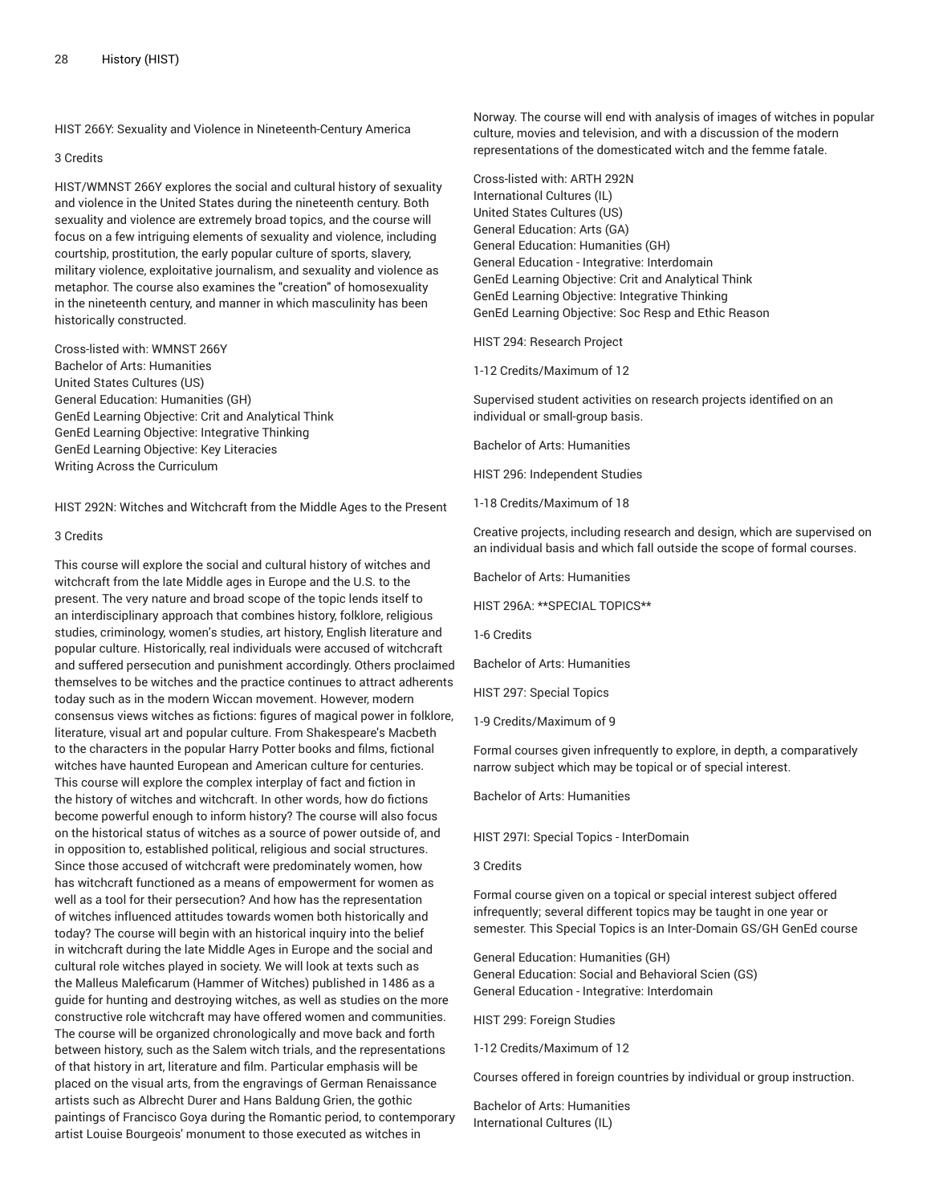### HIST 266Y: Sexuality and Violence in Nineteenth-Century America

3 Credits

HIST/WMNST 266Y explores the social and cultural history of sexuality and violence in the United States during the nineteenth century. Both sexuality and violence are extremely broad topics, and the course will focus on a few intriguing elements of sexuality and violence, including courtship, prostitution, the early popular culture of sports, slavery, military violence, exploitative journalism, and sexuality and violence as metaphor. The course also examines the "creation" of homosexuality in the nineteenth century, and manner in which masculinity has been historically constructed.

Cross-listed with: WMNST 266Y
Bachelor of Arts: Humanities
United States Cultures (US)
General Education: Humanities (GH)
GenEd Learning Objective: Crit and Analytical Think
GenEd Learning Objective: Integrative Thinking
GenEd Learning Objective: Key Literacies
Writing Across the Curriculum

### HIST 292N: Witches and Witchcraft from the Middle Ages to the Present

3 Credits

This course will explore the social and cultural history of witches and witchcraft from the late Middle ages in Europe and the U.S. to the present. The very nature and broad scope of the topic lends itself to an interdisciplinary approach that combines history, folklore, religious studies, criminology, women's studies, art history, English literature and popular culture. Historically, real individuals were accused of witchcraft and suffered persecution and punishment accordingly. Others proclaimed themselves to be witches and the practice continues to attract adherents today such as in the modern Wiccan movement. However, modern consensus views witches as fictions: figures of magical power in folklore, literature, visual art and popular culture. From Shakespeare's Macbeth to the characters in the popular Harry Potter books and films, fictional witches have haunted European and American culture for centuries. This course will explore the complex interplay of fact and fiction in the history of witches and witchcraft. In other words, how do fictions become powerful enough to inform history? The course will also focus on the historical status of witches as a source of power outside of, and in opposition to, established political, religious and social structures. Since those accused of witchcraft were predominately women, how has witchcraft functioned as a means of empowerment for women as well as a tool for their persecution? And how has the representation of witches influenced attitudes towards women both historically and today? The course will begin with an historical inquiry into the belief in witchcraft during the late Middle Ages in Europe and the social and cultural role witches played in society. We will look at texts such as the Malleus Maleficarum (Hammer of Witches) published in 1486 as a guide for hunting and destroying witches, as well as studies on the more constructive role witchcraft may have offered women and communities. The course will be organized chronologically and move back and forth between history, such as the Salem witch trials, and the representations of that history in art, literature and film. Particular emphasis will be placed on the visual arts, from the engravings of German Renaissance artists such as Albrecht Durer and Hans Baldung Grien, the gothic paintings of Francisco Goya during the Romantic period, to contemporary artist Louise Bourgeois' monument to those executed as witches in Norway. The course will end with analysis of images of witches in popular culture, movies and television, and with a discussion of the modern representations of the domesticated witch and the femme fatale.

Cross-listed with: ARTH 292N
International Cultures (IL)
United States Cultures (US)
General Education: Arts (GA)
General Education: Humanities (GH)
General Education - Integrative: Interdomain
GenEd Learning Objective: Crit and Analytical Think
GenEd Learning Objective: Integrative Thinking
GenEd Learning Objective: Soc Resp and Ethic Reason

### HIST 294: Research Project

1-12 Credits/Maximum of 12

Supervised student activities on research projects identified on an individual or small-group basis.

Bachelor of Arts: Humanities

### HIST 296: Independent Studies

1-18 Credits/Maximum of 18

Creative projects, including research and design, which are supervised on an individual basis and which fall outside the scope of formal courses.

Bachelor of Arts: Humanities

### HIST 296A: **SPECIAL TOPICS**

1-6 Credits

Bachelor of Arts: Humanities

### HIST 297: Special Topics

1-9 Credits/Maximum of 9

Formal courses given infrequently to explore, in depth, a comparatively narrow subject which may be topical or of special interest.

Bachelor of Arts: Humanities

### HIST 297I: Special Topics - InterDomain

3 Credits

Formal course given on a topical or special interest subject offered infrequently; several different topics may be taught in one year or semester. This Special Topics is an Inter-Domain GS/GH GenEd course

General Education: Humanities (GH)
General Education: Social and Behavioral Scien (GS)
General Education - Integrative: Interdomain

### HIST 299: Foreign Studies

1-12 Credits/Maximum of 12

Courses offered in foreign countries by individual or group instruction.

Bachelor of Arts: Humanities
International Cultures (IL)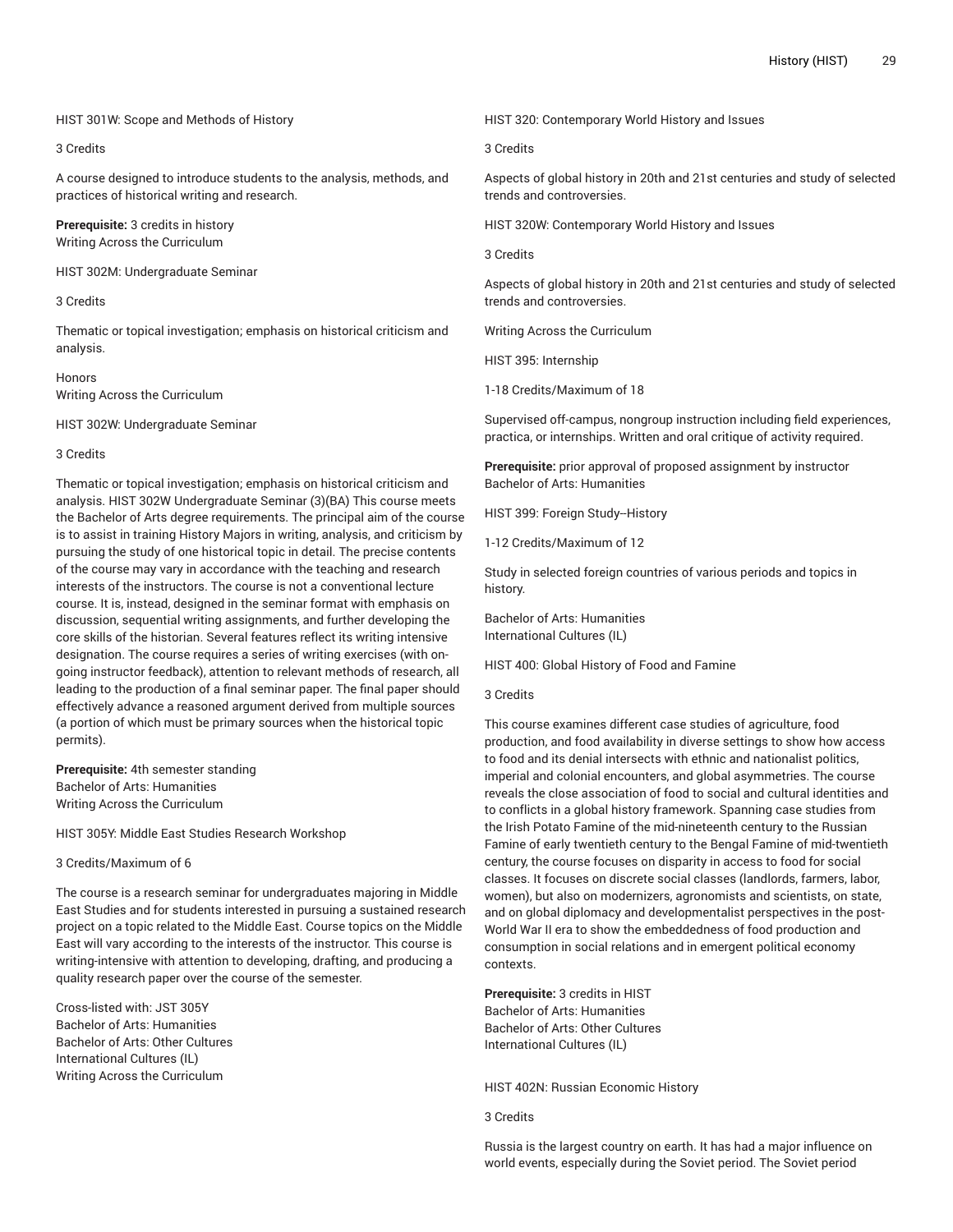HIST 301W: Scope and Methods of History

3 Credits

A course designed to introduce students to the analysis, methods, and practices of historical writing and research.

**Prerequisite:** 3 credits in history
Writing Across the Curriculum

HIST 302M: Undergraduate Seminar

3 Credits

Thematic or topical investigation; emphasis on historical criticism and analysis.

Honors
Writing Across the Curriculum

HIST 302W: Undergraduate Seminar

3 Credits

Thematic or topical investigation; emphasis on historical criticism and analysis. HIST 302W Undergraduate Seminar (3)(BA) This course meets the Bachelor of Arts degree requirements. The principal aim of the course is to assist in training History Majors in writing, analysis, and criticism by pursuing the study of one historical topic in detail. The precise contents of the course may vary in accordance with the teaching and research interests of the instructors. The course is not a conventional lecture course. It is, instead, designed in the seminar format with emphasis on discussion, sequential writing assignments, and further developing the core skills of the historian. Several features reflect its writing intensive designation. The course requires a series of writing exercises (with on-going instructor feedback), attention to relevant methods of research, all leading to the production of a final seminar paper. The final paper should effectively advance a reasoned argument derived from multiple sources (a portion of which must be primary sources when the historical topic permits).

**Prerequisite:** 4th semester standing
Bachelor of Arts: Humanities
Writing Across the Curriculum

HIST 305Y: Middle East Studies Research Workshop

3 Credits/Maximum of 6

The course is a research seminar for undergraduates majoring in Middle East Studies and for students interested in pursuing a sustained research project on a topic related to the Middle East. Course topics on the Middle East will vary according to the interests of the instructor. This course is writing-intensive with attention to developing, drafting, and producing a quality research paper over the course of the semester.

Cross-listed with: JST 305Y
Bachelor of Arts: Humanities
Bachelor of Arts: Other Cultures
International Cultures (IL)
Writing Across the Curriculum

HIST 320: Contemporary World History and Issues

3 Credits

Aspects of global history in 20th and 21st centuries and study of selected trends and controversies.

HIST 320W: Contemporary World History and Issues

3 Credits

Aspects of global history in 20th and 21st centuries and study of selected trends and controversies.

Writing Across the Curriculum

HIST 395: Internship

1-18 Credits/Maximum of 18

Supervised off-campus, nongroup instruction including field experiences, practica, or internships. Written and oral critique of activity required.

**Prerequisite:** prior approval of proposed assignment by instructor
Bachelor of Arts: Humanities

HIST 399: Foreign Study--History

1-12 Credits/Maximum of 12

Study in selected foreign countries of various periods and topics in history.

Bachelor of Arts: Humanities
International Cultures (IL)

HIST 400: Global History of Food and Famine

3 Credits

This course examines different case studies of agriculture, food production, and food availability in diverse settings to show how access to food and its denial intersects with ethnic and nationalist politics, imperial and colonial encounters, and global asymmetries. The course reveals the close association of food to social and cultural identities and to conflicts in a global history framework. Spanning case studies from the Irish Potato Famine of the mid-nineteenth century to the Russian Famine of early twentieth century to the Bengal Famine of mid-twentieth century, the course focuses on disparity in access to food for social classes. It focuses on discrete social classes (landlords, farmers, labor, women), but also on modernizers, agronomists and scientists, on state, and on global diplomacy and developmentalist perspectives in the post-World War II era to show the embeddedness of food production and consumption in social relations and in emergent political economy contexts.

**Prerequisite:** 3 credits in HIST
Bachelor of Arts: Humanities
Bachelor of Arts: Other Cultures
International Cultures (IL)

HIST 402N: Russian Economic History

3 Credits

Russia is the largest country on earth. It has had a major influence on world events, especially during the Soviet period. The Soviet period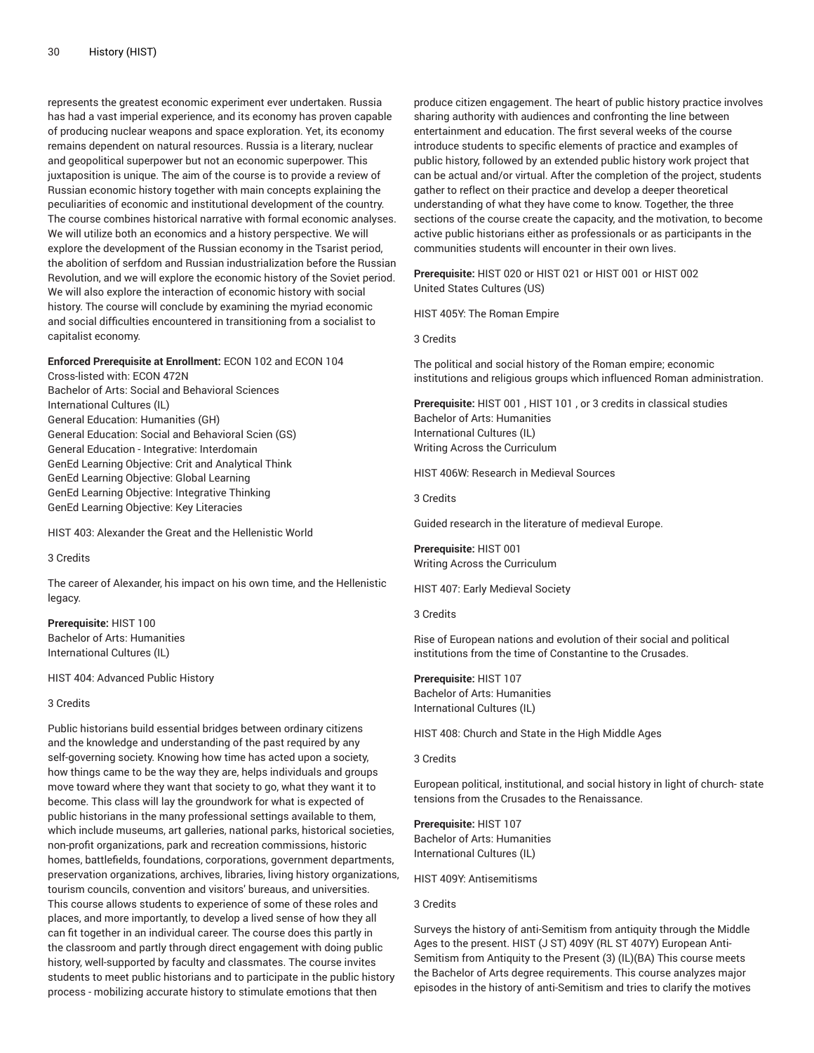represents the greatest economic experiment ever undertaken. Russia has had a vast imperial experience, and its economy has proven capable of producing nuclear weapons and space exploration. Yet, its economy remains dependent on natural resources. Russia is a literary, nuclear and geopolitical superpower but not an economic superpower. This juxtaposition is unique. The aim of the course is to provide a review of Russian economic history together with main concepts explaining the peculiarities of economic and institutional development of the country. The course combines historical narrative with formal economic analyses. We will utilize both an economics and a history perspective. We will explore the development of the Russian economy in the Tsarist period, the abolition of serfdom and Russian industrialization before the Russian Revolution, and we will explore the economic history of the Soviet period. We will also explore the interaction of economic history with social history. The course will conclude by examining the myriad economic and social difficulties encountered in transitioning from a socialist to capitalist economy.

**Enforced Prerequisite at Enrollment:** ECON 102 and ECON 104
Cross-listed with: ECON 472N
Bachelor of Arts: Social and Behavioral Sciences
International Cultures (IL)
General Education: Humanities (GH)
General Education: Social and Behavioral Scien (GS)
General Education - Integrative: Interdomain
GenEd Learning Objective: Crit and Analytical Think
GenEd Learning Objective: Global Learning
GenEd Learning Objective: Integrative Thinking
GenEd Learning Objective: Key Literacies

HIST 403: Alexander the Great and the Hellenistic World

3 Credits

The career of Alexander, his impact on his own time, and the Hellenistic legacy.

**Prerequisite:** HIST 100
Bachelor of Arts: Humanities
International Cultures (IL)

HIST 404: Advanced Public History

3 Credits

Public historians build essential bridges between ordinary citizens and the knowledge and understanding of the past required by any self-governing society. Knowing how time has acted upon a society, how things came to be the way they are, helps individuals and groups move toward where they want that society to go, what they want it to become. This class will lay the groundwork for what is expected of public historians in the many professional settings available to them, which include museums, art galleries, national parks, historical societies, non-profit organizations, park and recreation commissions, historic homes, battlefields, foundations, corporations, government departments, preservation organizations, archives, libraries, living history organizations, tourism councils, convention and visitors' bureaus, and universities. This course allows students to experience of some of these roles and places, and more importantly, to develop a lived sense of how they all can fit together in an individual career. The course does this partly in the classroom and partly through direct engagement with doing public history, well-supported by faculty and classmates. The course invites students to meet public historians and to participate in the public history process - mobilizing accurate history to stimulate emotions that then produce citizen engagement. The heart of public history practice involves sharing authority with audiences and confronting the line between entertainment and education. The first several weeks of the course introduce students to specific elements of practice and examples of public history, followed by an extended public history work project that can be actual and/or virtual. After the completion of the project, students gather to reflect on their practice and develop a deeper theoretical understanding of what they have come to know. Together, the three sections of the course create the capacity, and the motivation, to become active public historians either as professionals or as participants in the communities students will encounter in their own lives.

**Prerequisite:** HIST 020 or HIST 021 or HIST 001 or HIST 002
United States Cultures (US)

HIST 405Y: The Roman Empire

3 Credits

The political and social history of the Roman empire; economic institutions and religious groups which influenced Roman administration.

**Prerequisite:** HIST 001 , HIST 101 , or 3 credits in classical studies
Bachelor of Arts: Humanities
International Cultures (IL)
Writing Across the Curriculum

HIST 406W: Research in Medieval Sources

3 Credits

Guided research in the literature of medieval Europe.

**Prerequisite:** HIST 001
Writing Across the Curriculum

HIST 407: Early Medieval Society

3 Credits

Rise of European nations and evolution of their social and political institutions from the time of Constantine to the Crusades.

**Prerequisite:** HIST 107
Bachelor of Arts: Humanities
International Cultures (IL)

HIST 408: Church and State in the High Middle Ages

3 Credits

European political, institutional, and social history in light of church- state tensions from the Crusades to the Renaissance.

**Prerequisite:** HIST 107
Bachelor of Arts: Humanities
International Cultures (IL)

HIST 409Y: Antisemitisms

3 Credits

Surveys the history of anti-Semitism from antiquity through the Middle Ages to the present. HIST (J ST) 409Y (RL ST 407Y) European Anti-Semitism from Antiquity to the Present (3) (IL)(BA) This course meets the Bachelor of Arts degree requirements. This course analyzes major episodes in the history of anti-Semitism and tries to clarify the motives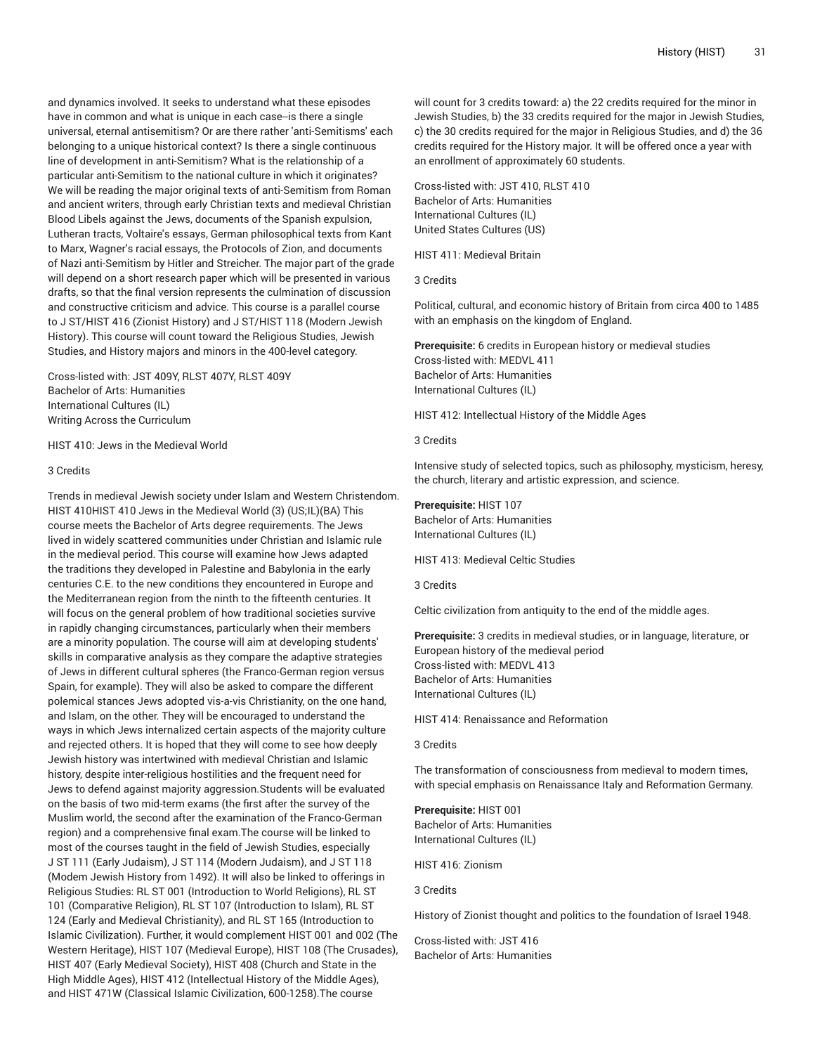and dynamics involved. It seeks to understand what these episodes have in common and what is unique in each case--is there a single universal, eternal antisemitism? Or are there rather 'anti-Semitisms' each belonging to a unique historical context? Is there a single continuous line of development in anti-Semitism? What is the relationship of a particular anti-Semitism to the national culture in which it originates? We will be reading the major original texts of anti-Semitism from Roman and ancient writers, through early Christian texts and medieval Christian Blood Libels against the Jews, documents of the Spanish expulsion, Lutheran tracts, Voltaire's essays, German philosophical texts from Kant to Marx, Wagner's racial essays, the Protocols of Zion, and documents of Nazi anti-Semitism by Hitler and Streicher. The major part of the grade will depend on a short research paper which will be presented in various drafts, so that the final version represents the culmination of discussion and constructive criticism and advice. This course is a parallel course to J ST/HIST 416 (Zionist History) and J ST/HIST 118 (Modern Jewish History). This course will count toward the Religious Studies, Jewish Studies, and History majors and minors in the 400-level category.

Cross-listed with: JST 409Y, RLST 407Y, RLST 409Y
Bachelor of Arts: Humanities
International Cultures (IL)
Writing Across the Curriculum

HIST 410: Jews in the Medieval World

3 Credits

Trends in medieval Jewish society under Islam and Western Christendom. HIST 410HIST 410 Jews in the Medieval World (3) (US;IL)(BA) This course meets the Bachelor of Arts degree requirements. The Jews lived in widely scattered communities under Christian and Islamic rule in the medieval period. This course will examine how Jews adapted the traditions they developed in Palestine and Babylonia in the early centuries C.E. to the new conditions they encountered in Europe and the Mediterranean region from the ninth to the fifteenth centuries. It will focus on the general problem of how traditional societies survive in rapidly changing circumstances, particularly when their members are a minority population. The course will aim at developing students' skills in comparative analysis as they compare the adaptive strategies of Jews in different cultural spheres (the Franco-German region versus Spain, for example). They will also be asked to compare the different polemical stances Jews adopted vis-a-vis Christianity, on the one hand, and Islam, on the other. They will be encouraged to understand the ways in which Jews internalized certain aspects of the majority culture and rejected others. It is hoped that they will come to see how deeply Jewish history was intertwined with medieval Christian and Islamic history, despite inter-religious hostilities and the frequent need for Jews to defend against majority aggression.Students will be evaluated on the basis of two mid-term exams (the first after the survey of the Muslim world, the second after the examination of the Franco-German region) and a comprehensive final exam.The course will be linked to most of the courses taught in the field of Jewish Studies, especially J ST 111 (Early Judaism), J ST 114 (Modern Judaism), and J ST 118 (Modem Jewish History from 1492). It will also be linked to offerings in Religious Studies: RL ST 001 (Introduction to World Religions), RL ST 101 (Comparative Religion), RL ST 107 (Introduction to Islam), RL ST 124 (Early and Medieval Christianity), and RL ST 165 (Introduction to Islamic Civilization). Further, it would complement HIST 001 and 002 (The Western Heritage), HIST 107 (Medieval Europe), HIST 108 (The Crusades), HIST 407 (Early Medieval Society), HIST 408 (Church and State in the High Middle Ages), HIST 412 (Intellectual History of the Middle Ages), and HIST 471W (Classical Islamic Civilization, 600-1258).The course will count for 3 credits toward: a) the 22 credits required for the minor in Jewish Studies, b) the 33 credits required for the major in Jewish Studies, c) the 30 credits required for the major in Religious Studies, and d) the 36 credits required for the History major. It will be offered once a year with an enrollment of approximately 60 students.

Cross-listed with: JST 410, RLST 410
Bachelor of Arts: Humanities
International Cultures (IL)
United States Cultures (US)

HIST 411: Medieval Britain

3 Credits

Political, cultural, and economic history of Britain from circa 400 to 1485 with an emphasis on the kingdom of England.

**Prerequisite:** 6 credits in European history or medieval studies
Cross-listed with: MEDVL 411
Bachelor of Arts: Humanities
International Cultures (IL)

HIST 412: Intellectual History of the Middle Ages

3 Credits

Intensive study of selected topics, such as philosophy, mysticism, heresy, the church, literary and artistic expression, and science.

**Prerequisite:** HIST 107
Bachelor of Arts: Humanities
International Cultures (IL)

HIST 413: Medieval Celtic Studies

3 Credits

Celtic civilization from antiquity to the end of the middle ages.

**Prerequisite:** 3 credits in medieval studies, or in language, literature, or European history of the medieval period
Cross-listed with: MEDVL 413
Bachelor of Arts: Humanities
International Cultures (IL)

HIST 414: Renaissance and Reformation

3 Credits

The transformation of consciousness from medieval to modern times, with special emphasis on Renaissance Italy and Reformation Germany.

**Prerequisite:** HIST 001
Bachelor of Arts: Humanities
International Cultures (IL)

HIST 416: Zionism

3 Credits

History of Zionist thought and politics to the foundation of Israel 1948.

Cross-listed with: JST 416
Bachelor of Arts: Humanities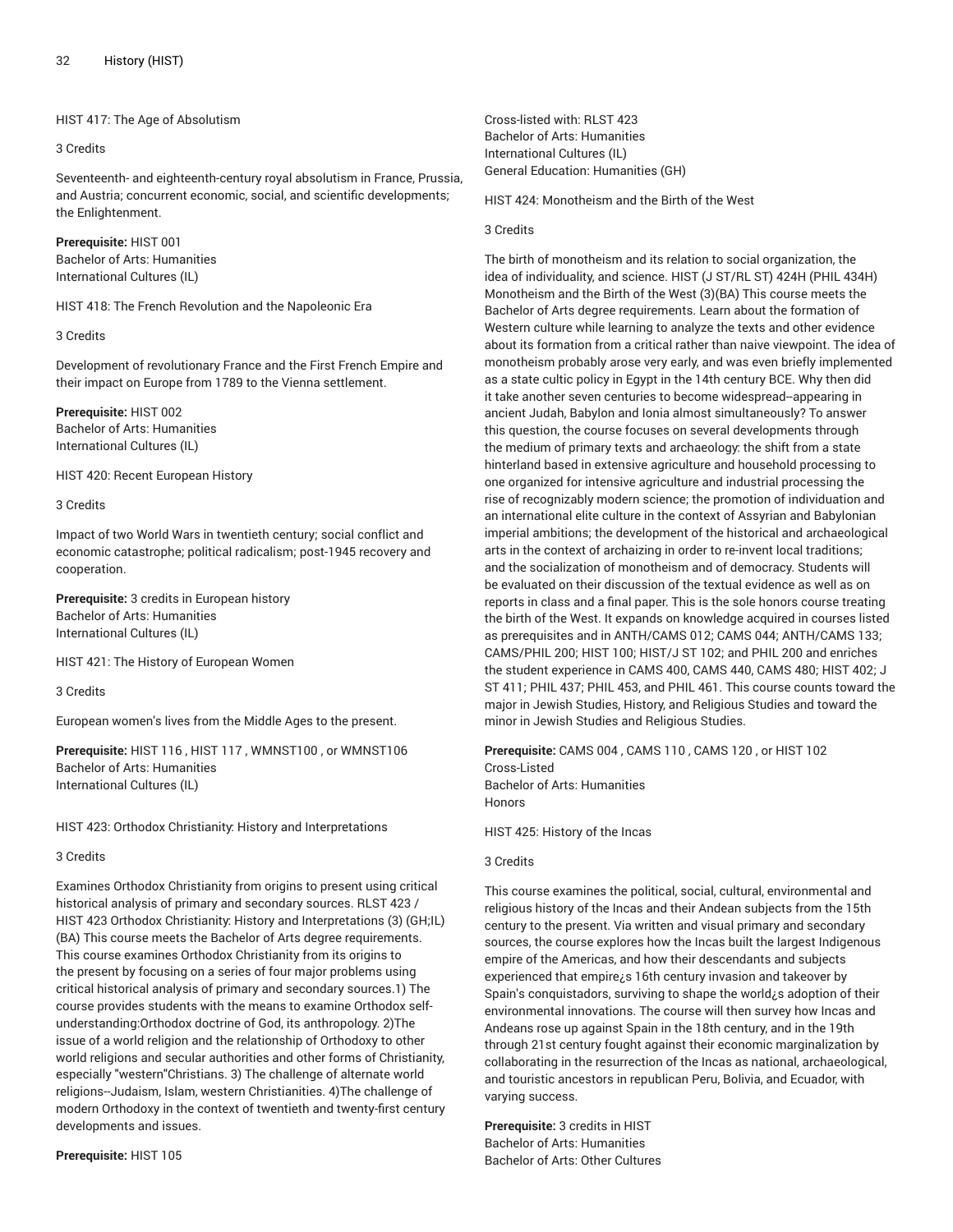HIST 417: The Age of Absolutism

3 Credits

Seventeenth- and eighteenth-century royal absolutism in France, Prussia, and Austria; concurrent economic, social, and scientific developments; the Enlightenment.

**Prerequisite:** HIST 001
Bachelor of Arts: Humanities
International Cultures (IL)

HIST 418: The French Revolution and the Napoleonic Era

3 Credits

Development of revolutionary France and the First French Empire and their impact on Europe from 1789 to the Vienna settlement.

**Prerequisite:** HIST 002
Bachelor of Arts: Humanities
International Cultures (IL)

HIST 420: Recent European History

3 Credits

Impact of two World Wars in twentieth century; social conflict and economic catastrophe; political radicalism; post-1945 recovery and cooperation.

**Prerequisite:** 3 credits in European history
Bachelor of Arts: Humanities
International Cultures (IL)

HIST 421: The History of European Women

3 Credits

European women's lives from the Middle Ages to the present.

**Prerequisite:** HIST 116 , HIST 117 , WMNST100 , or WMNST106
Bachelor of Arts: Humanities
International Cultures (IL)

HIST 423: Orthodox Christianity: History and Interpretations

3 Credits

Examines Orthodox Christianity from origins to present using critical historical analysis of primary and secondary sources. RLST 423 / HIST 423 Orthodox Christianity: History and Interpretations (3) (GH;IL) (BA) This course meets the Bachelor of Arts degree requirements. This course examines Orthodox Christianity from its origins to the present by focusing on a series of four major problems using critical historical analysis of primary and secondary sources.1) The course provides students with the means to examine Orthodox self-understanding:Orthodox doctrine of God, its anthropology. 2)The issue of a world religion and the relationship of Orthodoxy to other world religions and secular authorities and other forms of Christianity, especially "western"Christians. 3) The challenge of alternate world religions--Judaism, Islam, western Christianities. 4)The challenge of modern Orthodoxy in the context of twentieth and twenty-first century developments and issues.

**Prerequisite:** HIST 105
Cross-listed with: RLST 423
Bachelor of Arts: Humanities
International Cultures (IL)
General Education: Humanities (GH)

HIST 424: Monotheism and the Birth of the West

3 Credits

The birth of monotheism and its relation to social organization, the idea of individuality, and science. HIST (J ST/RL ST) 424H (PHIL 434H) Monotheism and the Birth of the West (3)(BA) This course meets the Bachelor of Arts degree requirements. Learn about the formation of Western culture while learning to analyze the texts and other evidence about its formation from a critical rather than naive viewpoint. The idea of monotheism probably arose very early, and was even briefly implemented as a state cultic policy in Egypt in the 14th century BCE. Why then did it take another seven centuries to become widespread--appearing in ancient Judah, Babylon and Ionia almost simultaneously? To answer this question, the course focuses on several developments through the medium of primary texts and archaeology: the shift from a state hinterland based in extensive agriculture and household processing to one organized for intensive agriculture and industrial processing the rise of recognizably modern science; the promotion of individuation and an international elite culture in the context of Assyrian and Babylonian imperial ambitions; the development of the historical and archaeological arts in the context of archaizing in order to re-invent local traditions; and the socialization of monotheism and of democracy. Students will be evaluated on their discussion of the textual evidence as well as on reports in class and a final paper. This is the sole honors course treating the birth of the West. It expands on knowledge acquired in courses listed as prerequisites and in ANTH/CAMS 012; CAMS 044; ANTH/CAMS 133; CAMS/PHIL 200; HIST 100; HIST/J ST 102; and PHIL 200 and enriches the student experience in CAMS 400, CAMS 440, CAMS 480; HIST 402; J ST 411; PHIL 437; PHIL 453, and PHIL 461. This course counts toward the major in Jewish Studies, History, and Religious Studies and toward the minor in Jewish Studies and Religious Studies.

**Prerequisite:** CAMS 004 , CAMS 110 , CAMS 120 , or HIST 102
Cross-Listed
Bachelor of Arts: Humanities
Honors

HIST 425: History of the Incas

3 Credits

This course examines the political, social, cultural, environmental and religious history of the Incas and their Andean subjects from the 15th century to the present. Via written and visual primary and secondary sources, the course explores how the Incas built the largest Indigenous empire of the Americas, and how their descendants and subjects experienced that empire¿s 16th century invasion and takeover by Spain's conquistadors, surviving to shape the world¿s adoption of their environmental innovations. The course will then survey how Incas and Andeans rose up against Spain in the 18th century, and in the 19th through 21st century fought against their economic marginalization by collaborating in the resurrection of the Incas as national, archaeological, and touristic ancestors in republican Peru, Bolivia, and Ecuador, with varying success.

**Prerequisite:** 3 credits in HIST
Bachelor of Arts: Humanities
Bachelor of Arts: Other Cultures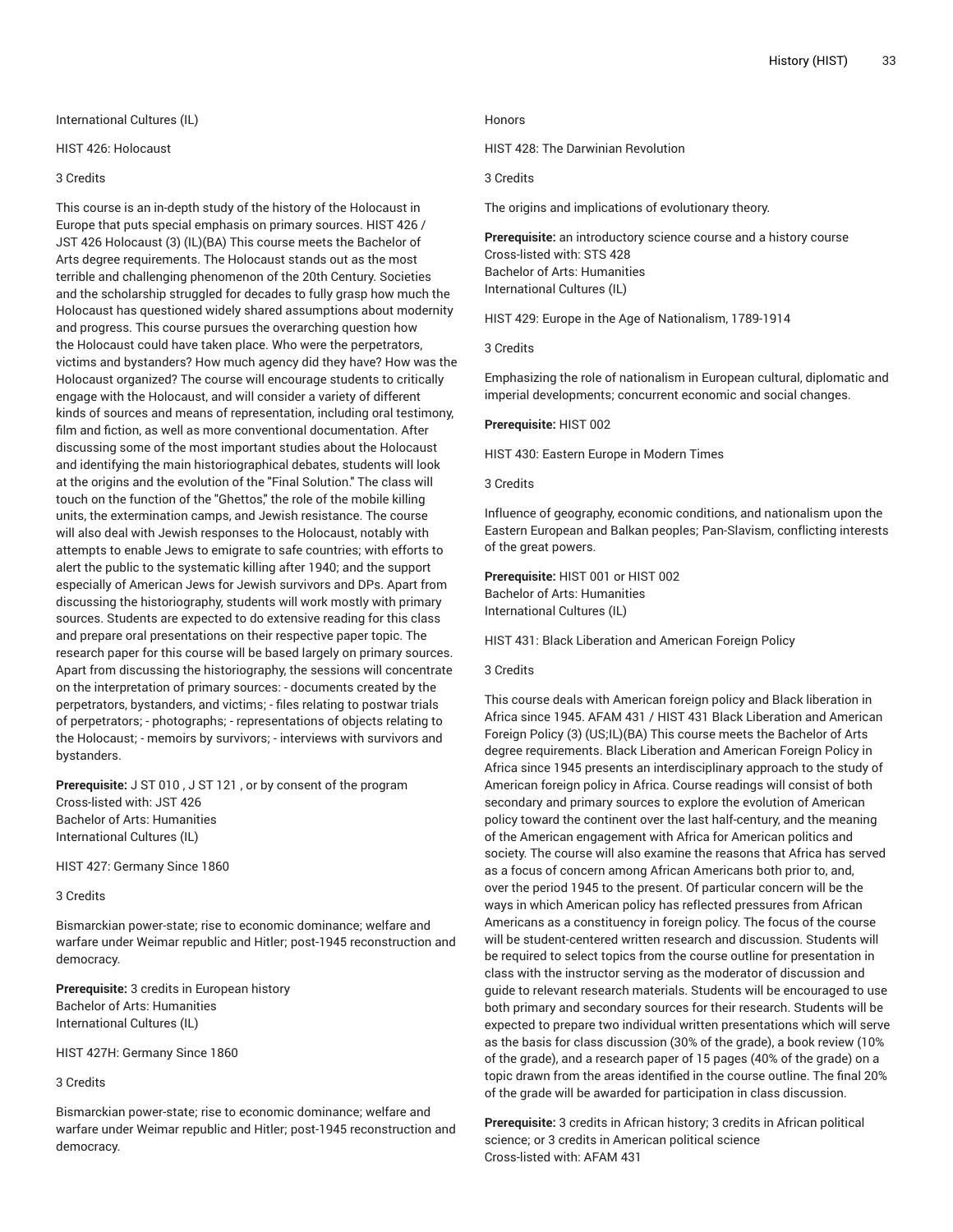International Cultures (IL)

HIST 426: Holocaust

3 Credits

This course is an in-depth study of the history of the Holocaust in Europe that puts special emphasis on primary sources. HIST 426 / JST 426 Holocaust (3) (IL)(BA) This course meets the Bachelor of Arts degree requirements. The Holocaust stands out as the most terrible and challenging phenomenon of the 20th Century. Societies and the scholarship struggled for decades to fully grasp how much the Holocaust has questioned widely shared assumptions about modernity and progress. This course pursues the overarching question how the Holocaust could have taken place. Who were the perpetrators, victims and bystanders? How much agency did they have? How was the Holocaust organized? The course will encourage students to critically engage with the Holocaust, and will consider a variety of different kinds of sources and means of representation, including oral testimony, film and fiction, as well as more conventional documentation. After discussing some of the most important studies about the Holocaust and identifying the main historiographical debates, students will look at the origins and the evolution of the "Final Solution." The class will touch on the function of the "Ghettos," the role of the mobile killing units, the extermination camps, and Jewish resistance. The course will also deal with Jewish responses to the Holocaust, notably with attempts to enable Jews to emigrate to safe countries; with efforts to alert the public to the systematic killing after 1940; and the support especially of American Jews for Jewish survivors and DPs. Apart from discussing the historiography, students will work mostly with primary sources. Students are expected to do extensive reading for this class and prepare oral presentations on their respective paper topic. The research paper for this course will be based largely on primary sources. Apart from discussing the historiography, the sessions will concentrate on the interpretation of primary sources: - documents created by the perpetrators, bystanders, and victims; - files relating to postwar trials of perpetrators; - photographs; - representations of objects relating to the Holocaust; - memoirs by survivors; - interviews with survivors and bystanders.

**Prerequisite:** J ST 010 , J ST 121 , or by consent of the program
Cross-listed with: JST 426
Bachelor of Arts: Humanities
International Cultures (IL)

HIST 427: Germany Since 1860

3 Credits

Bismarckian power-state; rise to economic dominance; welfare and warfare under Weimar republic and Hitler; post-1945 reconstruction and democracy.

**Prerequisite:** 3 credits in European history
Bachelor of Arts: Humanities
International Cultures (IL)

HIST 427H: Germany Since 1860

3 Credits

Bismarckian power-state; rise to economic dominance; welfare and warfare under Weimar republic and Hitler; post-1945 reconstruction and democracy.

Honors

HIST 428: The Darwinian Revolution

3 Credits

The origins and implications of evolutionary theory.

**Prerequisite:** an introductory science course and a history course
Cross-listed with: STS 428
Bachelor of Arts: Humanities
International Cultures (IL)

HIST 429: Europe in the Age of Nationalism, 1789-1914

3 Credits

Emphasizing the role of nationalism in European cultural, diplomatic and imperial developments; concurrent economic and social changes.

**Prerequisite:** HIST 002

HIST 430: Eastern Europe in Modern Times

3 Credits

Influence of geography, economic conditions, and nationalism upon the Eastern European and Balkan peoples; Pan-Slavism, conflicting interests of the great powers.

**Prerequisite:** HIST 001 or HIST 002
Bachelor of Arts: Humanities
International Cultures (IL)

HIST 431: Black Liberation and American Foreign Policy

3 Credits

This course deals with American foreign policy and Black liberation in Africa since 1945. AFAM 431 / HIST 431 Black Liberation and American Foreign Policy (3) (US;IL)(BA) This course meets the Bachelor of Arts degree requirements. Black Liberation and American Foreign Policy in Africa since 1945 presents an interdisciplinary approach to the study of American foreign policy in Africa. Course readings will consist of both secondary and primary sources to explore the evolution of American policy toward the continent over the last half-century, and the meaning of the American engagement with Africa for American politics and society. The course will also examine the reasons that Africa has served as a focus of concern among African Americans both prior to, and, over the period 1945 to the present. Of particular concern will be the ways in which American policy has reflected pressures from African Americans as a constituency in foreign policy. The focus of the course will be student-centered written research and discussion. Students will be required to select topics from the course outline for presentation in class with the instructor serving as the moderator of discussion and guide to relevant research materials. Students will be encouraged to use both primary and secondary sources for their research. Students will be expected to prepare two individual written presentations which will serve as the basis for class discussion (30% of the grade), a book review (10% of the grade), and a research paper of 15 pages (40% of the grade) on a topic drawn from the areas identified in the course outline. The final 20% of the grade will be awarded for participation in class discussion.

**Prerequisite:** 3 credits in African history; 3 credits in African political science; or 3 credits in American political science
Cross-listed with: AFAM 431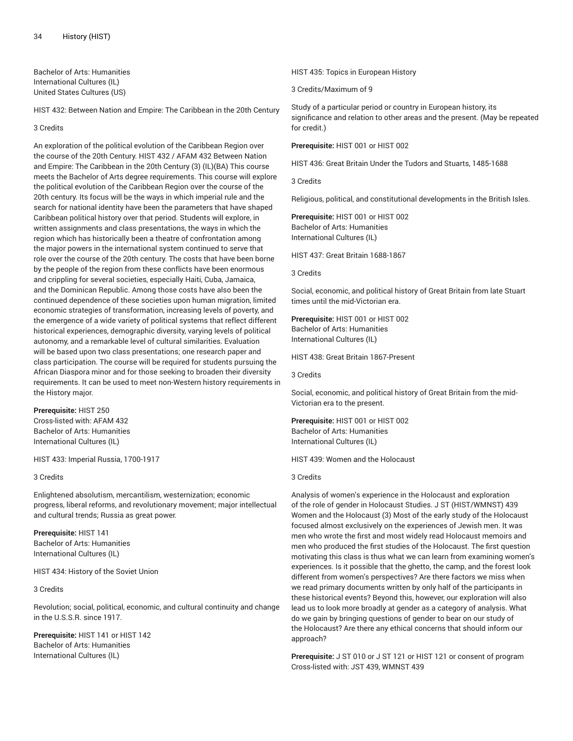Bachelor of Arts: Humanities
International Cultures (IL)
United States Cultures (US)

HIST 432: Between Nation and Empire: The Caribbean in the 20th Century

3 Credits

An exploration of the political evolution of the Caribbean Region over the course of the 20th Century. HIST 432 / AFAM 432 Between Nation and Empire: The Caribbean in the 20th Century (3) (IL)(BA) This course meets the Bachelor of Arts degree requirements. This course will explore the political evolution of the Caribbean Region over the course of the 20th century. Its focus will be the ways in which imperial rule and the search for national identity have been the parameters that have shaped Caribbean political history over that period. Students will explore, in written assignments and class presentations, the ways in which the region which has historically been a theatre of confrontation among the major powers in the international system continued to serve that role over the course of the 20th century. The costs that have been borne by the people of the region from these conflicts have been enormous and crippling for several societies, especially Haiti, Cuba, Jamaica, and the Dominican Republic. Among those costs have also been the continued dependence of these societies upon human migration, limited economic strategies of transformation, increasing levels of poverty, and the emergence of a wide variety of political systems that reflect different historical experiences, demographic diversity, varying levels of political autonomy, and a remarkable level of cultural similarities. Evaluation will be based upon two class presentations; one research paper and class participation. The course will be required for students pursuing the African Diaspora minor and for those seeking to broaden their diversity requirements. It can be used to meet non-Western history requirements in the History major.

**Prerequisite:** HIST 250
Cross-listed with: AFAM 432
Bachelor of Arts: Humanities
International Cultures (IL)

HIST 433: Imperial Russia, 1700-1917

3 Credits

Enlightened absolutism, mercantilism, westernization; economic progress, liberal reforms, and revolutionary movement; major intellectual and cultural trends; Russia as great power.

**Prerequisite:** HIST 141
Bachelor of Arts: Humanities
International Cultures (IL)

HIST 434: History of the Soviet Union

3 Credits

Revolution; social, political, economic, and cultural continuity and change in the U.S.S.R. since 1917.

**Prerequisite:** HIST 141 or HIST 142
Bachelor of Arts: Humanities
International Cultures (IL)

HIST 435: Topics in European History

3 Credits/Maximum of 9

Study of a particular period or country in European history, its significance and relation to other areas and the present. (May be repeated for credit.)

**Prerequisite:** HIST 001 or HIST 002

HIST 436: Great Britain Under the Tudors and Stuarts, 1485-1688

3 Credits

Religious, political, and constitutional developments in the British Isles.

**Prerequisite:** HIST 001 or HIST 002
Bachelor of Arts: Humanities
International Cultures (IL)

HIST 437: Great Britain 1688-1867

3 Credits

Social, economic, and political history of Great Britain from late Stuart times until the mid-Victorian era.

**Prerequisite:** HIST 001 or HIST 002
Bachelor of Arts: Humanities
International Cultures (IL)

HIST 438: Great Britain 1867-Present

3 Credits

Social, economic, and political history of Great Britain from the mid-Victorian era to the present.

**Prerequisite:** HIST 001 or HIST 002
Bachelor of Arts: Humanities
International Cultures (IL)

HIST 439: Women and the Holocaust

3 Credits

Analysis of women's experience in the Holocaust and exploration of the role of gender in Holocaust Studies. J ST (HIST/WMNST) 439 Women and the Holocaust (3) Most of the early study of the Holocaust focused almost exclusively on the experiences of Jewish men. It was men who wrote the first and most widely read Holocaust memoirs and men who produced the first studies of the Holocaust. The first question motivating this class is thus what we can learn from examining women's experiences. Is it possible that the ghetto, the camp, and the forest look different from women's perspectives? Are there factors we miss when we read primary documents written by only half of the participants in these historical events? Beyond this, however, our exploration will also lead us to look more broadly at gender as a category of analysis. What do we gain by bringing questions of gender to bear on our study of the Holocaust? Are there any ethical concerns that should inform our approach?

**Prerequisite:** J ST 010 or J ST 121 or HIST 121 or consent of program
Cross-listed with: JST 439, WMNST 439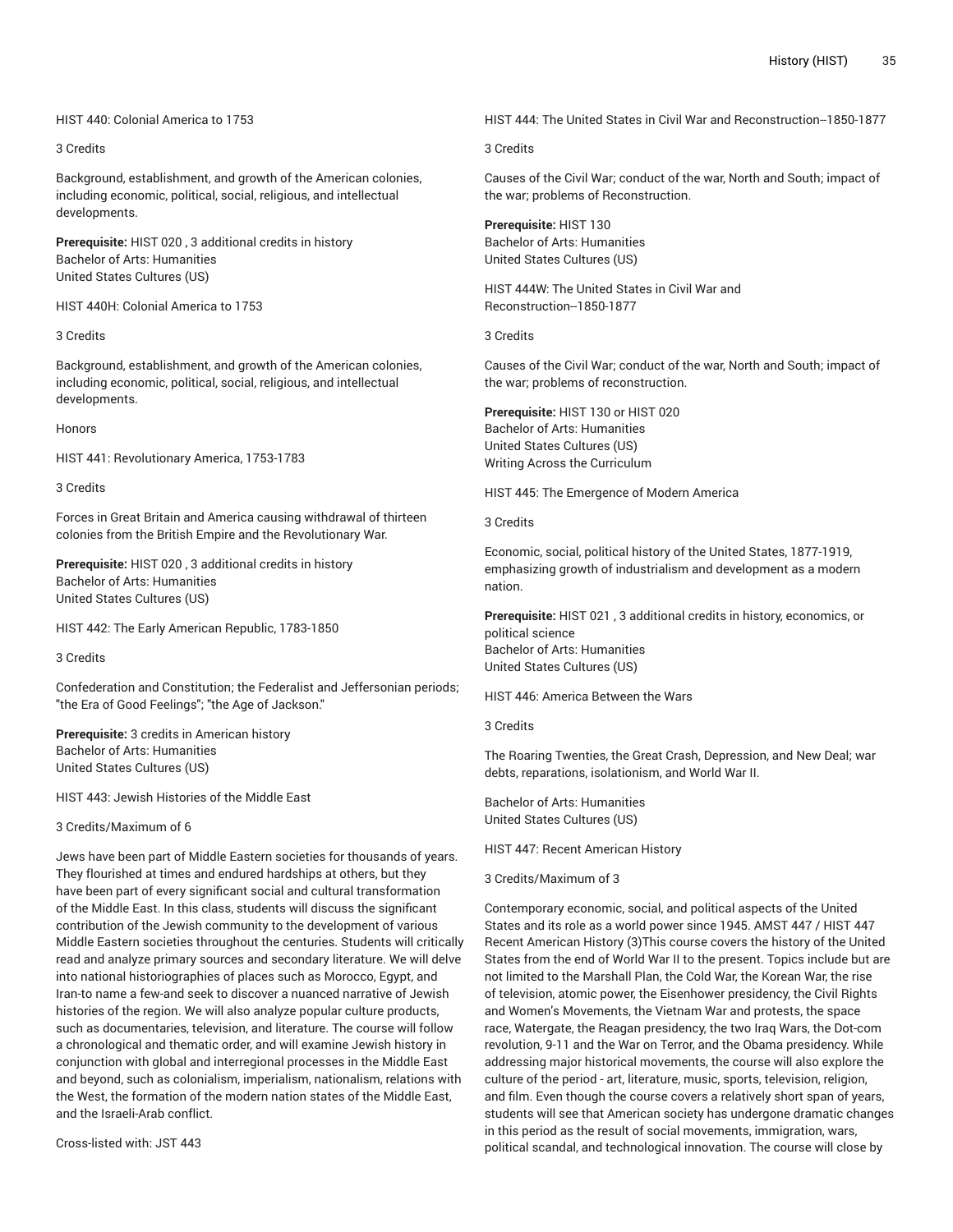HIST 440: Colonial America to 1753

3 Credits

Background, establishment, and growth of the American colonies, including economic, political, social, religious, and intellectual developments.

**Prerequisite:** HIST 020 , 3 additional credits in history
Bachelor of Arts: Humanities
United States Cultures (US)

HIST 440H: Colonial America to 1753

3 Credits

Background, establishment, and growth of the American colonies, including economic, political, social, religious, and intellectual developments.

Honors

HIST 441: Revolutionary America, 1753-1783

3 Credits

Forces in Great Britain and America causing withdrawal of thirteen colonies from the British Empire and the Revolutionary War.

**Prerequisite:** HIST 020 , 3 additional credits in history
Bachelor of Arts: Humanities
United States Cultures (US)

HIST 442: The Early American Republic, 1783-1850

3 Credits

Confederation and Constitution; the Federalist and Jeffersonian periods; "the Era of Good Feelings"; "the Age of Jackson."

**Prerequisite:** 3 credits in American history
Bachelor of Arts: Humanities
United States Cultures (US)

HIST 443: Jewish Histories of the Middle East

3 Credits/Maximum of 6

Jews have been part of Middle Eastern societies for thousands of years. They flourished at times and endured hardships at others, but they have been part of every significant social and cultural transformation of the Middle East. In this class, students will discuss the significant contribution of the Jewish community to the development of various Middle Eastern societies throughout the centuries. Students will critically read and analyze primary sources and secondary literature. We will delve into national historiographies of places such as Morocco, Egypt, and Iran-to name a few-and seek to discover a nuanced narrative of Jewish histories of the region. We will also analyze popular culture products, such as documentaries, television, and literature. The course will follow a chronological and thematic order, and will examine Jewish history in conjunction with global and interregional processes in the Middle East and beyond, such as colonialism, imperialism, nationalism, relations with the West, the formation of the modern nation states of the Middle East, and the Israeli-Arab conflict.

Cross-listed with: JST 443

HIST 444: The United States in Civil War and Reconstruction--1850-1877

3 Credits

Causes of the Civil War; conduct of the war, North and South; impact of the war; problems of Reconstruction.

**Prerequisite:** HIST 130
Bachelor of Arts: Humanities
United States Cultures (US)

HIST 444W: The United States in Civil War and Reconstruction--1850-1877

3 Credits

Causes of the Civil War; conduct of the war, North and South; impact of the war; problems of reconstruction.

**Prerequisite:** HIST 130 or HIST 020
Bachelor of Arts: Humanities
United States Cultures (US)
Writing Across the Curriculum

HIST 445: The Emergence of Modern America

3 Credits

Economic, social, political history of the United States, 1877-1919, emphasizing growth of industrialism and development as a modern nation.

**Prerequisite:** HIST 021 , 3 additional credits in history, economics, or political science
Bachelor of Arts: Humanities
United States Cultures (US)

HIST 446: America Between the Wars

3 Credits

The Roaring Twenties, the Great Crash, Depression, and New Deal; war debts, reparations, isolationism, and World War II.

Bachelor of Arts: Humanities
United States Cultures (US)

HIST 447: Recent American History

3 Credits/Maximum of 3

Contemporary economic, social, and political aspects of the United States and its role as a world power since 1945. AMST 447 / HIST 447 Recent American History (3)This course covers the history of the United States from the end of World War II to the present. Topics include but are not limited to the Marshall Plan, the Cold War, the Korean War, the rise of television, atomic power, the Eisenhower presidency, the Civil Rights and Women's Movements, the Vietnam War and protests, the space race, Watergate, the Reagan presidency, the two Iraq Wars, the Dot-com revolution, 9-11 and the War on Terror, and the Obama presidency. While addressing major historical movements, the course will also explore the culture of the period - art, literature, music, sports, television, religion, and film. Even though the course covers a relatively short span of years, students will see that American society has undergone dramatic changes in this period as the result of social movements, immigration, wars, political scandal, and technological innovation. The course will close by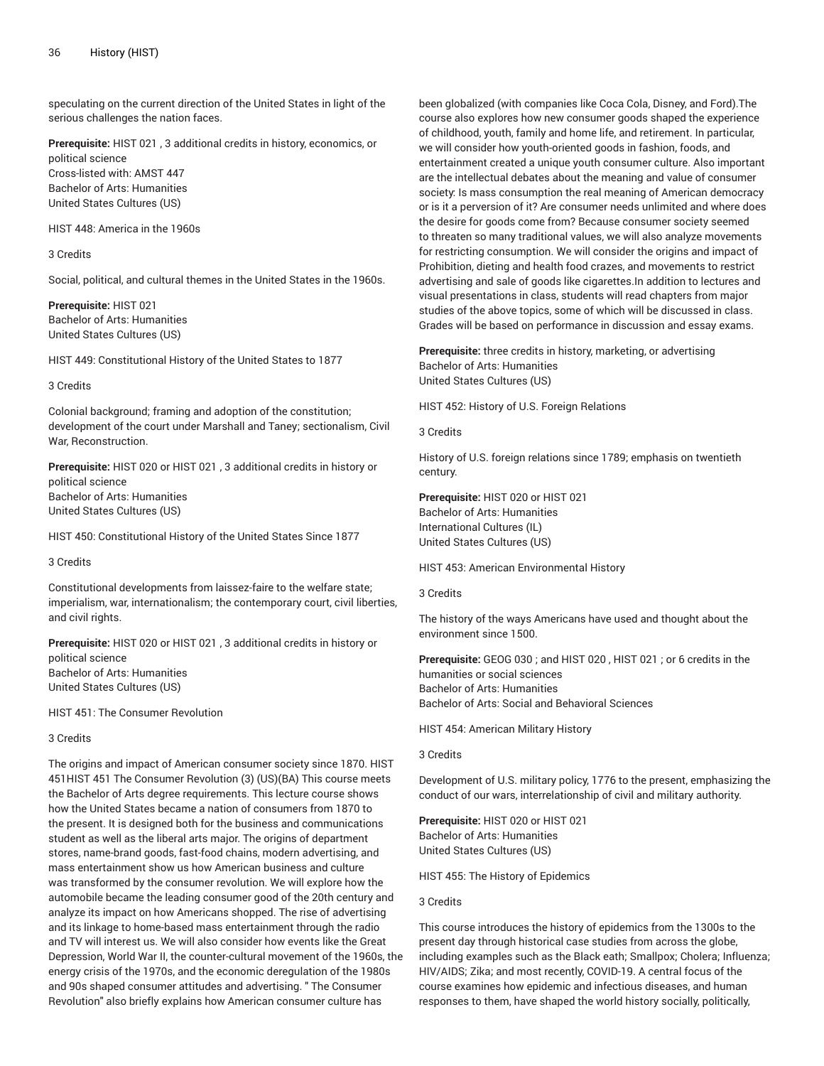speculating on the current direction of the United States in light of the serious challenges the nation faces.

**Prerequisite:** HIST 021 , 3 additional credits in history, economics, or political science
Cross-listed with: AMST 447
Bachelor of Arts: Humanities
United States Cultures (US)

HIST 448: America in the 1960s

3 Credits

Social, political, and cultural themes in the United States in the 1960s.

**Prerequisite:** HIST 021
Bachelor of Arts: Humanities
United States Cultures (US)

HIST 449: Constitutional History of the United States to 1877

3 Credits

Colonial background; framing and adoption of the constitution; development of the court under Marshall and Taney; sectionalism, Civil War, Reconstruction.

**Prerequisite:** HIST 020 or HIST 021 , 3 additional credits in history or political science
Bachelor of Arts: Humanities
United States Cultures (US)

HIST 450: Constitutional History of the United States Since 1877

3 Credits

Constitutional developments from laissez-faire to the welfare state; imperialism, war, internationalism; the contemporary court, civil liberties, and civil rights.

**Prerequisite:** HIST 020 or HIST 021 , 3 additional credits in history or political science
Bachelor of Arts: Humanities
United States Cultures (US)

HIST 451: The Consumer Revolution

3 Credits

The origins and impact of American consumer society since 1870. HIST 451HIST 451 The Consumer Revolution (3) (US)(BA) This course meets the Bachelor of Arts degree requirements. This lecture course shows how the United States became a nation of consumers from 1870 to the present. It is designed both for the business and communications student as well as the liberal arts major. The origins of department stores, name-brand goods, fast-food chains, modern advertising, and mass entertainment show us how American business and culture was transformed by the consumer revolution. We will explore how the automobile became the leading consumer good of the 20th century and analyze its impact on how Americans shopped. The rise of advertising and its linkage to home-based mass entertainment through the radio and TV will interest us. We will also consider how events like the Great Depression, World War II, the counter-cultural movement of the 1960s, the energy crisis of the 1970s, and the economic deregulation of the 1980s and 90s shaped consumer attitudes and advertising. " The Consumer Revolution" also briefly explains how American consumer culture has been globalized (with companies like Coca Cola, Disney, and Ford).The course also explores how new consumer goods shaped the experience of childhood, youth, family and home life, and retirement. In particular, we will consider how youth-oriented goods in fashion, foods, and entertainment created a unique youth consumer culture. Also important are the intellectual debates about the meaning and value of consumer society: Is mass consumption the real meaning of American democracy or is it a perversion of it? Are consumer needs unlimited and where does the desire for goods come from? Because consumer society seemed to threaten so many traditional values, we will also analyze movements for restricting consumption. We will consider the origins and impact of Prohibition, dieting and health food crazes, and movements to restrict advertising and sale of goods like cigarettes.In addition to lectures and visual presentations in class, students will read chapters from major studies of the above topics, some of which will be discussed in class. Grades will be based on performance in discussion and essay exams.

**Prerequisite:** three credits in history, marketing, or advertising
Bachelor of Arts: Humanities
United States Cultures (US)

HIST 452: History of U.S. Foreign Relations

3 Credits

History of U.S. foreign relations since 1789; emphasis on twentieth century.

**Prerequisite:** HIST 020 or HIST 021
Bachelor of Arts: Humanities
International Cultures (IL)
United States Cultures (US)

HIST 453: American Environmental History

3 Credits

The history of the ways Americans have used and thought about the environment since 1500.

**Prerequisite:** GEOG 030 ; and HIST 020 , HIST 021 ; or 6 credits in the humanities or social sciences
Bachelor of Arts: Humanities
Bachelor of Arts: Social and Behavioral Sciences

HIST 454: American Military History

3 Credits

Development of U.S. military policy, 1776 to the present, emphasizing the conduct of our wars, interrelationship of civil and military authority.

**Prerequisite:** HIST 020 or HIST 021
Bachelor of Arts: Humanities
United States Cultures (US)

HIST 455: The History of Epidemics

3 Credits

This course introduces the history of epidemics from the 1300s to the present day through historical case studies from across the globe, including examples such as the Black eath; Smallpox; Cholera; Influenza; HIV/AIDS; Zika; and most recently, COVID-19. A central focus of the course examines how epidemic and infectious diseases, and human responses to them, have shaped the world history socially, politically,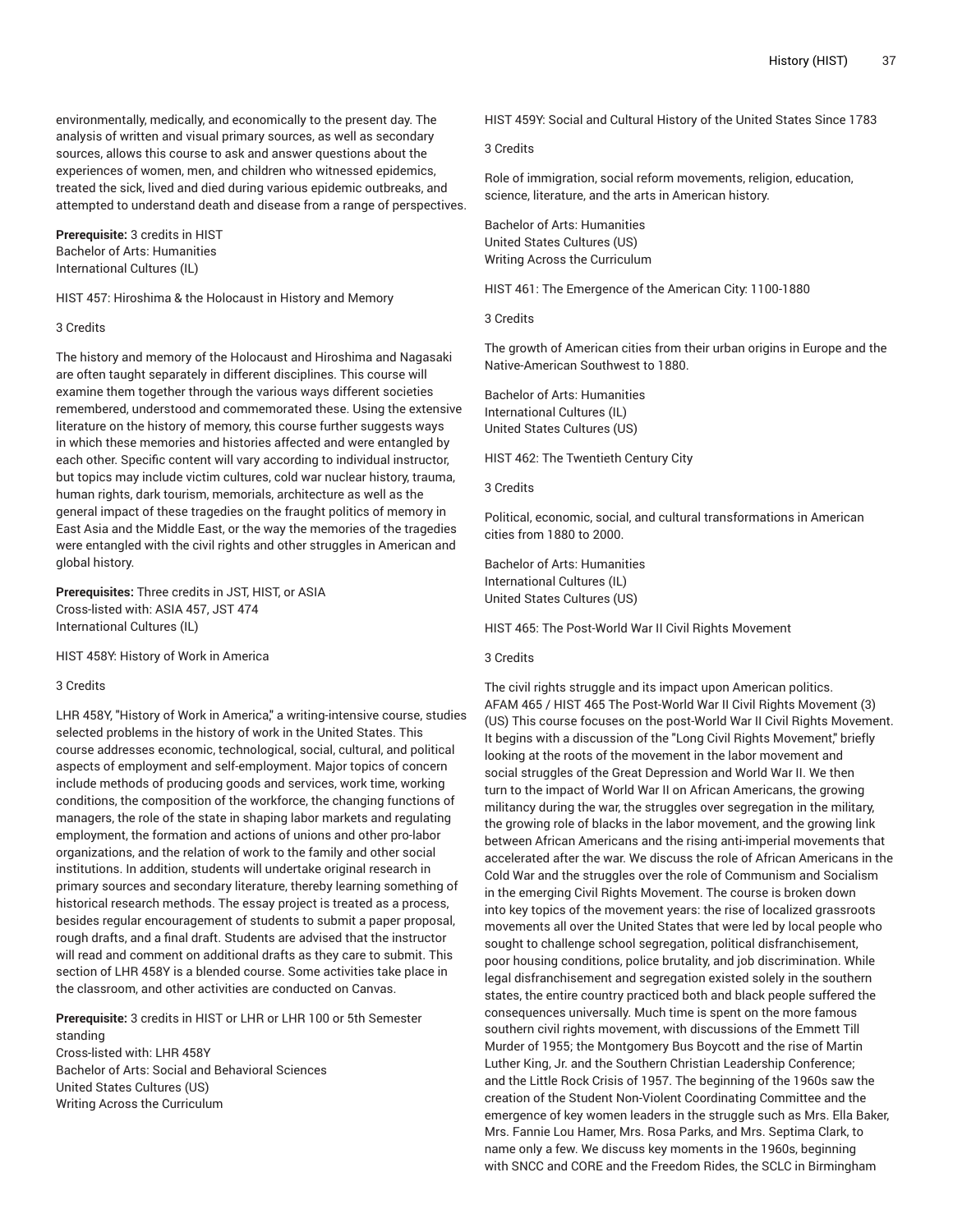environmentally, medically, and economically to the present day. The analysis of written and visual primary sources, as well as secondary sources, allows this course to ask and answer questions about the experiences of women, men, and children who witnessed epidemics, treated the sick, lived and died during various epidemic outbreaks, and attempted to understand death and disease from a range of perspectives.

**Prerequisite:** 3 credits in HIST
Bachelor of Arts: Humanities
International Cultures (IL)

HIST 457: Hiroshima & the Holocaust in History and Memory

3 Credits

The history and memory of the Holocaust and Hiroshima and Nagasaki are often taught separately in different disciplines. This course will examine them together through the various ways different societies remembered, understood and commemorated these. Using the extensive literature on the history of memory, this course further suggests ways in which these memories and histories affected and were entangled by each other. Specific content will vary according to individual instructor, but topics may include victim cultures, cold war nuclear history, trauma, human rights, dark tourism, memorials, architecture as well as the general impact of these tragedies on the fraught politics of memory in East Asia and the Middle East, or the way the memories of the tragedies were entangled with the civil rights and other struggles in American and global history.

**Prerequisites:** Three credits in JST, HIST, or ASIA
Cross-listed with: ASIA 457, JST 474
International Cultures (IL)

HIST 458Y: History of Work in America

3 Credits

LHR 458Y, "History of Work in America," a writing-intensive course, studies selected problems in the history of work in the United States. This course addresses economic, technological, social, cultural, and political aspects of employment and self-employment. Major topics of concern include methods of producing goods and services, work time, working conditions, the composition of the workforce, the changing functions of managers, the role of the state in shaping labor markets and regulating employment, the formation and actions of unions and other pro-labor organizations, and the relation of work to the family and other social institutions. In addition, students will undertake original research in primary sources and secondary literature, thereby learning something of historical research methods. The essay project is treated as a process, besides regular encouragement of students to submit a paper proposal, rough drafts, and a final draft. Students are advised that the instructor will read and comment on additional drafts as they care to submit. This section of LHR 458Y is a blended course. Some activities take place in the classroom, and other activities are conducted on Canvas.

**Prerequisite:** 3 credits in HIST or LHR or LHR 100 or 5th Semester standing
Cross-listed with: LHR 458Y
Bachelor of Arts: Social and Behavioral Sciences
United States Cultures (US)
Writing Across the Curriculum

HIST 459Y: Social and Cultural History of the United States Since 1783

3 Credits

Role of immigration, social reform movements, religion, education, science, literature, and the arts in American history.

Bachelor of Arts: Humanities
United States Cultures (US)
Writing Across the Curriculum

HIST 461: The Emergence of the American City: 1100-1880

3 Credits

The growth of American cities from their urban origins in Europe and the Native-American Southwest to 1880.

Bachelor of Arts: Humanities
International Cultures (IL)
United States Cultures (US)

HIST 462: The Twentieth Century City

3 Credits

Political, economic, social, and cultural transformations in American cities from 1880 to 2000.

Bachelor of Arts: Humanities
International Cultures (IL)
United States Cultures (US)

HIST 465: The Post-World War II Civil Rights Movement

3 Credits

The civil rights struggle and its impact upon American politics. AFAM 465 / HIST 465 The Post-World War II Civil Rights Movement (3) (US) This course focuses on the post-World War II Civil Rights Movement. It begins with a discussion of the "Long Civil Rights Movement," briefly looking at the roots of the movement in the labor movement and social struggles of the Great Depression and World War II. We then turn to the impact of World War II on African Americans, the growing militancy during the war, the struggles over segregation in the military, the growing role of blacks in the labor movement, and the growing link between African Americans and the rising anti-imperial movements that accelerated after the war. We discuss the role of African Americans in the Cold War and the struggles over the role of Communism and Socialism in the emerging Civil Rights Movement. The course is broken down into key topics of the movement years: the rise of localized grassroots movements all over the United States that were led by local people who sought to challenge school segregation, political disfranchisement, poor housing conditions, police brutality, and job discrimination. While legal disfranchisement and segregation existed solely in the southern states, the entire country practiced both and black people suffered the consequences universally. Much time is spent on the more famous southern civil rights movement, with discussions of the Emmett Till Murder of 1955; the Montgomery Bus Boycott and the rise of Martin Luther King, Jr. and the Southern Christian Leadership Conference; and the Little Rock Crisis of 1957. The beginning of the 1960s saw the creation of the Student Non-Violent Coordinating Committee and the emergence of key women leaders in the struggle such as Mrs. Ella Baker, Mrs. Fannie Lou Hamer, Mrs. Rosa Parks, and Mrs. Septima Clark, to name only a few. We discuss key moments in the 1960s, beginning with SNCC and CORE and the Freedom Rides, the SCLC in Birmingham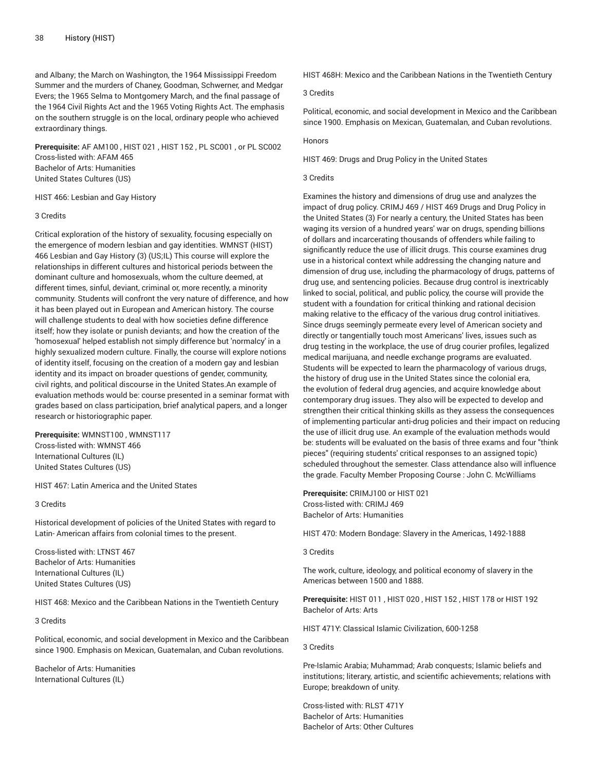and Albany; the March on Washington, the 1964 Mississippi Freedom Summer and the murders of Chaney, Goodman, Schwerner, and Medgar Evers; the 1965 Selma to Montgomery March, and the final passage of the 1964 Civil Rights Act and the 1965 Voting Rights Act. The emphasis on the southern struggle is on the local, ordinary people who achieved extraordinary things.

**Prerequisite:** AF AM100 , HIST 021 , HIST 152 , PL SC001 , or PL SC002
Cross-listed with: AFAM 465
Bachelor of Arts: Humanities
United States Cultures (US)

HIST 466: Lesbian and Gay History

3 Credits

Critical exploration of the history of sexuality, focusing especially on the emergence of modern lesbian and gay identities. WMNST (HIST) 466 Lesbian and Gay History (3) (US;IL) This course will explore the relationships in different cultures and historical periods between the dominant culture and homosexuals, whom the culture deemed, at different times, sinful, deviant, criminal or, more recently, a minority community. Students will confront the very nature of difference, and how it has been played out in European and American history. The course will challenge students to deal with how societies define difference itself; how they isolate or punish deviants; and how the creation of the 'homosexual' helped establish not simply difference but 'normalcy' in a highly sexualized modern culture. Finally, the course will explore notions of identity itself, focusing on the creation of a modern gay and lesbian identity and its impact on broader questions of gender, community, civil rights, and political discourse in the United States.An example of evaluation methods would be: course presented in a seminar format with grades based on class participation, brief analytical papers, and a longer research or historiographic paper.

**Prerequisite:** WMNST100 , WMNST117
Cross-listed with: WMNST 466
International Cultures (IL)
United States Cultures (US)

HIST 467: Latin America and the United States

3 Credits

Historical development of policies of the United States with regard to Latin- American affairs from colonial times to the present.

Cross-listed with: LTNST 467
Bachelor of Arts: Humanities
International Cultures (IL)
United States Cultures (US)

HIST 468: Mexico and the Caribbean Nations in the Twentieth Century

3 Credits

Political, economic, and social development in Mexico and the Caribbean since 1900. Emphasis on Mexican, Guatemalan, and Cuban revolutions.

Bachelor of Arts: Humanities
International Cultures (IL)

HIST 468H: Mexico and the Caribbean Nations in the Twentieth Century

3 Credits

Political, economic, and social development in Mexico and the Caribbean since 1900. Emphasis on Mexican, Guatemalan, and Cuban revolutions.

Honors

HIST 469: Drugs and Drug Policy in the United States

3 Credits

Examines the history and dimensions of drug use and analyzes the impact of drug policy. CRIMJ 469 / HIST 469 Drugs and Drug Policy in the United States (3) For nearly a century, the United States has been waging its version of a hundred years' war on drugs, spending billions of dollars and incarcerating thousands of offenders while failing to significantly reduce the use of illicit drugs. This course examines drug use in a historical context while addressing the changing nature and dimension of drug use, including the pharmacology of drugs, patterns of drug use, and sentencing policies. Because drug control is inextricably linked to social, political, and public policy, the course will provide the student with a foundation for critical thinking and rational decision making relative to the efficacy of the various drug control initiatives. Since drugs seemingly permeate every level of American society and directly or tangentially touch most Americans' lives, issues such as drug testing in the workplace, the use of drug courier profiles, legalized medical marijuana, and needle exchange programs are evaluated. Students will be expected to learn the pharmacology of various drugs, the history of drug use in the United States since the colonial era, the evolution of federal drug agencies, and acquire knowledge about contemporary drug issues. They also will be expected to develop and strengthen their critical thinking skills as they assess the consequences of implementing particular anti-drug policies and their impact on reducing the use of illicit drug use. An example of the evaluation methods would be: students will be evaluated on the basis of three exams and four "think pieces" (requiring students' critical responses to an assigned topic) scheduled throughout the semester. Class attendance also will influence the grade. Faculty Member Proposing Course : John C. McWilliams

**Prerequisite:** CRIMJ100 or HIST 021
Cross-listed with: CRIMJ 469
Bachelor of Arts: Humanities

HIST 470: Modern Bondage: Slavery in the Americas, 1492-1888

3 Credits

The work, culture, ideology, and political economy of slavery in the Americas between 1500 and 1888.

**Prerequisite:** HIST 011 , HIST 020 , HIST 152 , HIST 178 or HIST 192
Bachelor of Arts: Arts

HIST 471Y: Classical Islamic Civilization, 600-1258

3 Credits

Pre-Islamic Arabia; Muhammad; Arab conquests; Islamic beliefs and institutions; literary, artistic, and scientific achievements; relations with Europe; breakdown of unity.

Cross-listed with: RLST 471Y
Bachelor of Arts: Humanities
Bachelor of Arts: Other Cultures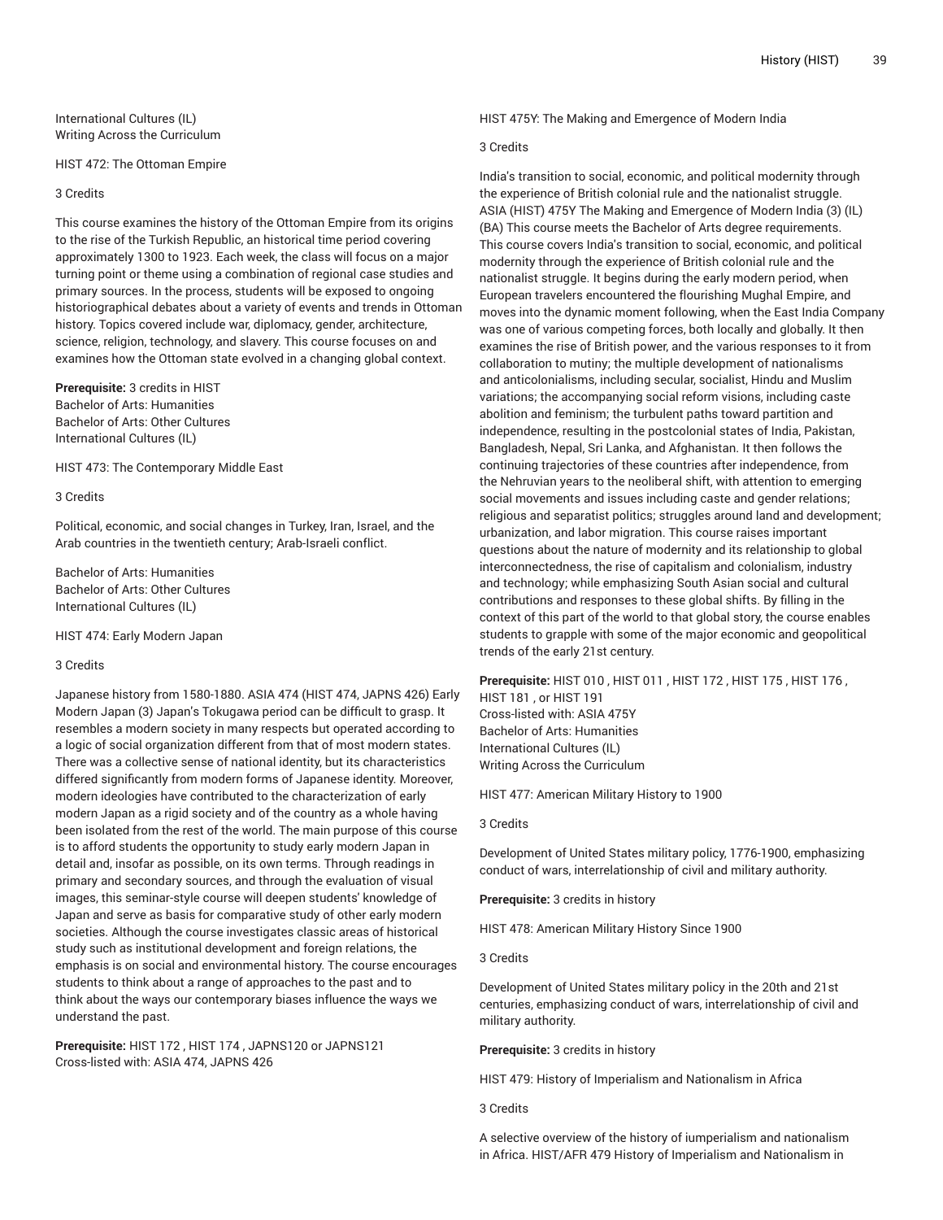International Cultures (IL)
Writing Across the Curriculum

HIST 472: The Ottoman Empire

3 Credits

This course examines the history of the Ottoman Empire from its origins to the rise of the Turkish Republic, an historical time period covering approximately 1300 to 1923. Each week, the class will focus on a major turning point or theme using a combination of regional case studies and primary sources. In the process, students will be exposed to ongoing historiographical debates about a variety of events and trends in Ottoman history. Topics covered include war, diplomacy, gender, architecture, science, religion, technology, and slavery. This course focuses on and examines how the Ottoman state evolved in a changing global context.

**Prerequisite:** 3 credits in HIST
Bachelor of Arts: Humanities
Bachelor of Arts: Other Cultures
International Cultures (IL)

HIST 473: The Contemporary Middle East

3 Credits

Political, economic, and social changes in Turkey, Iran, Israel, and the Arab countries in the twentieth century; Arab-Israeli conflict.

Bachelor of Arts: Humanities
Bachelor of Arts: Other Cultures
International Cultures (IL)

HIST 474: Early Modern Japan

3 Credits

Japanese history from 1580-1880. ASIA 474 (HIST 474, JAPNS 426) Early Modern Japan (3) Japan's Tokugawa period can be difficult to grasp. It resembles a modern society in many respects but operated according to a logic of social organization different from that of most modern states. There was a collective sense of national identity, but its characteristics differed significantly from modern forms of Japanese identity. Moreover, modern ideologies have contributed to the characterization of early modern Japan as a rigid society and of the country as a whole having been isolated from the rest of the world. The main purpose of this course is to afford students the opportunity to study early modern Japan in detail and, insofar as possible, on its own terms. Through readings in primary and secondary sources, and through the evaluation of visual images, this seminar-style course will deepen students' knowledge of Japan and serve as basis for comparative study of other early modern societies. Although the course investigates classic areas of historical study such as institutional development and foreign relations, the emphasis is on social and environmental history. The course encourages students to think about a range of approaches to the past and to think about the ways our contemporary biases influence the ways we understand the past.

**Prerequisite:** HIST 172 , HIST 174 , JAPNS120 or JAPNS121
Cross-listed with: ASIA 474, JAPNS 426

HIST 475Y: The Making and Emergence of Modern India

3 Credits

India's transition to social, economic, and political modernity through the experience of British colonial rule and the nationalist struggle. ASIA (HIST) 475Y The Making and Emergence of Modern India (3) (IL) (BA) This course meets the Bachelor of Arts degree requirements. This course covers India's transition to social, economic, and political modernity through the experience of British colonial rule and the nationalist struggle. It begins during the early modern period, when European travelers encountered the flourishing Mughal Empire, and moves into the dynamic moment following, when the East India Company was one of various competing forces, both locally and globally. It then examines the rise of British power, and the various responses to it from collaboration to mutiny; the multiple development of nationalisms and anticolonialisms, including secular, socialist, Hindu and Muslim variations; the accompanying social reform visions, including caste abolition and feminism; the turbulent paths toward partition and independence, resulting in the postcolonial states of India, Pakistan, Bangladesh, Nepal, Sri Lanka, and Afghanistan. It then follows the continuing trajectories of these countries after independence, from the Nehruvian years to the neoliberal shift, with attention to emerging social movements and issues including caste and gender relations; religious and separatist politics; struggles around land and development; urbanization, and labor migration. This course raises important questions about the nature of modernity and its relationship to global interconnectedness, the rise of capitalism and colonialism, industry and technology; while emphasizing South Asian social and cultural contributions and responses to these global shifts. By filling in the context of this part of the world to that global story, the course enables students to grapple with some of the major economic and geopolitical trends of the early 21st century.

**Prerequisite:** HIST 010 , HIST 011 , HIST 172 , HIST 175 , HIST 176 , HIST 181 , or HIST 191
Cross-listed with: ASIA 475Y
Bachelor of Arts: Humanities
International Cultures (IL)
Writing Across the Curriculum

HIST 477: American Military History to 1900

3 Credits

Development of United States military policy, 1776-1900, emphasizing conduct of wars, interrelationship of civil and military authority.

**Prerequisite:** 3 credits in history

HIST 478: American Military History Since 1900

3 Credits

Development of United States military policy in the 20th and 21st centuries, emphasizing conduct of wars, interrelationship of civil and military authority.

**Prerequisite:** 3 credits in history

HIST 479: History of Imperialism and Nationalism in Africa

3 Credits

A selective overview of the history of iumperialism and nationalism in Africa. HIST/AFR 479 History of Imperialism and Nationalism in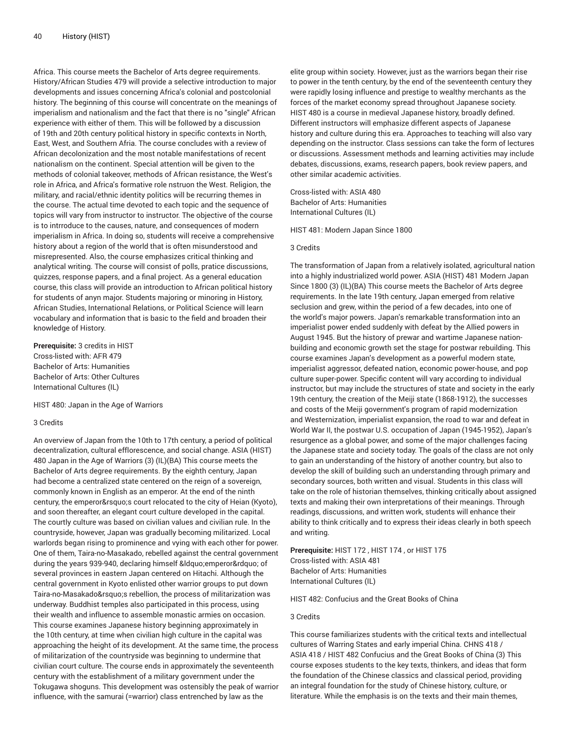Africa. This course meets the Bachelor of Arts degree requirements. History/African Studies 479 will provide a selective introduction to major developments and issues concerning Africa's colonial and postcolonial history. The beginning of this course will concentrate on the meanings of imperialism and nationalism and the fact that there is no "single" African experience with either of them. This will be followed by a discussion of 19th and 20th century political history in specific contexts in North, East, West, and Southern Afria. The course concludes with a review of African decolonization and the most notable manifestations of recent nationalism on the continent. Special attention will be given to the methods of colonial takeover, methods of African resistance, the West's role in Africa, and Africa's formative role nstruon the West. Religion, the military, and racial/ethnic identity politics will be recurring themes in the course. The actual time devoted to each topic and the sequence of topics will vary from instructor to instructor. The objective of the course is to intrroduce to the causes, nature, and consequences of modern imperialism in Africa. In doing so, students will receive a comprehensive history about a region of the world that is often misunderstood and misrepresented. Also, the course emphasizes critical thinking and analytical writing. The course will consist of polls, pratice discussions, quizzes, response papers, and a final project. As a general education course, this class will provide an introduction to African political history for students of anyn major. Students majoring or minoring in History, African Studies, International Relations, or Political Science will learn vocabulary and information that is basic to the field and broaden their knowledge of History.

**Prerequisite:** 3 credits in HIST
Cross-listed with: AFR 479
Bachelor of Arts: Humanities
Bachelor of Arts: Other Cultures
International Cultures (IL)

HIST 480: Japan in the Age of Warriors

3 Credits

An overview of Japan from the 10th to 17th century, a period of political decentralization, cultural efflorescence, and social change. ASIA (HIST) 480 Japan in the Age of Warriors (3) (IL)(BA) This course meets the Bachelor of Arts degree requirements. By the eighth century, Japan had become a centralized state centered on the reign of a sovereign, commonly known in English as an emperor. At the end of the ninth century, the emperor&rsquo;s court relocated to the city of Heian (Kyoto), and soon thereafter, an elegant court culture developed in the capital. The courtly culture was based on civilian values and civilian rule. In the countryside, however, Japan was gradually becoming militarized. Local warlords began rising to prominence and vying with each other for power. One of them, Taira-no-Masakado, rebelled against the central government during the years 939-940, declaring himself &ldquo;emperor&rdquo; of several provinces in eastern Japan centered on Hitachi. Although the central government in Kyoto enlisted other warrior groups to put down Taira-no-Masakado&rsquo;s rebellion, the process of militarization was underway. Buddhist temples also participated in this process, using their wealth and influence to assemble monastic armies on occasion. This course examines Japanese history beginning approximately in the 10th century, at time when civilian high culture in the capital was approaching the height of its development. At the same time, the process of militarization of the countryside was beginning to undermine that civilian court culture. The course ends in approximately the seventeenth century with the establishment of a military government under the Tokugawa shoguns. This development was ostensibly the peak of warrior influence, with the samurai (=warrior) class entrenched by law as the elite group within society. However, just as the warriors began their rise to power in the tenth century, by the end of the seventeenth century they were rapidly losing influence and prestige to wealthy merchants as the forces of the market economy spread throughout Japanese society. HIST 480 is a course in medieval Japanese history, broadly defined. Different instructors will emphasize different aspects of Japanese history and culture during this era. Approaches to teaching will also vary depending on the instructor. Class sessions can take the form of lectures or discussions. Assessment methods and learning activities may include debates, discussions, exams, research papers, book review papers, and other similar academic activities.

Cross-listed with: ASIA 480
Bachelor of Arts: Humanities
International Cultures (IL)

HIST 481: Modern Japan Since 1800

3 Credits

The transformation of Japan from a relatively isolated, agricultural nation into a highly industrialized world power. ASIA (HIST) 481 Modern Japan Since 1800 (3) (IL)(BA) This course meets the Bachelor of Arts degree requirements. In the late 19th century, Japan emerged from relative seclusion and grew, within the period of a few decades, into one of the world's major powers. Japan's remarkable transformation into an imperialist power ended suddenly with defeat by the Allied powers in August 1945. But the history of prewar and wartime Japanese nation-building and economic growth set the stage for postwar rebuilding. This course examines Japan's development as a powerful modern state, imperialist aggressor, defeated nation, economic power-house, and pop culture super-power. Specific content will vary according to individual instructor, but may include the structures of state and society in the early 19th century, the creation of the Meiji state (1868-1912), the successes and costs of the Meiji government's program of rapid modernization and Westernization, imperialist expansion, the road to war and defeat in World War II, the postwar U.S. occupation of Japan (1945-1952), Japan's resurgence as a global power, and some of the major challenges facing the Japanese state and society today. The goals of the class are not only to gain an understanding of the history of another country, but also to develop the skill of building such an understanding through primary and secondary sources, both written and visual. Students in this class will take on the role of historian themselves, thinking critically about assigned texts and making their own interpretations of their meanings. Through readings, discussions, and written work, students will enhance their ability to think critically and to express their ideas clearly in both speech and writing.

**Prerequisite:** HIST 172 , HIST 174 , or HIST 175
Cross-listed with: ASIA 481
Bachelor of Arts: Humanities
International Cultures (IL)

HIST 482: Confucius and the Great Books of China

3 Credits

This course familiarizes students with the critical texts and intellectual cultures of Warring States and early imperial China. CHNS 418 / ASIA 418 / HIST 482 Confucius and the Great Books of China (3) This course exposes students to the key texts, thinkers, and ideas that form the foundation of the Chinese classics and classical period, providing an integral foundation for the study of Chinese history, culture, or literature. While the emphasis is on the texts and their main themes,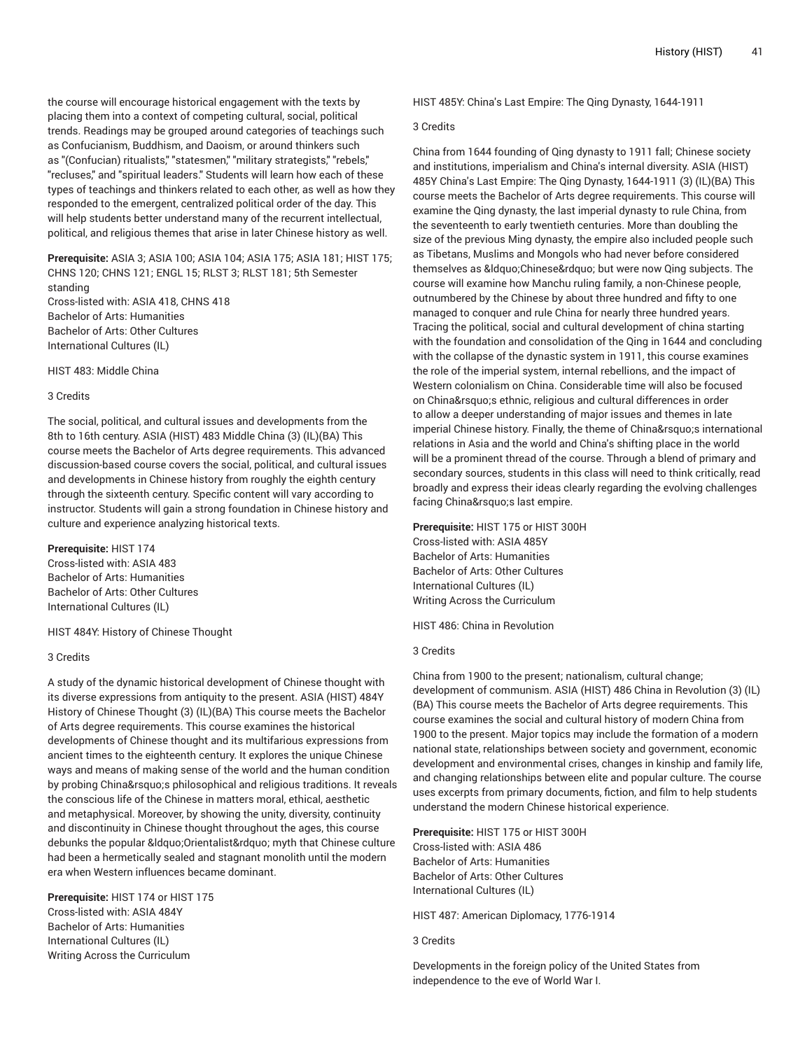the course will encourage historical engagement with the texts by placing them into a context of competing cultural, social, political trends. Readings may be grouped around categories of teachings such as Confucianism, Buddhism, and Daoism, or around thinkers such as "(Confucian) ritualists," "statesmen," "military strategists," "rebels," "recluses," and "spiritual leaders." Students will learn how each of these types of teachings and thinkers related to each other, as well as how they responded to the emergent, centralized political order of the day. This will help students better understand many of the recurrent intellectual, political, and religious themes that arise in later Chinese history as well.

**Prerequisite:** ASIA 3; ASIA 100; ASIA 104; ASIA 175; ASIA 181; HIST 175; CHNS 120; CHNS 121; ENGL 15; RLST 3; RLST 181; 5th Semester standing
Cross-listed with: ASIA 418, CHNS 418
Bachelor of Arts: Humanities
Bachelor of Arts: Other Cultures
International Cultures (IL)

HIST 483: Middle China

3 Credits

The social, political, and cultural issues and developments from the 8th to 16th century. ASIA (HIST) 483 Middle China (3) (IL)(BA) This course meets the Bachelor of Arts degree requirements. This advanced discussion-based course covers the social, political, and cultural issues and developments in Chinese history from roughly the eighth century through the sixteenth century. Specific content will vary according to instructor. Students will gain a strong foundation in Chinese history and culture and experience analyzing historical texts.

**Prerequisite:** HIST 174
Cross-listed with: ASIA 483
Bachelor of Arts: Humanities
Bachelor of Arts: Other Cultures
International Cultures (IL)

HIST 484Y: History of Chinese Thought

3 Credits

A study of the dynamic historical development of Chinese thought with its diverse expressions from antiquity to the present. ASIA (HIST) 484Y History of Chinese Thought (3) (IL)(BA) This course meets the Bachelor of Arts degree requirements. This course examines the historical developments of Chinese thought and its multifarious expressions from ancient times to the eighteenth century. It explores the unique Chinese ways and means of making sense of the world and the human condition by probing China&rsquo;s philosophical and religious traditions. It reveals the conscious life of the Chinese in matters moral, ethical, aesthetic and metaphysical. Moreover, by showing the unity, diversity, continuity and discontinuity in Chinese thought throughout the ages, this course debunks the popular &ldquo;Orientalist&rdquo; myth that Chinese culture had been a hermetically sealed and stagnant monolith until the modern era when Western influences became dominant.

**Prerequisite:** HIST 174 or HIST 175
Cross-listed with: ASIA 484Y
Bachelor of Arts: Humanities
International Cultures (IL)
Writing Across the Curriculum

HIST 485Y: China's Last Empire: The Qing Dynasty, 1644-1911

3 Credits

China from 1644 founding of Qing dynasty to 1911 fall; Chinese society and institutions, imperialism and China's internal diversity. ASIA (HIST) 485Y China's Last Empire: The Qing Dynasty, 1644-1911 (3) (IL)(BA) This course meets the Bachelor of Arts degree requirements. This course will examine the Qing dynasty, the last imperial dynasty to rule China, from the seventeenth to early twentieth centuries. More than doubling the size of the previous Ming dynasty, the empire also included people such as Tibetans, Muslims and Mongols who had never before considered themselves as &ldquo;Chinese&rdquo; but were now Qing subjects. The course will examine how Manchu ruling family, a non-Chinese people, outnumbered by the Chinese by about three hundred and fifty to one managed to conquer and rule China for nearly three hundred years. Tracing the political, social and cultural development of china starting with the foundation and consolidation of the Qing in 1644 and concluding with the collapse of the dynastic system in 1911, this course examines the role of the imperial system, internal rebellions, and the impact of Western colonialism on China. Considerable time will also be focused on China&rsquo;s ethnic, religious and cultural differences in order to allow a deeper understanding of major issues and themes in late imperial Chinese history. Finally, the theme of China&rsquo;s international relations in Asia and the world and China's shifting place in the world will be a prominent thread of the course. Through a blend of primary and secondary sources, students in this class will need to think critically, read broadly and express their ideas clearly regarding the evolving challenges facing China&rsquo;s last empire.

**Prerequisite:** HIST 175 or HIST 300H
Cross-listed with: ASIA 485Y
Bachelor of Arts: Humanities
Bachelor of Arts: Other Cultures
International Cultures (IL)
Writing Across the Curriculum

HIST 486: China in Revolution

3 Credits

China from 1900 to the present; nationalism, cultural change; development of communism. ASIA (HIST) 486 China in Revolution (3) (IL) (BA) This course meets the Bachelor of Arts degree requirements. This course examines the social and cultural history of modern China from 1900 to the present. Major topics may include the formation of a modern national state, relationships between society and government, economic development and environmental crises, changes in kinship and family life, and changing relationships between elite and popular culture. The course uses excerpts from primary documents, fiction, and film to help students understand the modern Chinese historical experience.

**Prerequisite:** HIST 175 or HIST 300H
Cross-listed with: ASIA 486
Bachelor of Arts: Humanities
Bachelor of Arts: Other Cultures
International Cultures (IL)

HIST 487: American Diplomacy, 1776-1914

3 Credits

Developments in the foreign policy of the United States from independence to the eve of World War I.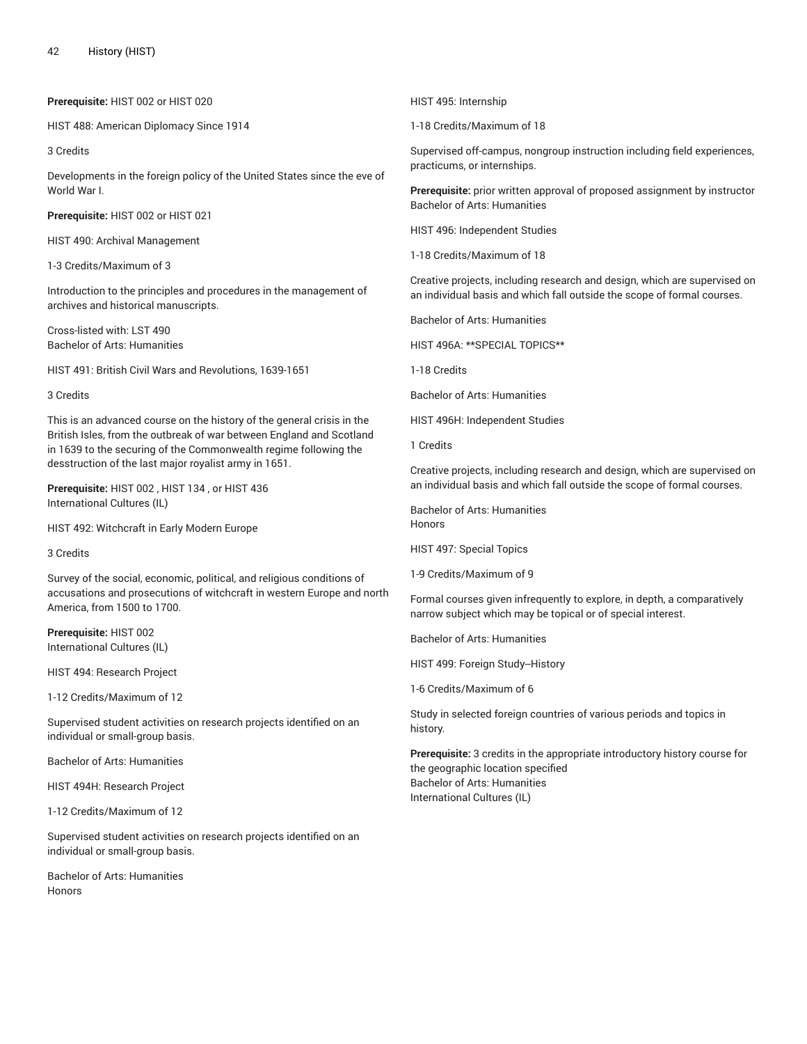**Prerequisite:** HIST 002 or HIST 020

HIST 488: American Diplomacy Since 1914

3 Credits

Developments in the foreign policy of the United States since the eve of World War I.

**Prerequisite:** HIST 002 or HIST 021

HIST 490: Archival Management

1-3 Credits/Maximum of 3

Introduction to the principles and procedures in the management of archives and historical manuscripts.

Cross-listed with: LST 490
Bachelor of Arts: Humanities

HIST 491: British Civil Wars and Revolutions, 1639-1651

3 Credits

This is an advanced course on the history of the general crisis in the British Isles, from the outbreak of war between England and Scotland in 1639 to the securing of the Commonwealth regime following the desstruction of the last major royalist army in 1651.

**Prerequisite:** HIST 002 , HIST 134 , or HIST 436
International Cultures (IL)

HIST 492: Witchcraft in Early Modern Europe

3 Credits

Survey of the social, economic, political, and religious conditions of accusations and prosecutions of witchcraft in western Europe and north America, from 1500 to 1700.

**Prerequisite:** HIST 002
International Cultures (IL)

HIST 494: Research Project

1-12 Credits/Maximum of 12

Supervised student activities on research projects identified on an individual or small-group basis.

Bachelor of Arts: Humanities

HIST 494H: Research Project

1-12 Credits/Maximum of 12

Supervised student activities on research projects identified on an individual or small-group basis.

Bachelor of Arts: Humanities
Honors

HIST 495: Internship

1-18 Credits/Maximum of 18

Supervised off-campus, nongroup instruction including field experiences, practicums, or internships.

**Prerequisite:** prior written approval of proposed assignment by instructor
Bachelor of Arts: Humanities

HIST 496: Independent Studies

1-18 Credits/Maximum of 18

Creative projects, including research and design, which are supervised on an individual basis and which fall outside the scope of formal courses.

Bachelor of Arts: Humanities

HIST 496A: **SPECIAL TOPICS**

1-18 Credits

Bachelor of Arts: Humanities

HIST 496H: Independent Studies

1 Credits

Creative projects, including research and design, which are supervised on an individual basis and which fall outside the scope of formal courses.

Bachelor of Arts: Humanities
Honors

HIST 497: Special Topics

1-9 Credits/Maximum of 9

Formal courses given infrequently to explore, in depth, a comparatively narrow subject which may be topical or of special interest.

Bachelor of Arts: Humanities

HIST 499: Foreign Study--History

1-6 Credits/Maximum of 6

Study in selected foreign countries of various periods and topics in history.

**Prerequisite:** 3 credits in the appropriate introductory history course for the geographic location specified
Bachelor of Arts: Humanities
International Cultures (IL)